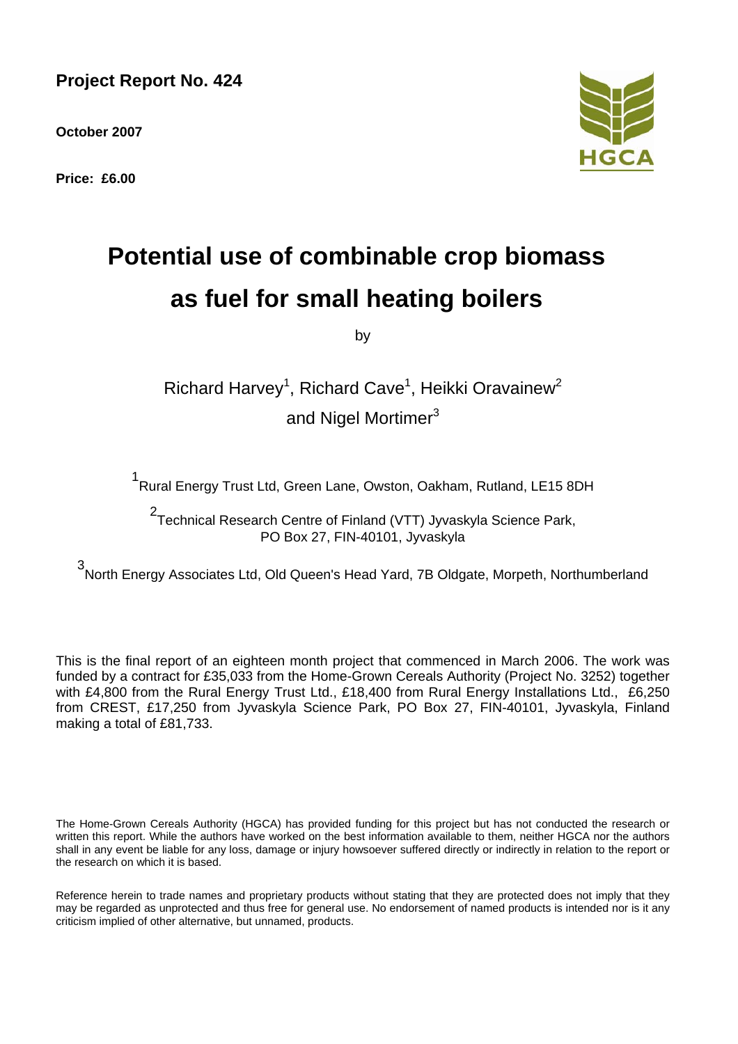**Project Report No. 424**

**October 2007**

**Price: £6.00**

# Potential use of combinable crop biomass as fuel for small heating boilers

by

Richard Harvey[1], Richard Cave[1], Heikki Oravainew[2] and Nigel Mortimer[3]

[1]Rural Energy Trust Ltd, Green Lane, Owston, Oakham, Rutland, LE15 8DH

[2]Technical Research Centre of Finland (VTT) Jyvaskyla Science Park, PO Box 27, FIN-40101, Jyvaskyla

[3]North Energy Associates Ltd, Old Queen's Head Yard, 7B Oldgate, Morpeth, Northumberland

This is the final report of an eighteen month project that commenced in March 2006. The work was funded by a contract for £35,033 from the Home-Grown Cereals Authority (Project No. 3252) together with £4,800 from the Rural Energy Trust Ltd., £18,400 from Rural Energy Installations Ltd., £6,250 from CREST, £17,250 from Jyvaskyla Science Park, PO Box 27, FIN-40101, Jyvaskyla, Finland making a total of £81,733.

The Home-Grown Cereals Authority (HGCA) has provided funding for this project but has not conducted the research or written this report. While the authors have worked on the best information available to them, neither HGCA nor the authors shall in any event be liable for any loss, damage or injury howsoever suffered directly or indirectly in relation to the report or the research on which it is based.

Reference herein to trade names and proprietary products without stating that they are protected does not imply that they may be regarded as unprotected and thus free for general use. No endorsement of named products is intended nor is it any criticism implied of other alternative, but unnamed, products.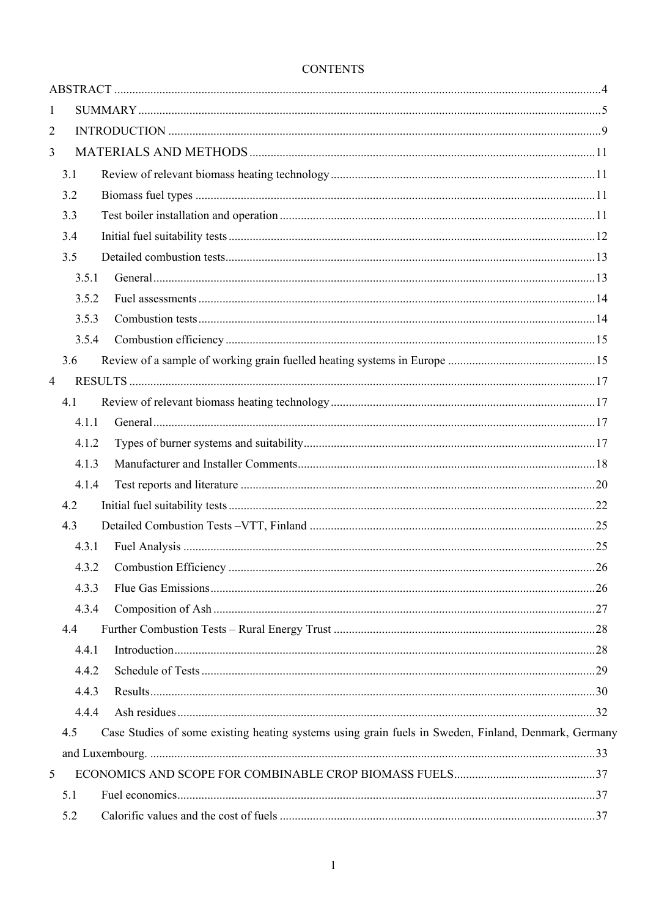CONTENTS

ABSTRACT ....... 4

1 SUMMARY ....... 5

2 INTRODUCTION ....... 9

3 MATERIALS AND METHODS ....... 11

- 3.1 Review of relevant biomass heating technology ....... 11
- 3.2 Biomass fuel types ....... 11
- 3.3 Test boiler installation and operation ....... 11
- 3.4 Initial fuel suitability tests ....... 12
- 3.5 Detailed combustion tests ....... 13
  - 3.5.1 General ....... 13
  - 3.5.2 Fuel assessments ....... 14
  - 3.5.3 Combustion tests ....... 14
  - 3.5.4 Combustion efficiency ....... 15
- 3.6 Review of a sample of working grain fuelled heating systems in Europe ....... 15

4 RESULTS ....... 17

- 4.1 Review of relevant biomass heating technology ....... 17
  - 4.1.1 General ....... 17
  - 4.1.2 Types of burner systems and suitability ....... 17
  - 4.1.3 Manufacturer and Installer Comments ....... 18
  - 4.1.4 Test reports and literature ....... 20
- 4.2 Initial fuel suitability tests ....... 22
- 4.3 Detailed Combustion Tests –VTT, Finland ....... 25
  - 4.3.1 Fuel Analysis ....... 25
  - 4.3.2 Combustion Efficiency ....... 26
  - 4.3.3 Flue Gas Emissions ....... 26
  - 4.3.4 Composition of Ash ....... 27
- 4.4 Further Combustion Tests – Rural Energy Trust ....... 28
  - 4.4.1 Introduction ....... 28
  - 4.4.2 Schedule of Tests ....... 29
  - 4.4.3 Results ....... 30
  - 4.4.4 Ash residues ....... 32
- 4.5 Case Studies of some existing heating systems using grain fuels in Sweden, Finland, Denmark, Germany and Luxembourg. ....... 33

5 ECONOMICS AND SCOPE FOR COMBINABLE CROP BIOMASS FUELS ....... 37

- 5.1 Fuel economics ....... 37
- 5.2 Calorific values and the cost of fuels ....... 37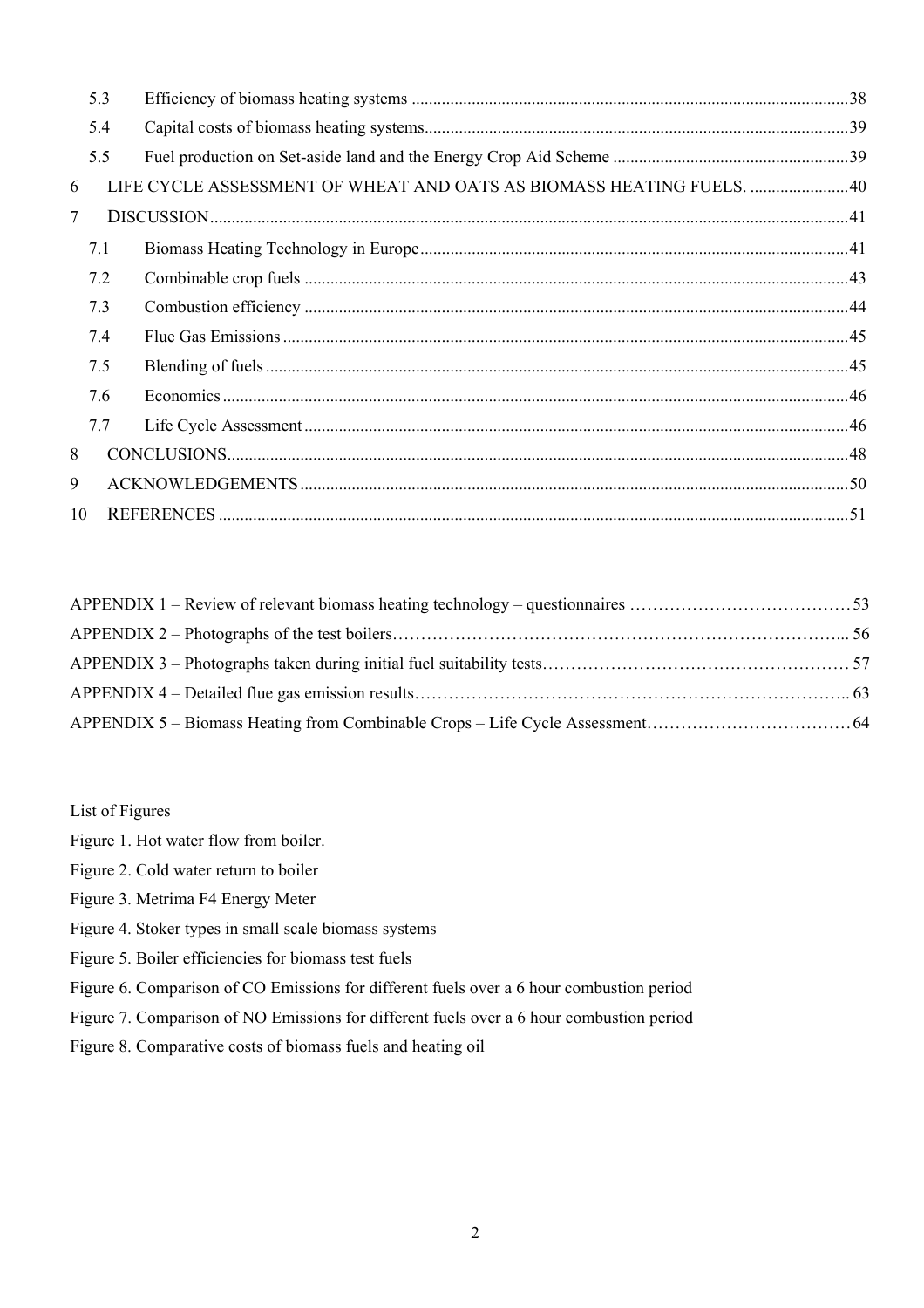| | | |
|---|---|---|
| 5.3 | Efficiency of biomass heating systems | 38 |
| 5.4 | Capital costs of biomass heating systems | 39 |
| 5.5 | Fuel production on Set-aside land and the Energy Crop Aid Scheme | 39 |
| 6 | LIFE CYCLE ASSESSMENT OF WHEAT AND OATS AS BIOMASS HEATING FUELS. | 40 |
| 7 | DISCUSSION | 41 |
| 7.1 | Biomass Heating Technology in Europe | 41 |
| 7.2 | Combinable crop fuels | 43 |
| 7.3 | Combustion efficiency | 44 |
| 7.4 | Flue Gas Emissions | 45 |
| 7.5 | Blending of fuels | 45 |
| 7.6 | Economics | 46 |
| 7.7 | Life Cycle Assessment | 46 |
| 8 | CONCLUSIONS | 48 |
| 9 | ACKNOWLEDGEMENTS | 50 |
| 10 | REFERENCES | 51 |

APPENDIX 1 – Review of relevant biomass heating technology – questionnaires ........ 53
APPENDIX 2 – Photographs of the test boilers ........ 56
APPENDIX 3 – Photographs taken during initial fuel suitability tests ........ 57
APPENDIX 4 – Detailed flue gas emission results ........ 63
APPENDIX 5 – Biomass Heating from Combinable Crops – Life Cycle Assessment ........ 64

List of Figures

Figure 1. Hot water flow from boiler.
Figure 2. Cold water return to boiler
Figure 3. Metrima F4 Energy Meter
Figure 4. Stoker types in small scale biomass systems
Figure 5. Boiler efficiencies for biomass test fuels
Figure 6. Comparison of CO Emissions for different fuels over a 6 hour combustion period
Figure 7. Comparison of NO Emissions for different fuels over a 6 hour combustion period
Figure 8. Comparative costs of biomass fuels and heating oil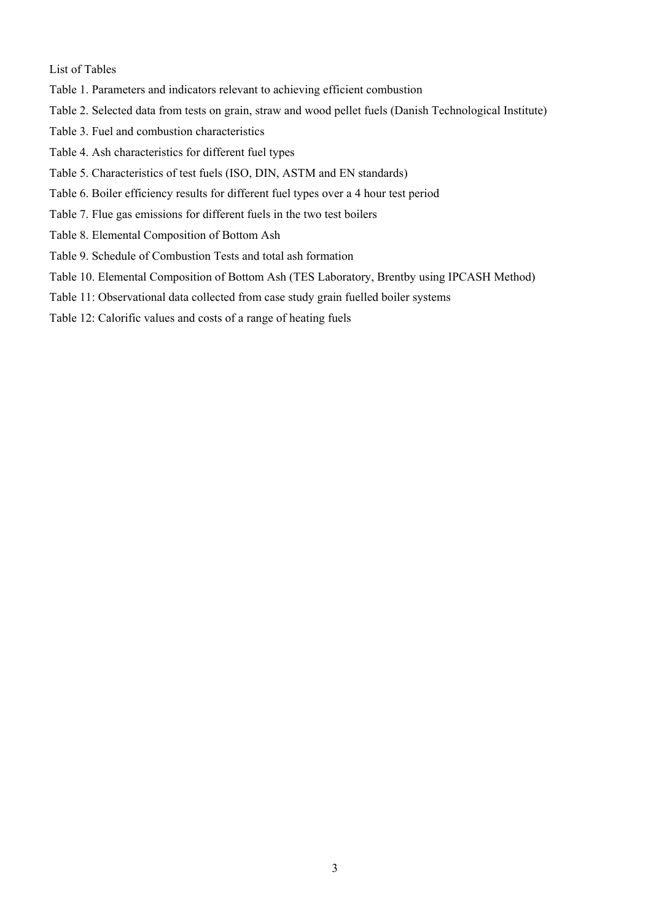List of Tables

Table 1. Parameters and indicators relevant to achieving efficient combustion

Table 2. Selected data from tests on grain, straw and wood pellet fuels (Danish Technological Institute)

Table 3. Fuel and combustion characteristics

Table 4. Ash characteristics for different fuel types

Table 5. Characteristics of test fuels (ISO, DIN, ASTM and EN standards)

Table 6. Boiler efficiency results for different fuel types over a 4 hour test period

Table 7. Flue gas emissions for different fuels in the two test boilers

Table 8. Elemental Composition of Bottom Ash

Table 9. Schedule of Combustion Tests and total ash formation

Table 10. Elemental Composition of Bottom Ash (TES Laboratory, Brentby using IPCASH Method)

Table 11: Observational data collected from case study grain fuelled boiler systems

Table 12: Calorific values and costs of a range of heating fuels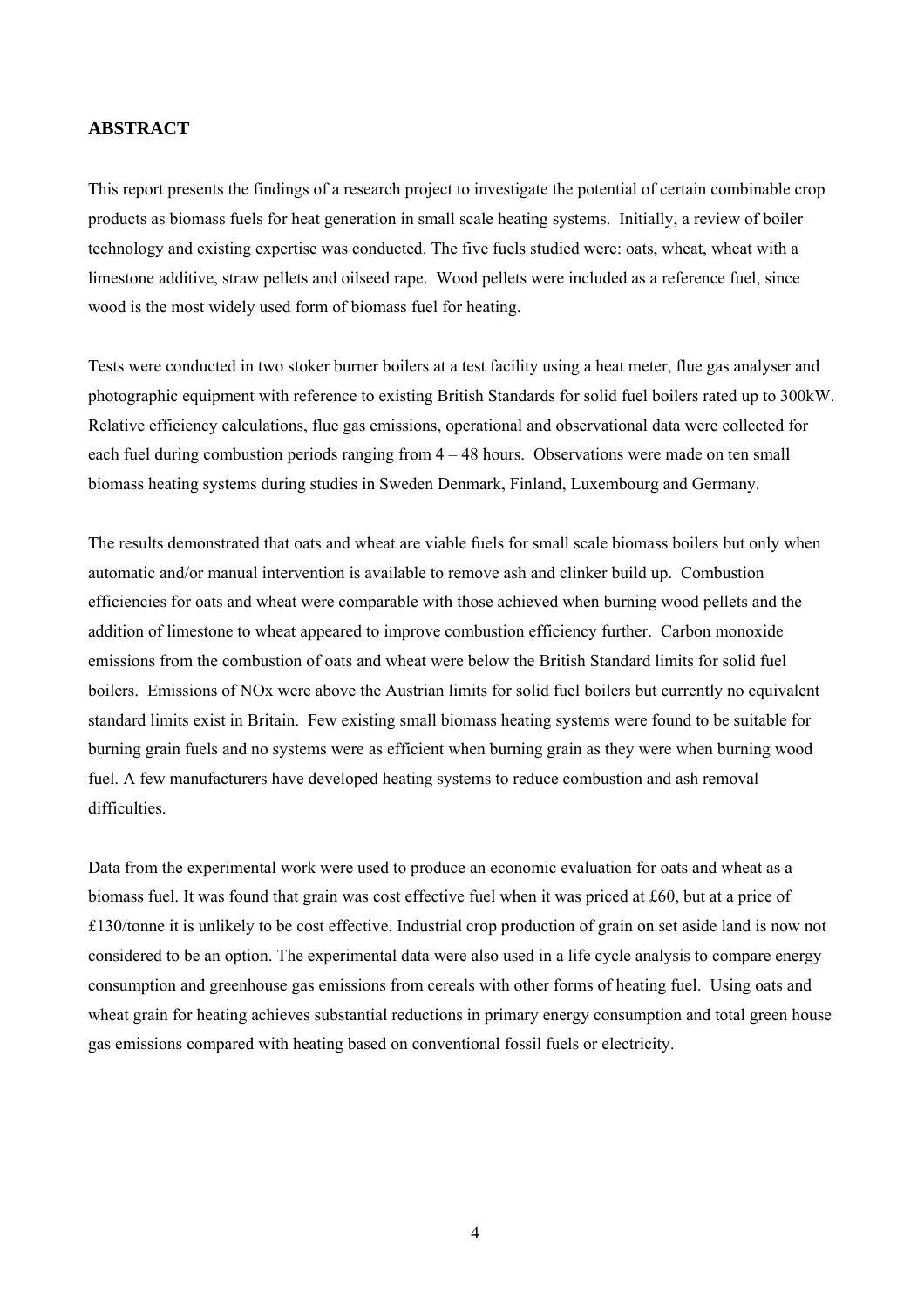## ABSTRACT

This report presents the findings of a research project to investigate the potential of certain combinable crop products as biomass fuels for heat generation in small scale heating systems. Initially, a review of boiler technology and existing expertise was conducted. The five fuels studied were: oats, wheat, wheat with a limestone additive, straw pellets and oilseed rape. Wood pellets were included as a reference fuel, since wood is the most widely used form of biomass fuel for heating.

Tests were conducted in two stoker burner boilers at a test facility using a heat meter, flue gas analyser and photographic equipment with reference to existing British Standards for solid fuel boilers rated up to 300kW. Relative efficiency calculations, flue gas emissions, operational and observational data were collected for each fuel during combustion periods ranging from 4 – 48 hours. Observations were made on ten small biomass heating systems during studies in Sweden Denmark, Finland, Luxembourg and Germany.

The results demonstrated that oats and wheat are viable fuels for small scale biomass boilers but only when automatic and/or manual intervention is available to remove ash and clinker build up. Combustion efficiencies for oats and wheat were comparable with those achieved when burning wood pellets and the addition of limestone to wheat appeared to improve combustion efficiency further. Carbon monoxide emissions from the combustion of oats and wheat were below the British Standard limits for solid fuel boilers. Emissions of NOx were above the Austrian limits for solid fuel boilers but currently no equivalent standard limits exist in Britain. Few existing small biomass heating systems were found to be suitable for burning grain fuels and no systems were as efficient when burning grain as they were when burning wood fuel. A few manufacturers have developed heating systems to reduce combustion and ash removal difficulties.

Data from the experimental work were used to produce an economic evaluation for oats and wheat as a biomass fuel. It was found that grain was cost effective fuel when it was priced at £60, but at a price of £130/tonne it is unlikely to be cost effective. Industrial crop production of grain on set aside land is now not considered to be an option. The experimental data were also used in a life cycle analysis to compare energy consumption and greenhouse gas emissions from cereals with other forms of heating fuel. Using oats and wheat grain for heating achieves substantial reductions in primary energy consumption and total green house gas emissions compared with heating based on conventional fossil fuels or electricity.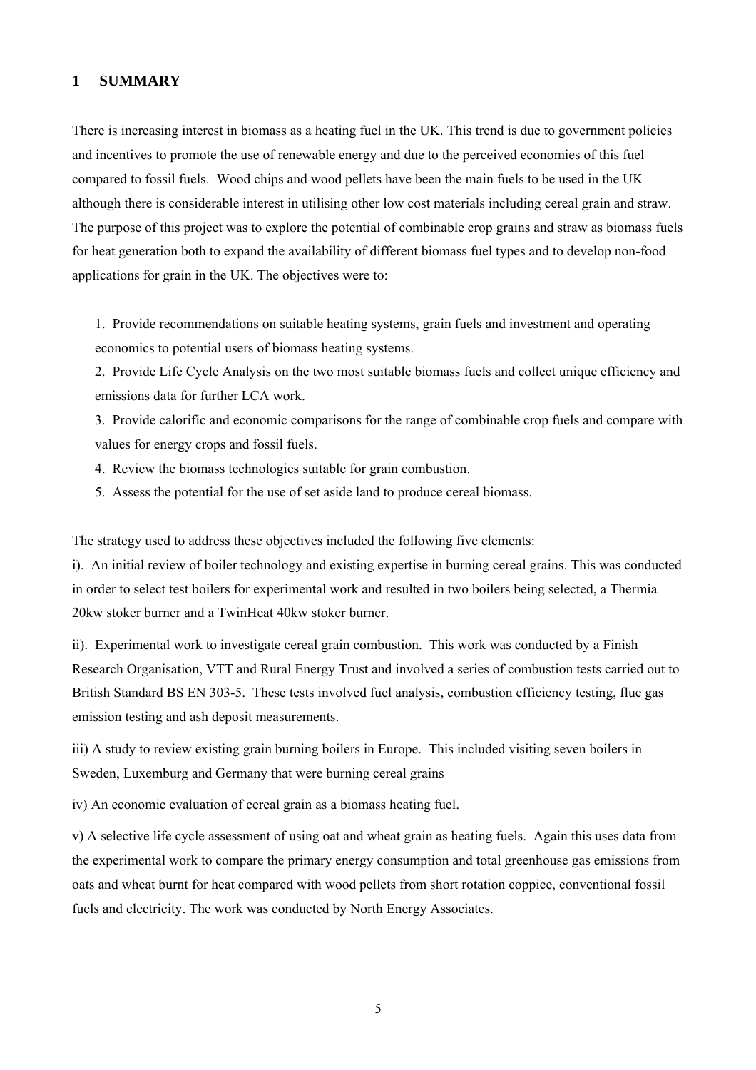# 1 SUMMARY

There is increasing interest in biomass as a heating fuel in the UK. This trend is due to government policies and incentives to promote the use of renewable energy and due to the perceived economies of this fuel compared to fossil fuels. Wood chips and wood pellets have been the main fuels to be used in the UK although there is considerable interest in utilising other low cost materials including cereal grain and straw. The purpose of this project was to explore the potential of combinable crop grains and straw as biomass fuels for heat generation both to expand the availability of different biomass fuel types and to develop non-food applications for grain in the UK. The objectives were to:

1. Provide recommendations on suitable heating systems, grain fuels and investment and operating economics to potential users of biomass heating systems.
2. Provide Life Cycle Analysis on the two most suitable biomass fuels and collect unique efficiency and emissions data for further LCA work.
3. Provide calorific and economic comparisons for the range of combinable crop fuels and compare with values for energy crops and fossil fuels.
4. Review the biomass technologies suitable for grain combustion.
5. Assess the potential for the use of set aside land to produce cereal biomass.

The strategy used to address these objectives included the following five elements:

i). An initial review of boiler technology and existing expertise in burning cereal grains. This was conducted in order to select test boilers for experimental work and resulted in two boilers being selected, a Thermia 20kw stoker burner and a TwinHeat 40kw stoker burner.

ii). Experimental work to investigate cereal grain combustion. This work was conducted by a Finish Research Organisation, VTT and Rural Energy Trust and involved a series of combustion tests carried out to British Standard BS EN 303-5. These tests involved fuel analysis, combustion efficiency testing, flue gas emission testing and ash deposit measurements.

iii) A study to review existing grain burning boilers in Europe. This included visiting seven boilers in Sweden, Luxemburg and Germany that were burning cereal grains

iv) An economic evaluation of cereal grain as a biomass heating fuel.

v) A selective life cycle assessment of using oat and wheat grain as heating fuels. Again this uses data from the experimental work to compare the primary energy consumption and total greenhouse gas emissions from oats and wheat burnt for heat compared with wood pellets from short rotation coppice, conventional fossil fuels and electricity. The work was conducted by North Energy Associates.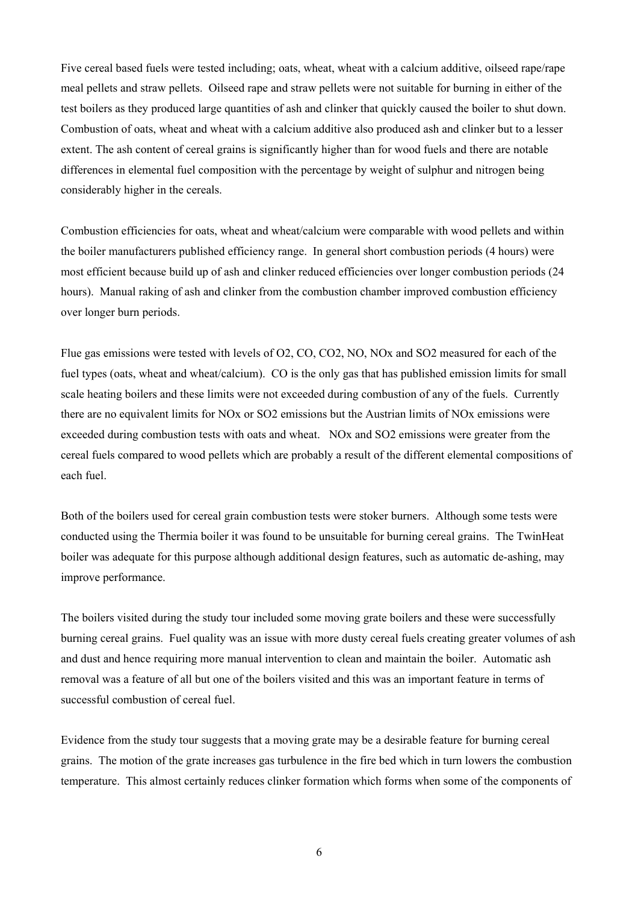Five cereal based fuels were tested including; oats, wheat, wheat with a calcium additive, oilseed rape/rape meal pellets and straw pellets. Oilseed rape and straw pellets were not suitable for burning in either of the test boilers as they produced large quantities of ash and clinker that quickly caused the boiler to shut down. Combustion of oats, wheat and wheat with a calcium additive also produced ash and clinker but to a lesser extent. The ash content of cereal grains is significantly higher than for wood fuels and there are notable differences in elemental fuel composition with the percentage by weight of sulphur and nitrogen being considerably higher in the cereals.

Combustion efficiencies for oats, wheat and wheat/calcium were comparable with wood pellets and within the boiler manufacturers published efficiency range. In general short combustion periods (4 hours) were most efficient because build up of ash and clinker reduced efficiencies over longer combustion periods (24 hours). Manual raking of ash and clinker from the combustion chamber improved combustion efficiency over longer burn periods.

Flue gas emissions were tested with levels of $O_2$, CO, $CO_2$, NO, $NO_x$ and $SO_2$ measured for each of the fuel types (oats, wheat and wheat/calcium). CO is the only gas that has published emission limits for small scale heating boilers and these limits were not exceeded during combustion of any of the fuels. Currently there are no equivalent limits for $NO_x$ or $SO_2$ emissions but the Austrian limits of $NO_x$ emissions were exceeded during combustion tests with oats and wheat. $NO_x$ and $SO_2$ emissions were greater from the cereal fuels compared to wood pellets which are probably a result of the different elemental compositions of each fuel.

Both of the boilers used for cereal grain combustion tests were stoker burners. Although some tests were conducted using the Thermia boiler it was found to be unsuitable for burning cereal grains. The TwinHeat boiler was adequate for this purpose although additional design features, such as automatic de-ashing, may improve performance.

The boilers visited during the study tour included some moving grate boilers and these were successfully burning cereal grains. Fuel quality was an issue with more dusty cereal fuels creating greater volumes of ash and dust and hence requiring more manual intervention to clean and maintain the boiler. Automatic ash removal was a feature of all but one of the boilers visited and this was an important feature in terms of successful combustion of cereal fuel.

Evidence from the study tour suggests that a moving grate may be a desirable feature for burning cereal grains. The motion of the grate increases gas turbulence in the fire bed which in turn lowers the combustion temperature. This almost certainly reduces clinker formation which forms when some of the components of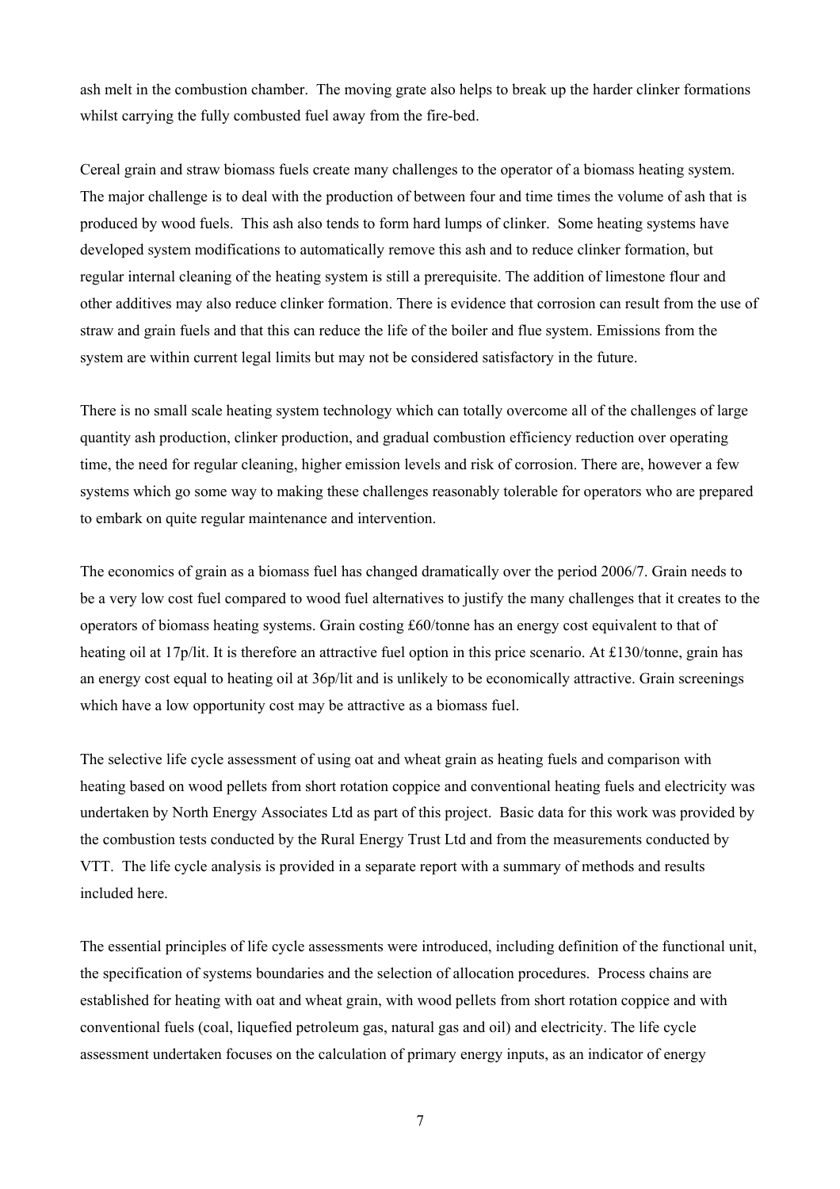ash melt in the combustion chamber. The moving grate also helps to break up the harder clinker formations whilst carrying the fully combusted fuel away from the fire-bed.

Cereal grain and straw biomass fuels create many challenges to the operator of a biomass heating system. The major challenge is to deal with the production of between four and time times the volume of ash that is produced by wood fuels. This ash also tends to form hard lumps of clinker. Some heating systems have developed system modifications to automatically remove this ash and to reduce clinker formation, but regular internal cleaning of the heating system is still a prerequisite. The addition of limestone flour and other additives may also reduce clinker formation. There is evidence that corrosion can result from the use of straw and grain fuels and that this can reduce the life of the boiler and flue system. Emissions from the system are within current legal limits but may not be considered satisfactory in the future.

There is no small scale heating system technology which can totally overcome all of the challenges of large quantity ash production, clinker production, and gradual combustion efficiency reduction over operating time, the need for regular cleaning, higher emission levels and risk of corrosion. There are, however a few systems which go some way to making these challenges reasonably tolerable for operators who are prepared to embark on quite regular maintenance and intervention.

The economics of grain as a biomass fuel has changed dramatically over the period 2006/7. Grain needs to be a very low cost fuel compared to wood fuel alternatives to justify the many challenges that it creates to the operators of biomass heating systems. Grain costing £60/tonne has an energy cost equivalent to that of heating oil at 17p/lit. It is therefore an attractive fuel option in this price scenario. At £130/tonne, grain has an energy cost equal to heating oil at 36p/lit and is unlikely to be economically attractive. Grain screenings which have a low opportunity cost may be attractive as a biomass fuel.

The selective life cycle assessment of using oat and wheat grain as heating fuels and comparison with heating based on wood pellets from short rotation coppice and conventional heating fuels and electricity was undertaken by North Energy Associates Ltd as part of this project. Basic data for this work was provided by the combustion tests conducted by the Rural Energy Trust Ltd and from the measurements conducted by VTT. The life cycle analysis is provided in a separate report with a summary of methods and results included here.

The essential principles of life cycle assessments were introduced, including definition of the functional unit, the specification of systems boundaries and the selection of allocation procedures. Process chains are established for heating with oat and wheat grain, with wood pellets from short rotation coppice and with conventional fuels (coal, liquefied petroleum gas, natural gas and oil) and electricity. The life cycle assessment undertaken focuses on the calculation of primary energy inputs, as an indicator of energy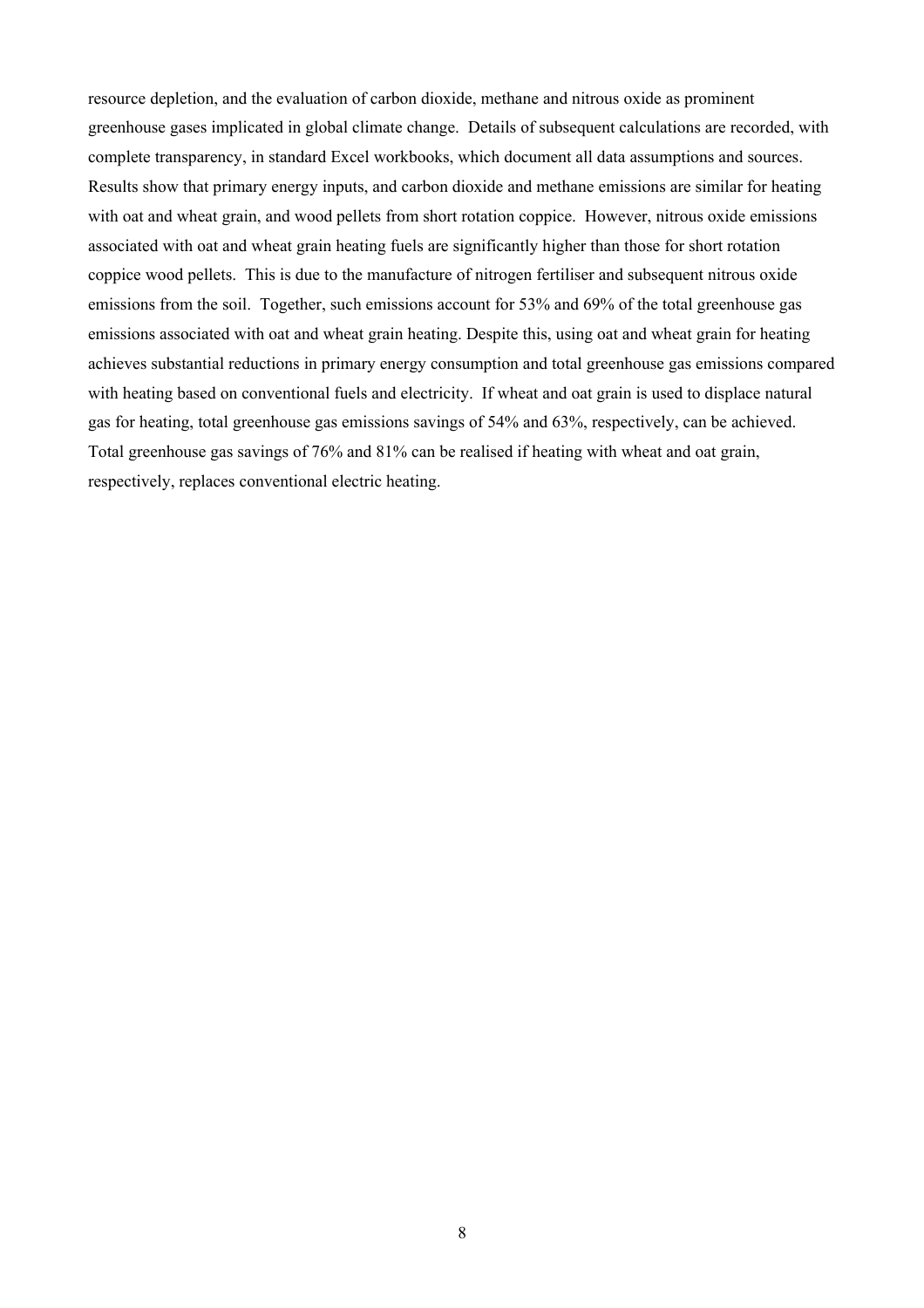resource depletion, and the evaluation of carbon dioxide, methane and nitrous oxide as prominent greenhouse gases implicated in global climate change. Details of subsequent calculations are recorded, with complete transparency, in standard Excel workbooks, which document all data assumptions and sources. Results show that primary energy inputs, and carbon dioxide and methane emissions are similar for heating with oat and wheat grain, and wood pellets from short rotation coppice. However, nitrous oxide emissions associated with oat and wheat grain heating fuels are significantly higher than those for short rotation coppice wood pellets. This is due to the manufacture of nitrogen fertiliser and subsequent nitrous oxide emissions from the soil. Together, such emissions account for 53% and 69% of the total greenhouse gas emissions associated with oat and wheat grain heating. Despite this, using oat and wheat grain for heating achieves substantial reductions in primary energy consumption and total greenhouse gas emissions compared with heating based on conventional fuels and electricity. If wheat and oat grain is used to displace natural gas for heating, total greenhouse gas emissions savings of 54% and 63%, respectively, can be achieved. Total greenhouse gas savings of 76% and 81% can be realised if heating with wheat and oat grain, respectively, replaces conventional electric heating.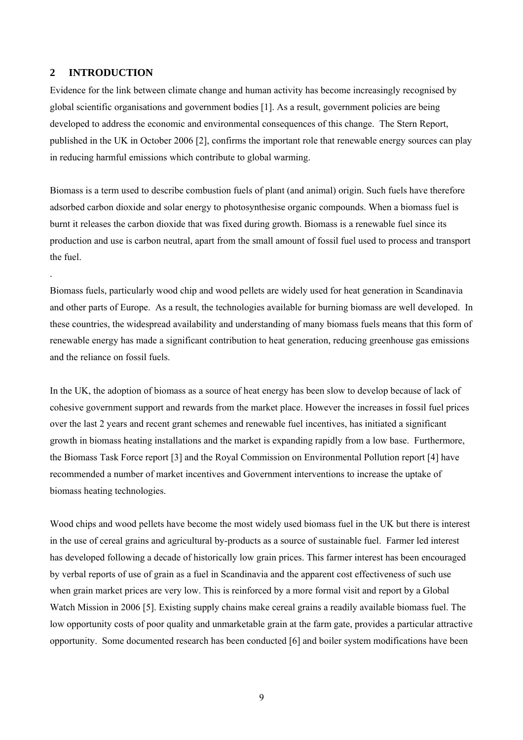## 2 INTRODUCTION

Evidence for the link between climate change and human activity has become increasingly recognised by global scientific organisations and government bodies [1]. As a result, government policies are being developed to address the economic and environmental consequences of this change. The Stern Report, published in the UK in October 2006 [2], confirms the important role that renewable energy sources can play in reducing harmful emissions which contribute to global warming.

Biomass is a term used to describe combustion fuels of plant (and animal) origin. Such fuels have therefore adsorbed carbon dioxide and solar energy to photosynthesise organic compounds. When a biomass fuel is burnt it releases the carbon dioxide that was fixed during growth. Biomass is a renewable fuel since its production and use is carbon neutral, apart from the small amount of fossil fuel used to process and transport the fuel.

.

Biomass fuels, particularly wood chip and wood pellets are widely used for heat generation in Scandinavia and other parts of Europe. As a result, the technologies available for burning biomass are well developed. In these countries, the widespread availability and understanding of many biomass fuels means that this form of renewable energy has made a significant contribution to heat generation, reducing greenhouse gas emissions and the reliance on fossil fuels.

In the UK, the adoption of biomass as a source of heat energy has been slow to develop because of lack of cohesive government support and rewards from the market place. However the increases in fossil fuel prices over the last 2 years and recent grant schemes and renewable fuel incentives, has initiated a significant growth in biomass heating installations and the market is expanding rapidly from a low base. Furthermore, the Biomass Task Force report [3] and the Royal Commission on Environmental Pollution report [4] have recommended a number of market incentives and Government interventions to increase the uptake of biomass heating technologies.

Wood chips and wood pellets have become the most widely used biomass fuel in the UK but there is interest in the use of cereal grains and agricultural by-products as a source of sustainable fuel. Farmer led interest has developed following a decade of historically low grain prices. This farmer interest has been encouraged by verbal reports of use of grain as a fuel in Scandinavia and the apparent cost effectiveness of such use when grain market prices are very low. This is reinforced by a more formal visit and report by a Global Watch Mission in 2006 [5]. Existing supply chains make cereal grains a readily available biomass fuel. The low opportunity costs of poor quality and unmarketable grain at the farm gate, provides a particular attractive opportunity. Some documented research has been conducted [6] and boiler system modifications have been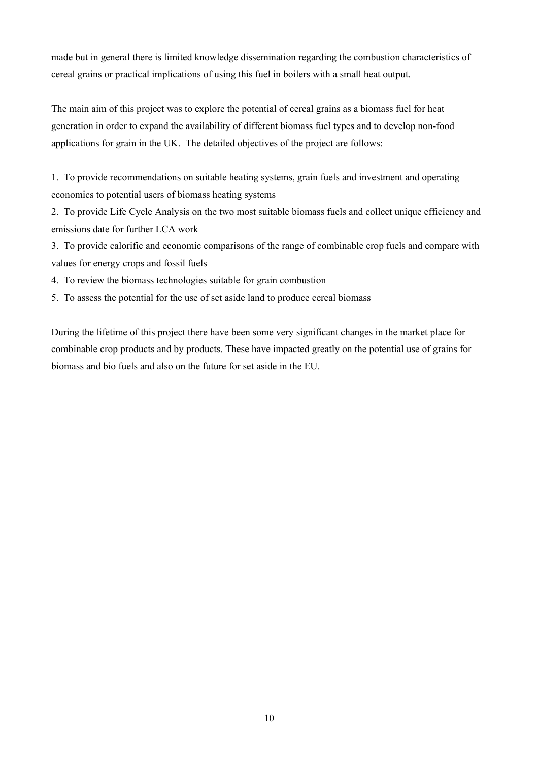made but in general there is limited knowledge dissemination regarding the combustion characteristics of cereal grains or practical implications of using this fuel in boilers with a small heat output.

The main aim of this project was to explore the potential of cereal grains as a biomass fuel for heat generation in order to expand the availability of different biomass fuel types and to develop non-food applications for grain in the UK. The detailed objectives of the project are follows:

1. To provide recommendations on suitable heating systems, grain fuels and investment and operating economics to potential users of biomass heating systems
2. To provide Life Cycle Analysis on the two most suitable biomass fuels and collect unique efficiency and emissions date for further LCA work
3. To provide calorific and economic comparisons of the range of combinable crop fuels and compare with values for energy crops and fossil fuels
4. To review the biomass technologies suitable for grain combustion
5. To assess the potential for the use of set aside land to produce cereal biomass

During the lifetime of this project there have been some very significant changes in the market place for combinable crop products and by products. These have impacted greatly on the potential use of grains for biomass and bio fuels and also on the future for set aside in the EU.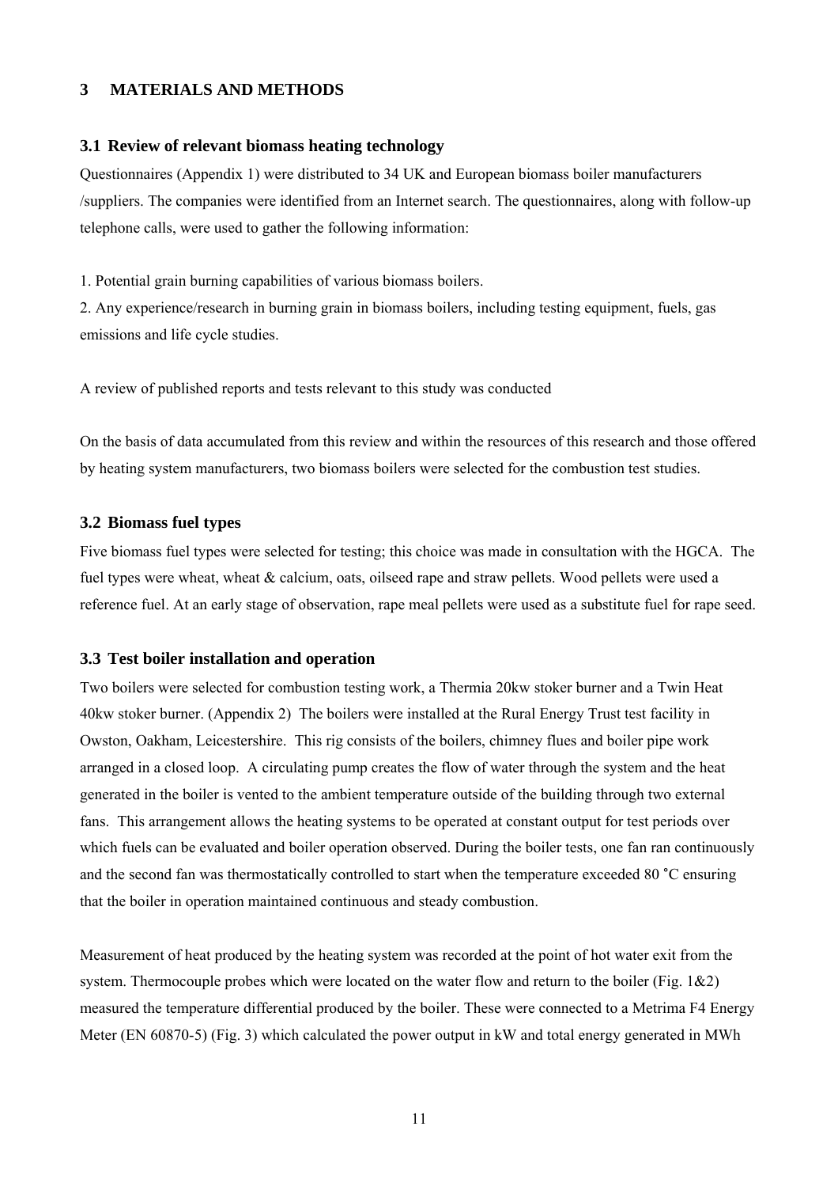## 3 MATERIALS AND METHODS

### 3.1 Review of relevant biomass heating technology

Questionnaires (Appendix 1) were distributed to 34 UK and European biomass boiler manufacturers /suppliers. The companies were identified from an Internet search. The questionnaires, along with follow-up telephone calls, were used to gather the following information:

1. Potential grain burning capabilities of various biomass boilers.
2. Any experience/research in burning grain in biomass boilers, including testing equipment, fuels, gas emissions and life cycle studies.

A review of published reports and tests relevant to this study was conducted

On the basis of data accumulated from this review and within the resources of this research and those offered by heating system manufacturers, two biomass boilers were selected for the combustion test studies.

### 3.2 Biomass fuel types

Five biomass fuel types were selected for testing; this choice was made in consultation with the HGCA. The fuel types were wheat, wheat & calcium, oats, oilseed rape and straw pellets. Wood pellets were used a reference fuel. At an early stage of observation, rape meal pellets were used as a substitute fuel for rape seed.

### 3.3 Test boiler installation and operation

Two boilers were selected for combustion testing work, a Thermia 20kw stoker burner and a Twin Heat 40kw stoker burner. (Appendix 2) The boilers were installed at the Rural Energy Trust test facility in Owston, Oakham, Leicestershire. This rig consists of the boilers, chimney flues and boiler pipe work arranged in a closed loop. A circulating pump creates the flow of water through the system and the heat generated in the boiler is vented to the ambient temperature outside of the building through two external fans. This arrangement allows the heating systems to be operated at constant output for test periods over which fuels can be evaluated and boiler operation observed. During the boiler tests, one fan ran continuously and the second fan was thermostatically controlled to start when the temperature exceeded 80 °C ensuring that the boiler in operation maintained continuous and steady combustion.

Measurement of heat produced by the heating system was recorded at the point of hot water exit from the system. Thermocouple probes which were located on the water flow and return to the boiler (Fig. 1&2) measured the temperature differential produced by the boiler. These were connected to a Metrima F4 Energy Meter (EN 60870-5) (Fig. 3) which calculated the power output in kW and total energy generated in MWh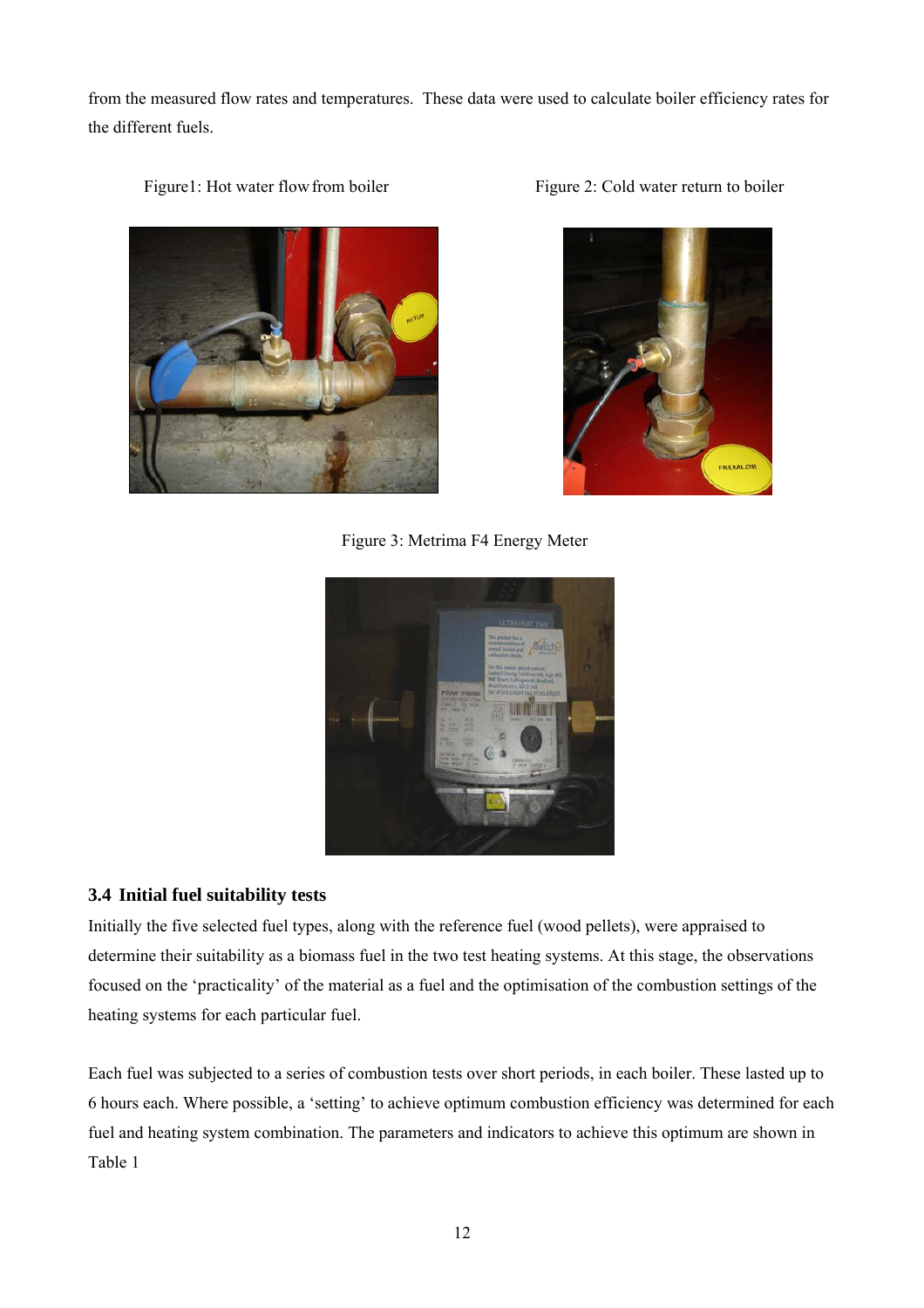from the measured flow rates and temperatures. These data were used to calculate boiler efficiency rates for the different fuels.

Figure1: Hot water flow from boiler

Figure 2: Cold water return to boiler

Figure 3: Metrima F4 Energy Meter

### 3.4 Initial fuel suitability tests

Initially the five selected fuel types, along with the reference fuel (wood pellets), were appraised to determine their suitability as a biomass fuel in the two test heating systems. At this stage, the observations focused on the 'practicality' of the material as a fuel and the optimisation of the combustion settings of the heating systems for each particular fuel.

Each fuel was subjected to a series of combustion tests over short periods, in each boiler. These lasted up to 6 hours each. Where possible, a 'setting' to achieve optimum combustion efficiency was determined for each fuel and heating system combination. The parameters and indicators to achieve this optimum are shown in Table 1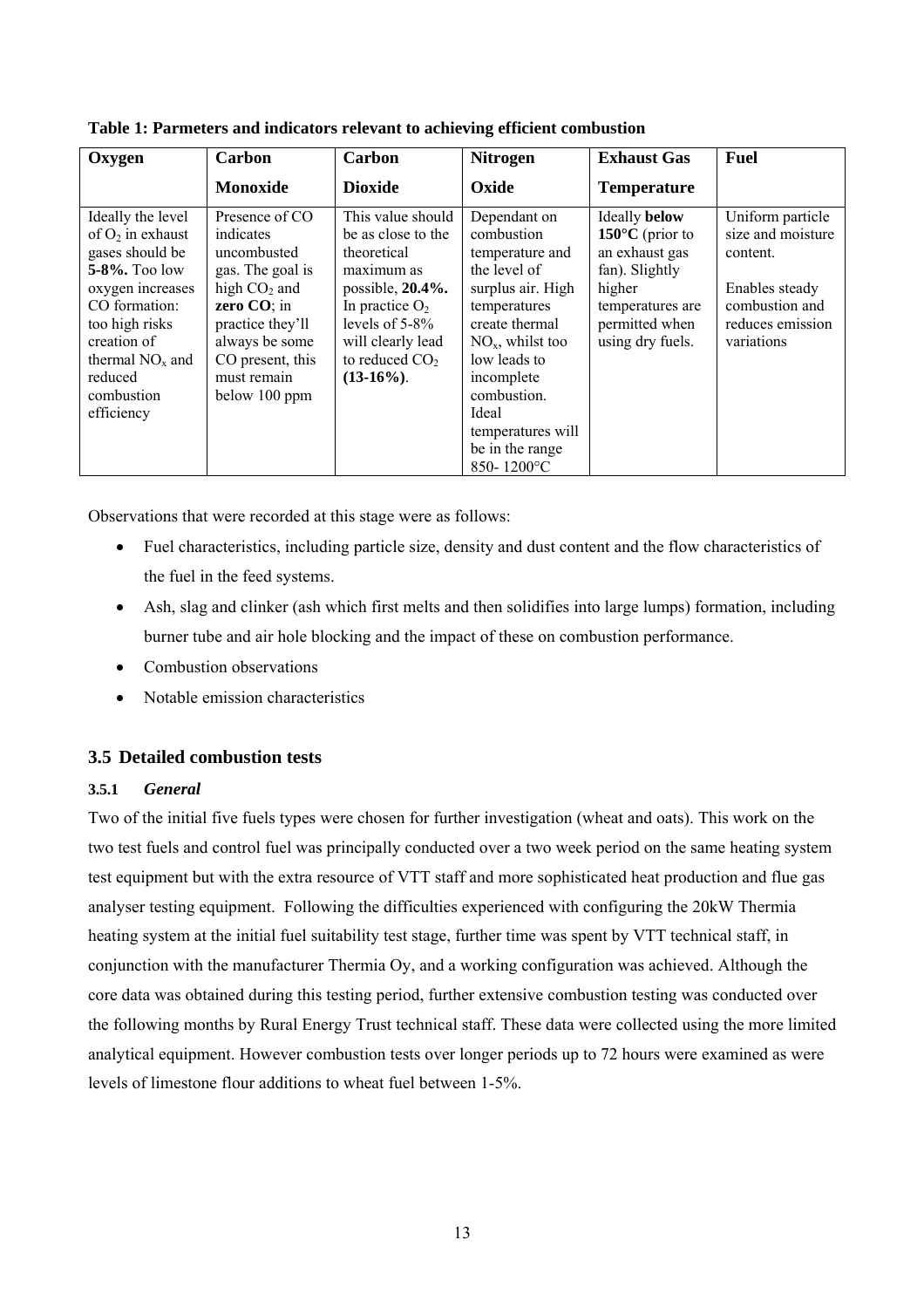**Table 1: Parmeters and indicators relevant to achieving efficient combustion**

| Oxygen | Carbon Monoxide | Carbon Dioxide | Nitrogen Oxide | Exhaust Gas Temperature | Fuel |
|---|---|---|---|---|---|
| Ideally the level of $O_2$ in exhaust gases should be **5-8%.** Too low oxygen increases CO formation: too high risks creation of thermal $NO_x$ and reduced combustion efficiency | Presence of CO indicates uncombusted gas. The goal is high $CO_2$ and **zero CO**; in practice they'll always be some CO present, this must remain below 100 ppm | This value should be as close to the theoretical maximum as possible, **20.4%.** In practice $O_2$ levels of 5-8% will clearly lead to reduced $CO_2$ **(13-16%)**. | Dependant on combustion temperature and the level of surplus air. High temperatures create thermal $NO_x$, whilst too low leads to incomplete combustion. Ideal temperatures will be in the range 850- 1200°C | Ideally **below 150°C** (prior to an exhaust gas fan). Slightly higher temperatures are permitted when using dry fuels. | Uniform particle size and moisture content.<br><br>Enables steady combustion and reduces emission variations |

Observations that were recorded at this stage were as follows:

- Fuel characteristics, including particle size, density and dust content and the flow characteristics of the fuel in the feed systems.
- Ash, slag and clinker (ash which first melts and then solidifies into large lumps) formation, including burner tube and air hole blocking and the impact of these on combustion performance.
- Combustion observations
- Notable emission characteristics

## 3.5 Detailed combustion tests

### 3.5.1 *General*

Two of the initial five fuels types were chosen for further investigation (wheat and oats). This work on the two test fuels and control fuel was principally conducted over a two week period on the same heating system test equipment but with the extra resource of VTT staff and more sophisticated heat production and flue gas analyser testing equipment. Following the difficulties experienced with configuring the 20kW Thermia heating system at the initial fuel suitability test stage, further time was spent by VTT technical staff, in conjunction with the manufacturer Thermia Oy, and a working configuration was achieved. Although the core data was obtained during this testing period, further extensive combustion testing was conducted over the following months by Rural Energy Trust technical staff. These data were collected using the more limited analytical equipment. However combustion tests over longer periods up to 72 hours were examined as were levels of limestone flour additions to wheat fuel between 1-5%.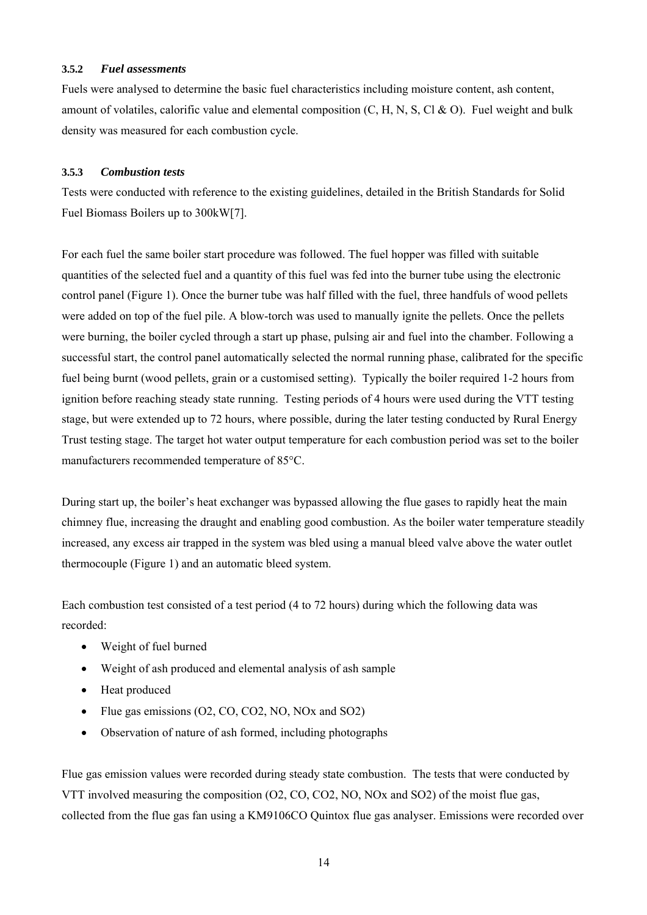#### 3.5.2 *Fuel assessments*

Fuels were analysed to determine the basic fuel characteristics including moisture content, ash content, amount of volatiles, calorific value and elemental composition (C, H, N, S, Cl & O). Fuel weight and bulk density was measured for each combustion cycle.

#### 3.5.3 *Combustion tests*

Tests were conducted with reference to the existing guidelines, detailed in the British Standards for Solid Fuel Biomass Boilers up to 300kW[7].

For each fuel the same boiler start procedure was followed. The fuel hopper was filled with suitable quantities of the selected fuel and a quantity of this fuel was fed into the burner tube using the electronic control panel (Figure 1). Once the burner tube was half filled with the fuel, three handfuls of wood pellets were added on top of the fuel pile. A blow-torch was used to manually ignite the pellets. Once the pellets were burning, the boiler cycled through a start up phase, pulsing air and fuel into the chamber. Following a successful start, the control panel automatically selected the normal running phase, calibrated for the specific fuel being burnt (wood pellets, grain or a customised setting). Typically the boiler required 1-2 hours from ignition before reaching steady state running. Testing periods of 4 hours were used during the VTT testing stage, but were extended up to 72 hours, where possible, during the later testing conducted by Rural Energy Trust testing stage. The target hot water output temperature for each combustion period was set to the boiler manufacturers recommended temperature of 85°C.

During start up, the boiler's heat exchanger was bypassed allowing the flue gases to rapidly heat the main chimney flue, increasing the draught and enabling good combustion. As the boiler water temperature steadily increased, any excess air trapped in the system was bled using a manual bleed valve above the water outlet thermocouple (Figure 1) and an automatic bleed system.

Each combustion test consisted of a test period (4 to 72 hours) during which the following data was recorded:

- Weight of fuel burned
- Weight of ash produced and elemental analysis of ash sample
- Heat produced
- Flue gas emissions ($O_2$, CO, $CO_2$, NO, $NO_x$ and $SO_2$)
- Observation of nature of ash formed, including photographs

Flue gas emission values were recorded during steady state combustion. The tests that were conducted by VTT involved measuring the composition ($O_2$, CO, $CO_2$, NO, $NO_x$ and $SO_2$) of the moist flue gas, collected from the flue gas fan using a KM9106CO Quintox flue gas analyser. Emissions were recorded over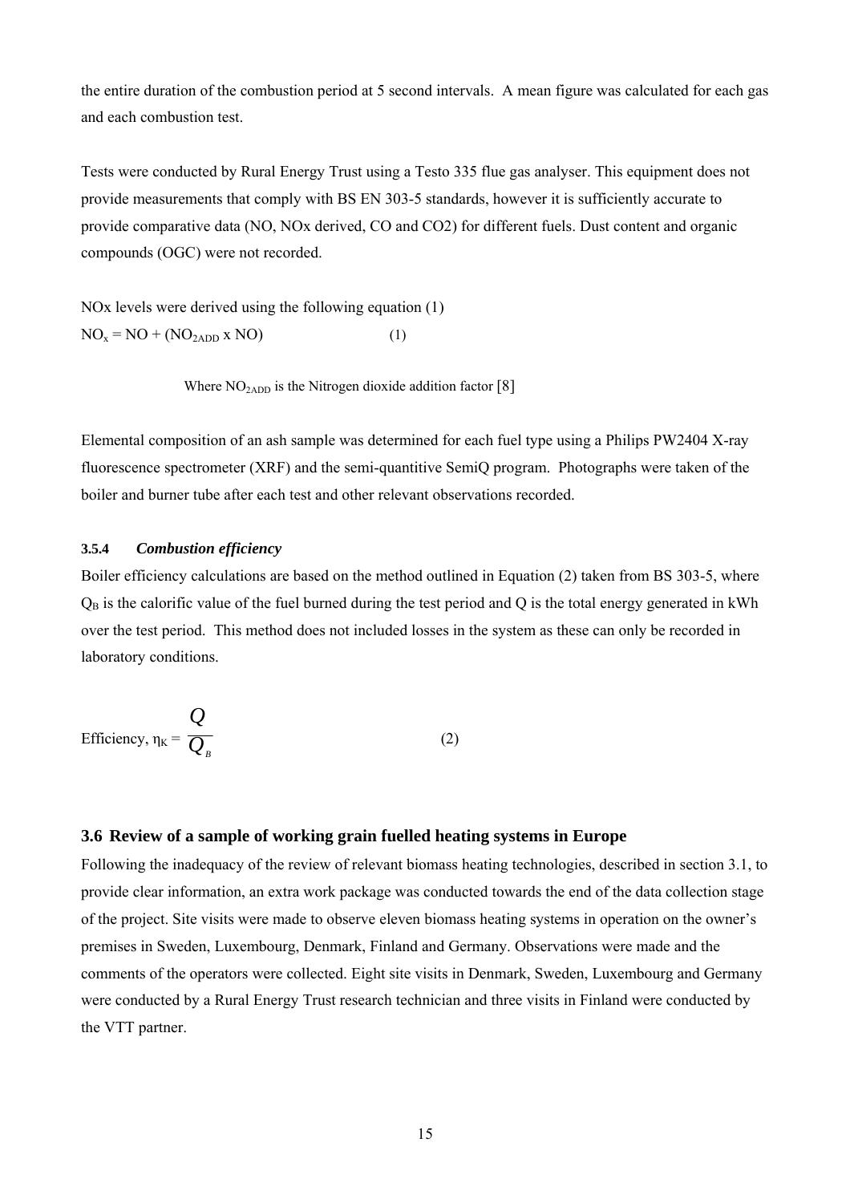the entire duration of the combustion period at 5 second intervals. A mean figure was calculated for each gas and each combustion test.

Tests were conducted by Rural Energy Trust using a Testo 335 flue gas analyser. This equipment does not provide measurements that comply with BS EN 303-5 standards, however it is sufficiently accurate to provide comparative data (NO, NOx derived, CO and CO2) for different fuels. Dust content and organic compounds (OGC) were not recorded.

NOx levels were derived using the following equation (1)

$$NO_x = NO + (NO_{2ADD} \times NO) \qquad (1)$$

Where $NO_{2ADD}$ is the Nitrogen dioxide addition factor [8]

Elemental composition of an ash sample was determined for each fuel type using a Philips PW2404 X-ray fluorescence spectrometer (XRF) and the semi-quantitive SemiQ program. Photographs were taken of the boiler and burner tube after each test and other relevant observations recorded.

#### 3.5.4 *Combustion efficiency*

Boiler efficiency calculations are based on the method outlined in Equation (2) taken from BS 303-5, where $Q_B$ is the calorific value of the fuel burned during the test period and Q is the total energy generated in kWh over the test period. This method does not included losses in the system as these can only be recorded in laboratory conditions.

$$\text{Efficiency, } \eta_K = \frac{Q}{Q_B} \qquad (2)$$

### 3.6 Review of a sample of working grain fuelled heating systems in Europe

Following the inadequacy of the review of relevant biomass heating technologies, described in section 3.1, to provide clear information, an extra work package was conducted towards the end of the data collection stage of the project. Site visits were made to observe eleven biomass heating systems in operation on the owner's premises in Sweden, Luxembourg, Denmark, Finland and Germany. Observations were made and the comments of the operators were collected. Eight site visits in Denmark, Sweden, Luxembourg and Germany were conducted by a Rural Energy Trust research technician and three visits in Finland were conducted by the VTT partner.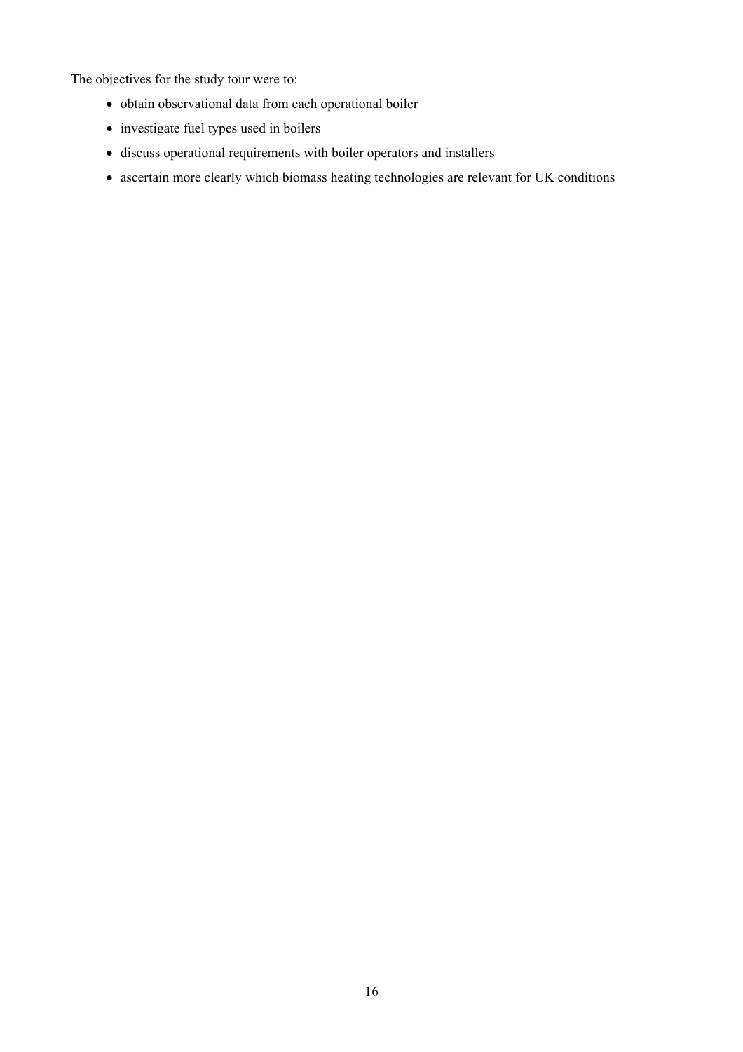The objectives for the study tour were to:

- obtain observational data from each operational boiler
- investigate fuel types used in boilers
- discuss operational requirements with boiler operators and installers
- ascertain more clearly which biomass heating technologies are relevant for UK conditions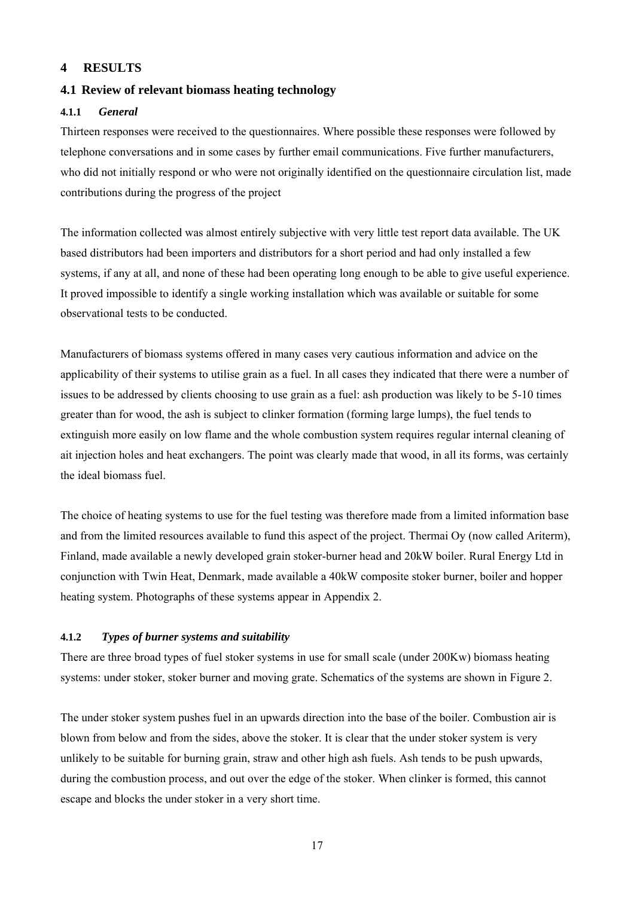# 4 RESULTS

## 4.1 Review of relevant biomass heating technology

### 4.1.1 *General*

Thirteen responses were received to the questionnaires. Where possible these responses were followed by telephone conversations and in some cases by further email communications. Five further manufacturers, who did not initially respond or who were not originally identified on the questionnaire circulation list, made contributions during the progress of the project

The information collected was almost entirely subjective with very little test report data available. The UK based distributors had been importers and distributors for a short period and had only installed a few systems, if any at all, and none of these had been operating long enough to be able to give useful experience. It proved impossible to identify a single working installation which was available or suitable for some observational tests to be conducted.

Manufacturers of biomass systems offered in many cases very cautious information and advice on the applicability of their systems to utilise grain as a fuel. In all cases they indicated that there were a number of issues to be addressed by clients choosing to use grain as a fuel: ash production was likely to be 5-10 times greater than for wood, the ash is subject to clinker formation (forming large lumps), the fuel tends to extinguish more easily on low flame and the whole combustion system requires regular internal cleaning of ait injection holes and heat exchangers. The point was clearly made that wood, in all its forms, was certainly the ideal biomass fuel.

The choice of heating systems to use for the fuel testing was therefore made from a limited information base and from the limited resources available to fund this aspect of the project. Thermai Oy (now called Ariterm), Finland, made available a newly developed grain stoker-burner head and 20kW boiler. Rural Energy Ltd in conjunction with Twin Heat, Denmark, made available a 40kW composite stoker burner, boiler and hopper heating system. Photographs of these systems appear in Appendix 2.

### 4.1.2 *Types of burner systems and suitability*

There are three broad types of fuel stoker systems in use for small scale (under 200Kw) biomass heating systems: under stoker, stoker burner and moving grate. Schematics of the systems are shown in Figure 2.

The under stoker system pushes fuel in an upwards direction into the base of the boiler. Combustion air is blown from below and from the sides, above the stoker. It is clear that the under stoker system is very unlikely to be suitable for burning grain, straw and other high ash fuels. Ash tends to be push upwards, during the combustion process, and out over the edge of the stoker. When clinker is formed, this cannot escape and blocks the under stoker in a very short time.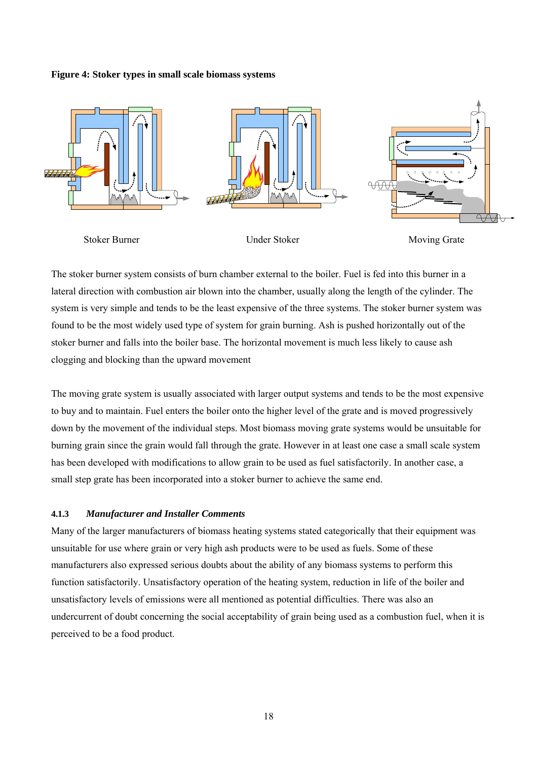**Figure 4: Stoker types in small scale biomass systems**

Stoker Burner    Under Stoker    Moving Grate

The stoker burner system consists of burn chamber external to the boiler. Fuel is fed into this burner in a lateral direction with combustion air blown into the chamber, usually along the length of the cylinder. The system is very simple and tends to be the least expensive of the three systems. The stoker burner system was found to be the most widely used type of system for grain burning. Ash is pushed horizontally out of the stoker burner and falls into the boiler base. The horizontal movement is much less likely to cause ash clogging and blocking than the upward movement

The moving grate system is usually associated with larger output systems and tends to be the most expensive to buy and to maintain. Fuel enters the boiler onto the higher level of the grate and is moved progressively down by the movement of the individual steps. Most biomass moving grate systems would be unsuitable for burning grain since the grain would fall through the grate. However in at least one case a small scale system has been developed with modifications to allow grain to be used as fuel satisfactorily. In another case, a small step grate has been incorporated into a stoker burner to achieve the same end.

#### 4.1.3 *Manufacturer and Installer Comments*

Many of the larger manufacturers of biomass heating systems stated categorically that their equipment was unsuitable for use where grain or very high ash products were to be used as fuels. Some of these manufacturers also expressed serious doubts about the ability of any biomass systems to perform this function satisfactorily. Unsatisfactory operation of the heating system, reduction in life of the boiler and unsatisfactory levels of emissions were all mentioned as potential difficulties. There was also an undercurrent of doubt concerning the social acceptability of grain being used as a combustion fuel, when it is perceived to be a food product.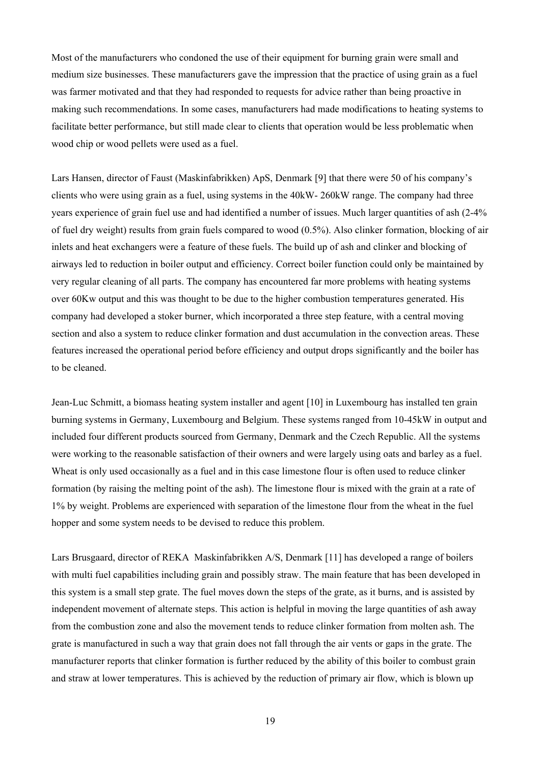Most of the manufacturers who condoned the use of their equipment for burning grain were small and medium size businesses. These manufacturers gave the impression that the practice of using grain as a fuel was farmer motivated and that they had responded to requests for advice rather than being proactive in making such recommendations. In some cases, manufacturers had made modifications to heating systems to facilitate better performance, but still made clear to clients that operation would be less problematic when wood chip or wood pellets were used as a fuel.

Lars Hansen, director of Faust (Maskinfabrikken) ApS, Denmark [9] that there were 50 of his company's clients who were using grain as a fuel, using systems in the 40kW- 260kW range. The company had three years experience of grain fuel use and had identified a number of issues. Much larger quantities of ash (2-4% of fuel dry weight) results from grain fuels compared to wood (0.5%). Also clinker formation, blocking of air inlets and heat exchangers were a feature of these fuels. The build up of ash and clinker and blocking of airways led to reduction in boiler output and efficiency. Correct boiler function could only be maintained by very regular cleaning of all parts. The company has encountered far more problems with heating systems over 60Kw output and this was thought to be due to the higher combustion temperatures generated. His company had developed a stoker burner, which incorporated a three step feature, with a central moving section and also a system to reduce clinker formation and dust accumulation in the convection areas. These features increased the operational period before efficiency and output drops significantly and the boiler has to be cleaned.

Jean-Luc Schmitt, a biomass heating system installer and agent [10] in Luxembourg has installed ten grain burning systems in Germany, Luxembourg and Belgium. These systems ranged from 10-45kW in output and included four different products sourced from Germany, Denmark and the Czech Republic. All the systems were working to the reasonable satisfaction of their owners and were largely using oats and barley as a fuel. Wheat is only used occasionally as a fuel and in this case limestone flour is often used to reduce clinker formation (by raising the melting point of the ash). The limestone flour is mixed with the grain at a rate of 1% by weight. Problems are experienced with separation of the limestone flour from the wheat in the fuel hopper and some system needs to be devised to reduce this problem.

Lars Brusgaard, director of REKA Maskinfabrikken A/S, Denmark [11] has developed a range of boilers with multi fuel capabilities including grain and possibly straw. The main feature that has been developed in this system is a small step grate. The fuel moves down the steps of the grate, as it burns, and is assisted by independent movement of alternate steps. This action is helpful in moving the large quantities of ash away from the combustion zone and also the movement tends to reduce clinker formation from molten ash. The grate is manufactured in such a way that grain does not fall through the air vents or gaps in the grate. The manufacturer reports that clinker formation is further reduced by the ability of this boiler to combust grain and straw at lower temperatures. This is achieved by the reduction of primary air flow, which is blown up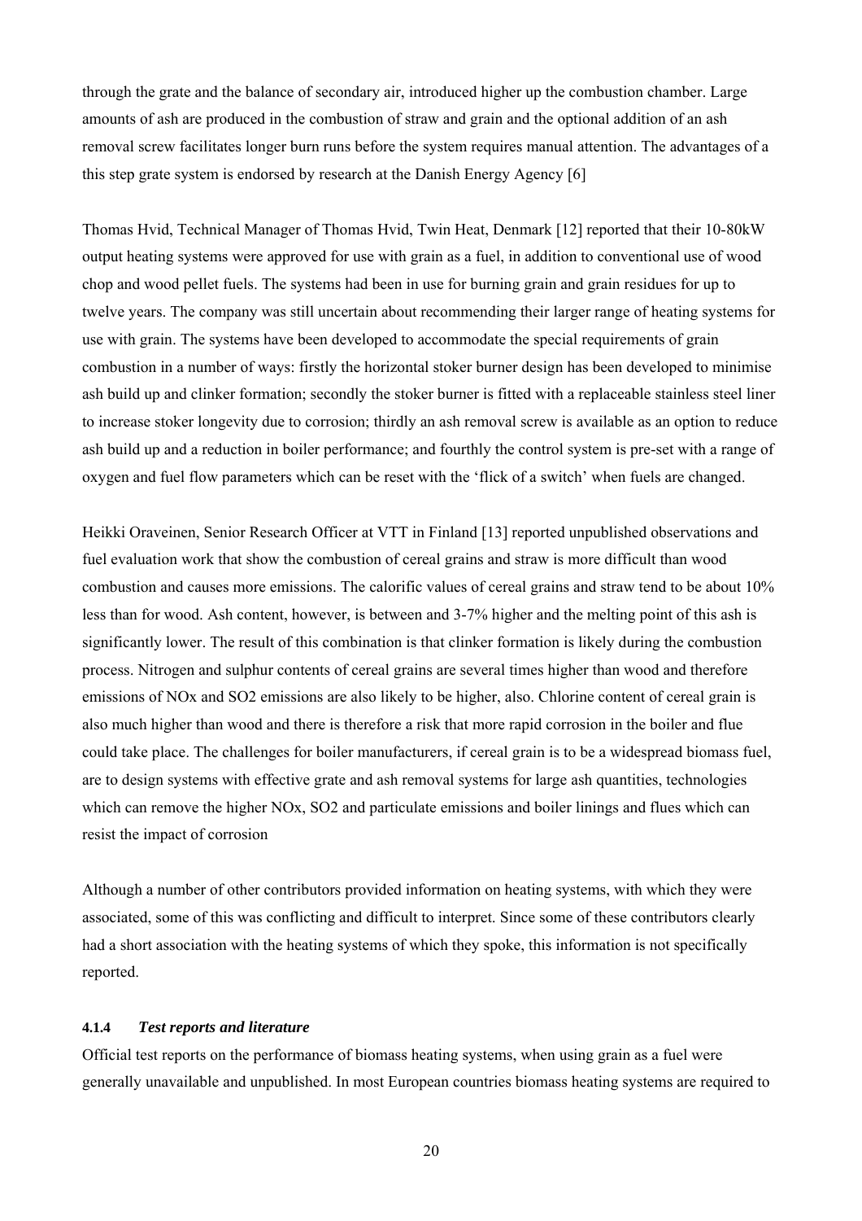through the grate and the balance of secondary air, introduced higher up the combustion chamber. Large amounts of ash are produced in the combustion of straw and grain and the optional addition of an ash removal screw facilitates longer burn runs before the system requires manual attention. The advantages of a this step grate system is endorsed by research at the Danish Energy Agency [6]

Thomas Hvid, Technical Manager of Thomas Hvid, Twin Heat, Denmark [12] reported that their 10-80kW output heating systems were approved for use with grain as a fuel, in addition to conventional use of wood chop and wood pellet fuels. The systems had been in use for burning grain and grain residues for up to twelve years. The company was still uncertain about recommending their larger range of heating systems for use with grain. The systems have been developed to accommodate the special requirements of grain combustion in a number of ways: firstly the horizontal stoker burner design has been developed to minimise ash build up and clinker formation; secondly the stoker burner is fitted with a replaceable stainless steel liner to increase stoker longevity due to corrosion; thirdly an ash removal screw is available as an option to reduce ash build up and a reduction in boiler performance; and fourthly the control system is pre-set with a range of oxygen and fuel flow parameters which can be reset with the 'flick of a switch' when fuels are changed.

Heikki Oraveinen, Senior Research Officer at VTT in Finland [13] reported unpublished observations and fuel evaluation work that show the combustion of cereal grains and straw is more difficult than wood combustion and causes more emissions. The calorific values of cereal grains and straw tend to be about 10% less than for wood. Ash content, however, is between and 3-7% higher and the melting point of this ash is significantly lower. The result of this combination is that clinker formation is likely during the combustion process. Nitrogen and sulphur contents of cereal grains are several times higher than wood and therefore emissions of NOx and $SO_2$ emissions are also likely to be higher, also. Chlorine content of cereal grain is also much higher than wood and there is therefore a risk that more rapid corrosion in the boiler and flue could take place. The challenges for boiler manufacturers, if cereal grain is to be a widespread biomass fuel, are to design systems with effective grate and ash removal systems for large ash quantities, technologies which can remove the higher NOx, $SO_2$ and particulate emissions and boiler linings and flues which can resist the impact of corrosion

Although a number of other contributors provided information on heating systems, with which they were associated, some of this was conflicting and difficult to interpret. Since some of these contributors clearly had a short association with the heating systems of which they spoke, this information is not specifically reported.

#### 4.1.4 *Test reports and literature*

Official test reports on the performance of biomass heating systems, when using grain as a fuel were generally unavailable and unpublished. In most European countries biomass heating systems are required to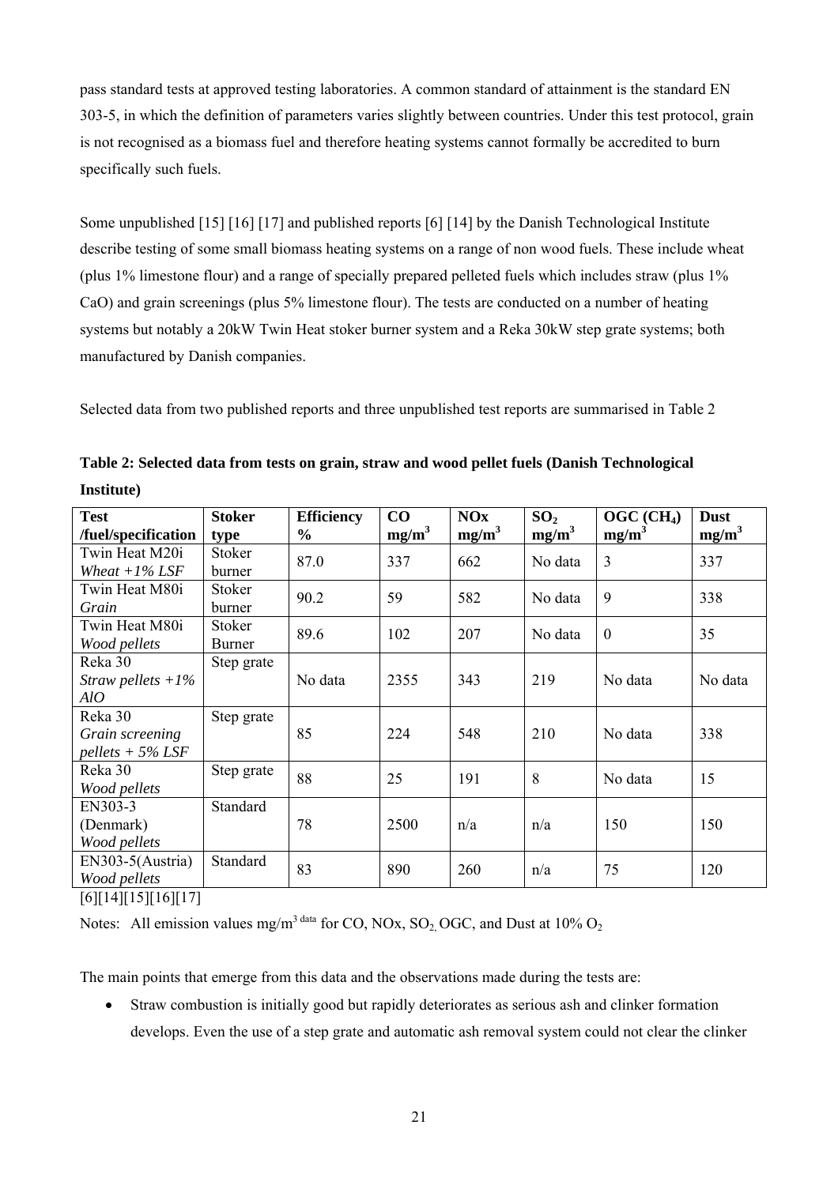pass standard tests at approved testing laboratories. A common standard of attainment is the standard EN 303-5, in which the definition of parameters varies slightly between countries. Under this test protocol, grain is not recognised as a biomass fuel and therefore heating systems cannot formally be accredited to burn specifically such fuels.

Some unpublished [15] [16] [17] and published reports [6] [14] by the Danish Technological Institute describe testing of some small biomass heating systems on a range of non wood fuels. These include wheat (plus 1% limestone flour) and a range of specially prepared pelleted fuels which includes straw (plus 1% CaO) and grain screenings (plus 5% limestone flour). The tests are conducted on a number of heating systems but notably a 20kW Twin Heat stoker burner system and a Reka 30kW step grate systems; both manufactured by Danish companies.

Selected data from two published reports and three unpublished test reports are summarised in Table 2

**Table 2: Selected data from tests on grain, straw and wood pellet fuels (Danish Technological Institute)**

| Test /fuel/specification | Stoker type | Efficiency % | CO $mg/m^3$ | NOx $mg/m^3$ | $SO_2$ $mg/m^3$ | OGC ($CH_4$) $mg/m^3$ | Dust $mg/m^3$ |
|---|---|---|---|---|---|---|---|
| Twin Heat M20i *Wheat +1% LSF* | Stoker burner | 87.0 | 337 | 662 | No data | 3 | 337 |
| Twin Heat M80i *Grain* | Stoker burner | 90.2 | 59 | 582 | No data | 9 | 338 |
| Twin Heat M80i *Wood pellets* | Stoker Burner | 89.6 | 102 | 207 | No data | 0 | 35 |
| Reka 30 *Straw pellets +1% AlO* | Step grate | No data | 2355 | 343 | 219 | No data | No data |
| Reka 30 *Grain screening pellets + 5% LSF* | Step grate | 85 | 224 | 548 | 210 | No data | 338 |
| Reka 30 *Wood pellets* | Step grate | 88 | 25 | 191 | 8 | No data | 15 |
| EN303-3 (Denmark) *Wood pellets* | Standard | 78 | 2500 | n/a | n/a | 150 | 150 |
| EN303-5(Austria) *Wood pellets* | Standard | 83 | 890 | 260 | n/a | 75 | 120 |

[6][14][15][16][17]

Notes: All emission values $mg/m^{3\ data}$ for CO, NOx, $SO_2$, OGC, and Dust at 10% $O_2$

The main points that emerge from this data and the observations made during the tests are:

- Straw combustion is initially good but rapidly deteriorates as serious ash and clinker formation develops. Even the use of a step grate and automatic ash removal system could not clear the clinker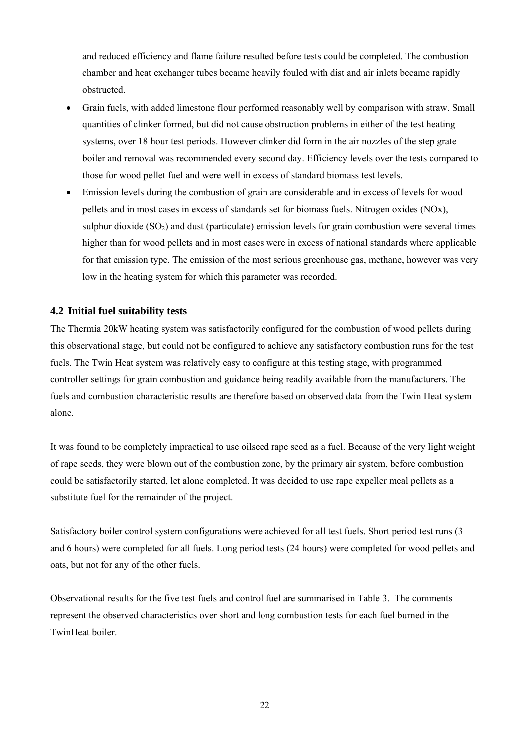and reduced efficiency and flame failure resulted before tests could be completed. The combustion chamber and heat exchanger tubes became heavily fouled with dist and air inlets became rapidly obstructed.

- Grain fuels, with added limestone flour performed reasonably well by comparison with straw. Small quantities of clinker formed, but did not cause obstruction problems in either of the test heating systems, over 18 hour test periods. However clinker did form in the air nozzles of the step grate boiler and removal was recommended every second day. Efficiency levels over the tests compared to those for wood pellet fuel and were well in excess of standard biomass test levels.
- Emission levels during the combustion of grain are considerable and in excess of levels for wood pellets and in most cases in excess of standards set for biomass fuels. Nitrogen oxides (NOx), sulphur dioxide ($SO_2$) and dust (particulate) emission levels for grain combustion were several times higher than for wood pellets and in most cases were in excess of national standards where applicable for that emission type. The emission of the most serious greenhouse gas, methane, however was very low in the heating system for which this parameter was recorded.

## 4.2 Initial fuel suitability tests

The Thermia 20kW heating system was satisfactorily configured for the combustion of wood pellets during this observational stage, but could not be configured to achieve any satisfactory combustion runs for the test fuels. The Twin Heat system was relatively easy to configure at this testing stage, with programmed controller settings for grain combustion and guidance being readily available from the manufacturers. The fuels and combustion characteristic results are therefore based on observed data from the Twin Heat system alone.

It was found to be completely impractical to use oilseed rape seed as a fuel. Because of the very light weight of rape seeds, they were blown out of the combustion zone, by the primary air system, before combustion could be satisfactorily started, let alone completed. It was decided to use rape expeller meal pellets as a substitute fuel for the remainder of the project.

Satisfactory boiler control system configurations were achieved for all test fuels. Short period test runs (3 and 6 hours) were completed for all fuels. Long period tests (24 hours) were completed for wood pellets and oats, but not for any of the other fuels.

Observational results for the five test fuels and control fuel are summarised in Table 3. The comments represent the observed characteristics over short and long combustion tests for each fuel burned in the TwinHeat boiler.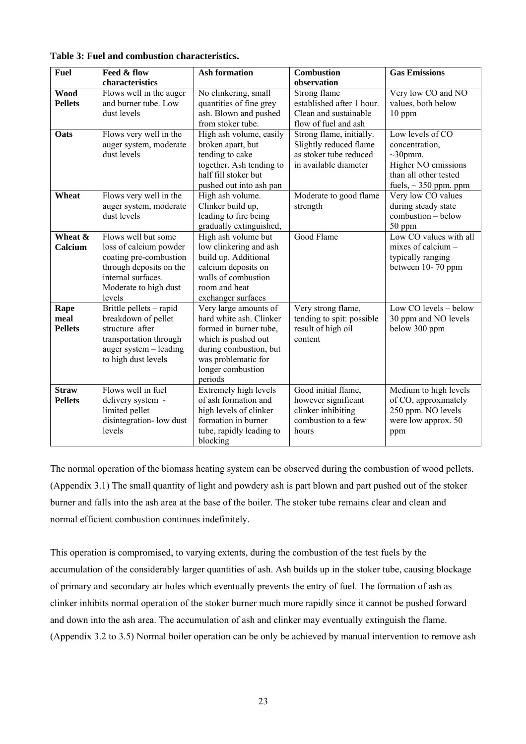**Table 3: Fuel and combustion characteristics.**

| Fuel | Feed & flow characteristics | Ash formation | Combustion observation | Gas Emissions |
|---|---|---|---|---|
| **Wood Pellets** | Flows well in the auger and burner tube. Low dust levels | No clinkering, small quantities of fine grey ash. Blown and pushed from stoker tube. | Strong flame established after 1 hour. Clean and sustainable flow of fuel and ash | Very low CO and NO values, both below 10 ppm |
| **Oats** | Flows very well in the auger system, moderate dust levels | High ash volume, easily broken apart, but tending to cake together. Ash tending to half fill stoker but pushed out into ash pan | Strong flame, initially. Slightly reduced flame as stoker tube reduced in available diameter | Low levels of CO concentration, ~30pmm. Higher NO emissions than all other tested fuels, ~ 350 ppm. ppm |
| **Wheat** | Flows very well in the auger system, moderate dust levels | High ash volume. Clinker build up, leading to fire being gradually extinguished, | Moderate to good flame strength | Very low CO values during steady state combustion – below 50 ppm |
| **Wheat & Calcium** | Flows well but some loss of calcium powder coating pre-combustion through deposits on the internal surfaces. Moderate to high dust levels | High ash volume but low clinkering and ash build up. Additional calcium deposits on walls of combustion room and heat exchanger surfaces | Good Flame | Low CO values with all mixes of calcium – typically ranging between 10- 70 ppm |
| **Rape meal Pellets** | Brittle pellets – rapid breakdown of pellet structure after transportation through auger system – leading to high dust levels | Very large amounts of hard white ash. Clinker formed in burner tube, which is pushed out during combustion, but was problematic for longer combustion periods | Very strong flame, tending to spit: possible result of high oil content | Low CO levels – below 30 ppm and NO levels below 300 ppm |
| **Straw Pellets** | Flows well in fuel delivery system - limited pellet disintegration- low dust levels | Extremely high levels of ash formation and high levels of clinker formation in burner tube, rapidly leading to blocking | Good initial flame, however significant clinker inhibiting combustion to a few hours | Medium to high levels of CO, approximately 250 ppm. NO levels were low approx. 50 ppm |

The normal operation of the biomass heating system can be observed during the combustion of wood pellets. (Appendix 3.1) The small quantity of light and powdery ash is part blown and part pushed out of the stoker burner and falls into the ash area at the base of the boiler. The stoker tube remains clear and clean and normal efficient combustion continues indefinitely.

This operation is compromised, to varying extents, during the combustion of the test fuels by the accumulation of the considerably larger quantities of ash. Ash builds up in the stoker tube, causing blockage of primary and secondary air holes which eventually prevents the entry of fuel. The formation of ash as clinker inhibits normal operation of the stoker burner much more rapidly since it cannot be pushed forward and down into the ash area. The accumulation of ash and clinker may eventually extinguish the flame. (Appendix 3.2 to 3.5) Normal boiler operation can be only be achieved by manual intervention to remove ash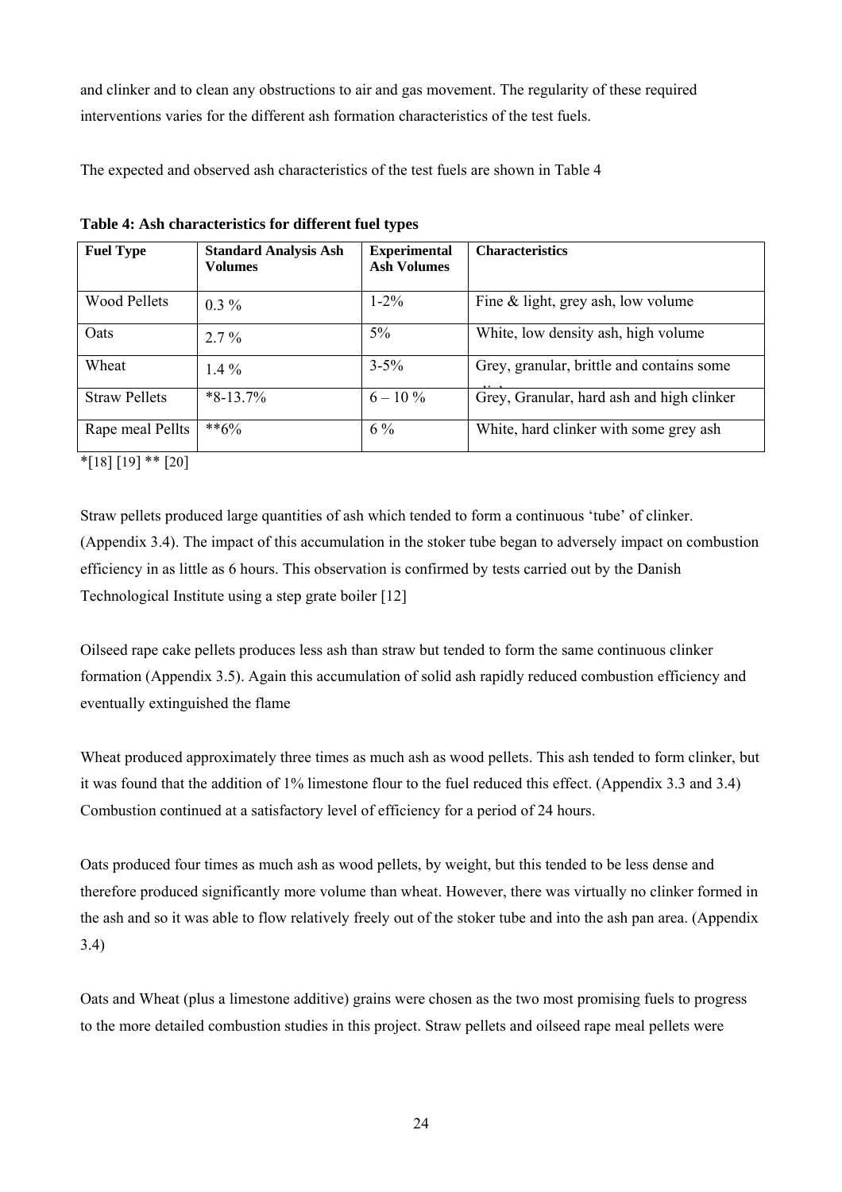and clinker and to clean any obstructions to air and gas movement. The regularity of these required interventions varies for the different ash formation characteristics of the test fuels.

The expected and observed ash characteristics of the test fuels are shown in Table 4

**Table 4: Ash characteristics for different fuel types**

| Fuel Type | Standard Analysis Ash Volumes | Experimental Ash Volumes | Characteristics |
|---|---|---|---|
| Wood Pellets | 0.3 % | 1-2% | Fine & light, grey ash, low volume |
| Oats | 2.7 % | 5% | White, low density ash, high volume |
| Wheat | 1.4 % | 3-5% | Grey, granular, brittle and contains some clinker |
| Straw Pellets | *8-13.7% | 6 – 10 % | Grey, Granular, hard ash and high clinker |
| Rape meal Pellts | **6% | 6 % | White, hard clinker with some grey ash |

*[18] [19] ** [20]

Straw pellets produced large quantities of ash which tended to form a continuous 'tube' of clinker. (Appendix 3.4). The impact of this accumulation in the stoker tube began to adversely impact on combustion efficiency in as little as 6 hours. This observation is confirmed by tests carried out by the Danish Technological Institute using a step grate boiler [12]

Oilseed rape cake pellets produces less ash than straw but tended to form the same continuous clinker formation (Appendix 3.5). Again this accumulation of solid ash rapidly reduced combustion efficiency and eventually extinguished the flame

Wheat produced approximately three times as much ash as wood pellets. This ash tended to form clinker, but it was found that the addition of 1% limestone flour to the fuel reduced this effect. (Appendix 3.3 and 3.4) Combustion continued at a satisfactory level of efficiency for a period of 24 hours.

Oats produced four times as much ash as wood pellets, by weight, but this tended to be less dense and therefore produced significantly more volume than wheat. However, there was virtually no clinker formed in the ash and so it was able to flow relatively freely out of the stoker tube and into the ash pan area. (Appendix 3.4)

Oats and Wheat (plus a limestone additive) grains were chosen as the two most promising fuels to progress to the more detailed combustion studies in this project. Straw pellets and oilseed rape meal pellets were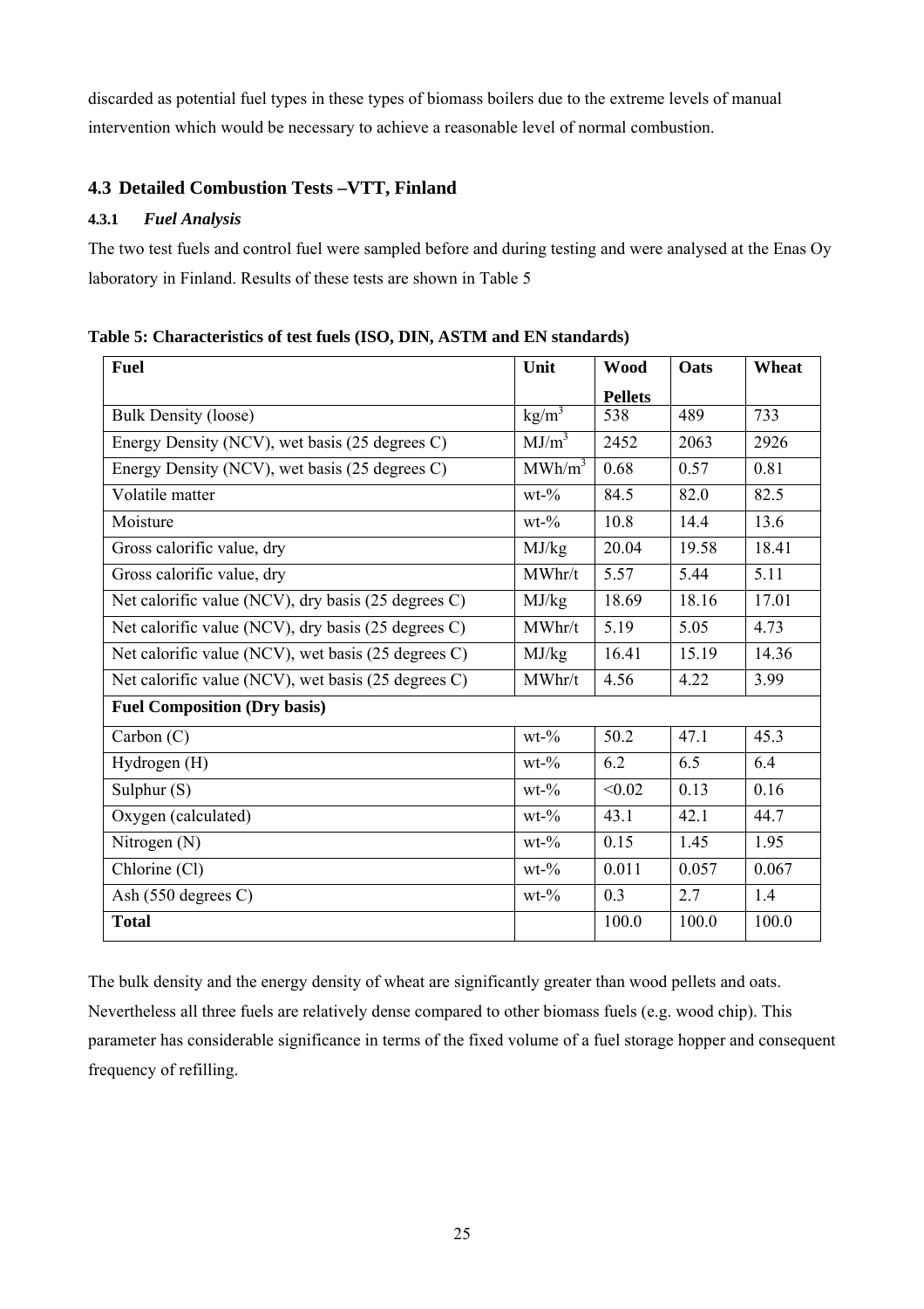discarded as potential fuel types in these types of biomass boilers due to the extreme levels of manual intervention which would be necessary to achieve a reasonable level of normal combustion.

## 4.3 Detailed Combustion Tests –VTT, Finland

### 4.3.1 *Fuel Analysis*

The two test fuels and control fuel were sampled before and during testing and were analysed at the Enas Oy laboratory in Finland. Results of these tests are shown in Table 5

**Table 5: Characteristics of test fuels (ISO, DIN, ASTM and EN standards)**

| **Fuel** | **Unit** | **Wood Pellets** | **Oats** | **Wheat** |
|---|---|---|---|---|
| Bulk Density (loose) | $kg/m^3$ | 538 | 489 | 733 |
| Energy Density (NCV), wet basis (25 degrees C) | $MJ/m^3$ | 2452 | 2063 | 2926 |
| Energy Density (NCV), wet basis (25 degrees C) | $MWh/m^3$ | 0.68 | 0.57 | 0.81 |
| Volatile matter | wt-% | 84.5 | 82.0 | 82.5 |
| Moisture | wt-% | 10.8 | 14.4 | 13.6 |
| Gross calorific value, dry | MJ/kg | 20.04 | 19.58 | 18.41 |
| Gross calorific value, dry | MWhr/t | 5.57 | 5.44 | 5.11 |
| Net calorific value (NCV), dry basis (25 degrees C) | MJ/kg | 18.69 | 18.16 | 17.01 |
| Net calorific value (NCV), dry basis (25 degrees C) | MWhr/t | 5.19 | 5.05 | 4.73 |
| Net calorific value (NCV), wet basis (25 degrees C) | MJ/kg | 16.41 | 15.19 | 14.36 |
| Net calorific value (NCV), wet basis (25 degrees C) | MWhr/t | 4.56 | 4.22 | 3.99 |
| **Fuel Composition (Dry basis)** | | | | |
| Carbon (C) | wt-% | 50.2 | 47.1 | 45.3 |
| Hydrogen (H) | wt-% | 6.2 | 6.5 | 6.4 |
| Sulphur (S) | wt-% | <0.02 | 0.13 | 0.16 |
| Oxygen (calculated) | wt-% | 43.1 | 42.1 | 44.7 |
| Nitrogen (N) | wt-% | 0.15 | 1.45 | 1.95 |
| Chlorine (Cl) | wt-% | 0.011 | 0.057 | 0.067 |
| Ash (550 degrees C) | wt-% | 0.3 | 2.7 | 1.4 |
| **Total** | | 100.0 | 100.0 | 100.0 |

The bulk density and the energy density of wheat are significantly greater than wood pellets and oats. Nevertheless all three fuels are relatively dense compared to other biomass fuels (e.g. wood chip). This parameter has considerable significance in terms of the fixed volume of a fuel storage hopper and consequent frequency of refilling.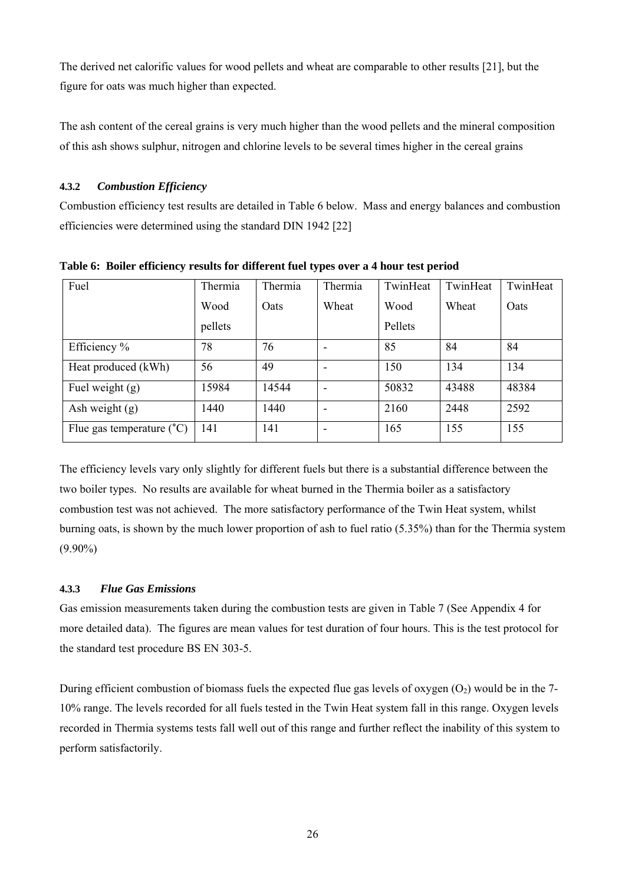The derived net calorific values for wood pellets and wheat are comparable to other results [21], but the figure for oats was much higher than expected.

The ash content of the cereal grains is very much higher than the wood pellets and the mineral composition of this ash shows sulphur, nitrogen and chlorine levels to be several times higher in the cereal grains

#### 4.3.2 *Combustion Efficiency*

Combustion efficiency test results are detailed in Table 6 below. Mass and energy balances and combustion efficiencies were determined using the standard DIN 1942 [22]

**Table 6: Boiler efficiency results for different fuel types over a 4 hour test period**

| Fuel | Thermia Wood pellets | Thermia Oats | Thermia Wheat | TwinHeat Wood Pellets | TwinHeat Wheat | TwinHeat Oats |
|---|---|---|---|---|---|---|
| Efficiency % | 78 | 76 | - | 85 | 84 | 84 |
| Heat produced (kWh) | 56 | 49 | - | 150 | 134 | 134 |
| Fuel weight (g) | 15984 | 14544 | - | 50832 | 43488 | 48384 |
| Ash weight (g) | 1440 | 1440 | - | 2160 | 2448 | 2592 |
| Flue gas temperature (˚C) | 141 | 141 | - | 165 | 155 | 155 |

The efficiency levels vary only slightly for different fuels but there is a substantial difference between the two boiler types. No results are available for wheat burned in the Thermia boiler as a satisfactory combustion test was not achieved. The more satisfactory performance of the Twin Heat system, whilst burning oats, is shown by the much lower proportion of ash to fuel ratio (5.35%) than for the Thermia system (9.90%)

#### 4.3.3 *Flue Gas Emissions*

Gas emission measurements taken during the combustion tests are given in Table 7 (See Appendix 4 for more detailed data). The figures are mean values for test duration of four hours. This is the test protocol for the standard test procedure BS EN 303-5.

During efficient combustion of biomass fuels the expected flue gas levels of oxygen ($O_2$) would be in the 7-10% range. The levels recorded for all fuels tested in the Twin Heat system fall in this range. Oxygen levels recorded in Thermia systems tests fall well out of this range and further reflect the inability of this system to perform satisfactorily.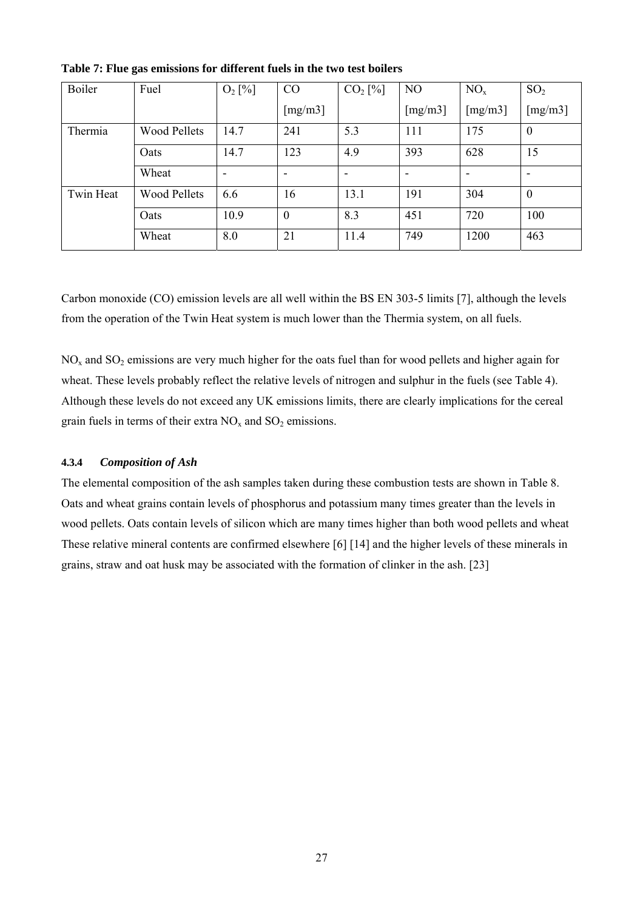**Table 7: Flue gas emissions for different fuels in the two test boilers**

| Boiler | Fuel | $O_2$ [%] | CO [mg/m3] | $CO_2$ [%] | NO [mg/m3] | $NO_x$ [mg/m3] | $SO_2$ [mg/m3] |
|---|---|---|---|---|---|---|---|
| Thermia | Wood Pellets | 14.7 | 241 | 5.3 | 111 | 175 | 0 |
| | Oats | 14.7 | 123 | 4.9 | 393 | 628 | 15 |
| | Wheat | - | - | - | - | - | - |
| Twin Heat | Wood Pellets | 6.6 | 16 | 13.1 | 191 | 304 | 0 |
| | Oats | 10.9 | 0 | 8.3 | 451 | 720 | 100 |
| | Wheat | 8.0 | 21 | 11.4 | 749 | 1200 | 463 |

Carbon monoxide (CO) emission levels are all well within the BS EN 303-5 limits [7], although the levels from the operation of the Twin Heat system is much lower than the Thermia system, on all fuels.

$NO_x$ and $SO_2$ emissions are very much higher for the oats fuel than for wood pellets and higher again for wheat. These levels probably reflect the relative levels of nitrogen and sulphur in the fuels (see Table 4). Although these levels do not exceed any UK emissions limits, there are clearly implications for the cereal grain fuels in terms of their extra $NO_x$ and $SO_2$ emissions.

#### 4.3.4 *Composition of Ash*

The elemental composition of the ash samples taken during these combustion tests are shown in Table 8. Oats and wheat grains contain levels of phosphorus and potassium many times greater than the levels in wood pellets. Oats contain levels of silicon which are many times higher than both wood pellets and wheat These relative mineral contents are confirmed elsewhere [6] [14] and the higher levels of these minerals in grains, straw and oat husk may be associated with the formation of clinker in the ash. [23]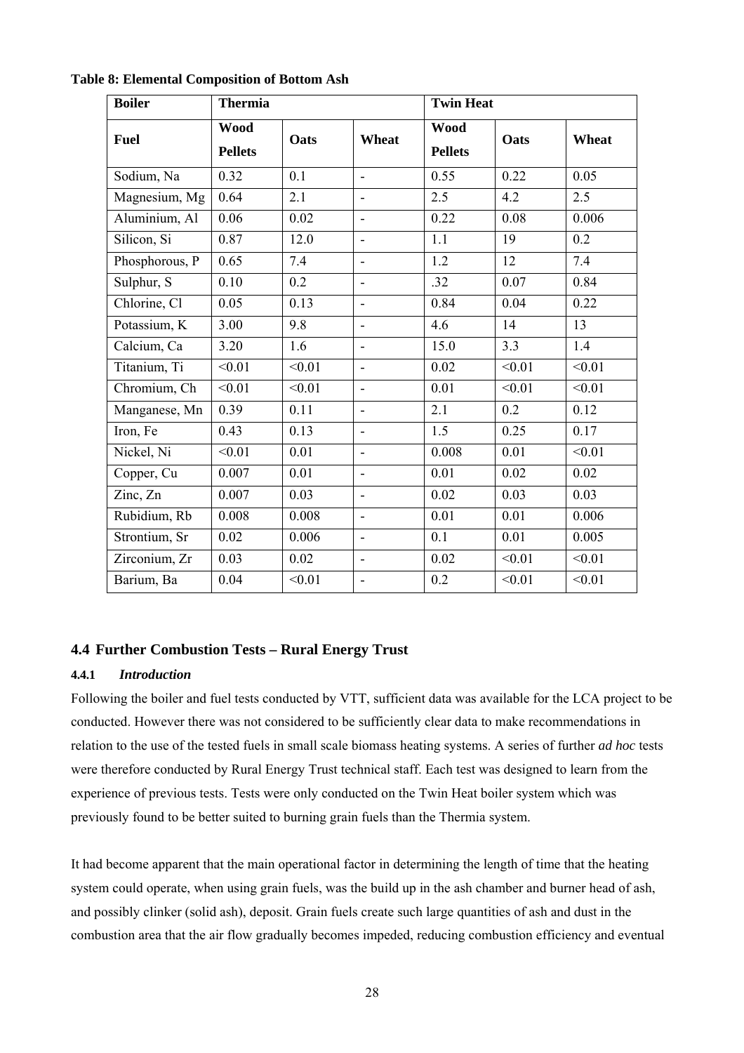**Table 8: Elemental Composition of Bottom Ash**

| Boiler | Thermia | | | Twin Heat | | |
|---|---|---|---|---|---|---|
| Fuel | Wood Pellets | Oats | Wheat | Wood Pellets | Oats | Wheat |
| Sodium, Na | 0.32 | 0.1 | - | 0.55 | 0.22 | 0.05 |
| Magnesium, Mg | 0.64 | 2.1 | - | 2.5 | 4.2 | 2.5 |
| Aluminium, Al | 0.06 | 0.02 | - | 0.22 | 0.08 | 0.006 |
| Silicon, Si | 0.87 | 12.0 | - | 1.1 | 19 | 0.2 |
| Phosphorous, P | 0.65 | 7.4 | - | 1.2 | 12 | 7.4 |
| Sulphur, S | 0.10 | 0.2 | - | .32 | 0.07 | 0.84 |
| Chlorine, Cl | 0.05 | 0.13 | - | 0.84 | 0.04 | 0.22 |
| Potassium, K | 3.00 | 9.8 | - | 4.6 | 14 | 13 |
| Calcium, Ca | 3.20 | 1.6 | - | 15.0 | 3.3 | 1.4 |
| Titanium, Ti | <0.01 | <0.01 | - | 0.02 | <0.01 | <0.01 |
| Chromium, Ch | <0.01 | <0.01 | - | 0.01 | <0.01 | <0.01 |
| Manganese, Mn | 0.39 | 0.11 | - | 2.1 | 0.2 | 0.12 |
| Iron, Fe | 0.43 | 0.13 | - | 1.5 | 0.25 | 0.17 |
| Nickel, Ni | <0.01 | 0.01 | - | 0.008 | 0.01 | <0.01 |
| Copper, Cu | 0.007 | 0.01 | - | 0.01 | 0.02 | 0.02 |
| Zinc, Zn | 0.007 | 0.03 | - | 0.02 | 0.03 | 0.03 |
| Rubidium, Rb | 0.008 | 0.008 | - | 0.01 | 0.01 | 0.006 |
| Strontium, Sr | 0.02 | 0.006 | - | 0.1 | 0.01 | 0.005 |
| Zirconium, Zr | 0.03 | 0.02 | - | 0.02 | <0.01 | <0.01 |
| Barium, Ba | 0.04 | <0.01 | - | 0.2 | <0.01 | <0.01 |

## 4.4 Further Combustion Tests – Rural Energy Trust

### 4.4.1 *Introduction*

Following the boiler and fuel tests conducted by VTT, sufficient data was available for the LCA project to be conducted. However there was not considered to be sufficiently clear data to make recommendations in relation to the use of the tested fuels in small scale biomass heating systems. A series of further *ad hoc* tests were therefore conducted by Rural Energy Trust technical staff. Each test was designed to learn from the experience of previous tests. Tests were only conducted on the Twin Heat boiler system which was previously found to be better suited to burning grain fuels than the Thermia system.

It had become apparent that the main operational factor in determining the length of time that the heating system could operate, when using grain fuels, was the build up in the ash chamber and burner head of ash, and possibly clinker (solid ash), deposit. Grain fuels create such large quantities of ash and dust in the combustion area that the air flow gradually becomes impeded, reducing combustion efficiency and eventual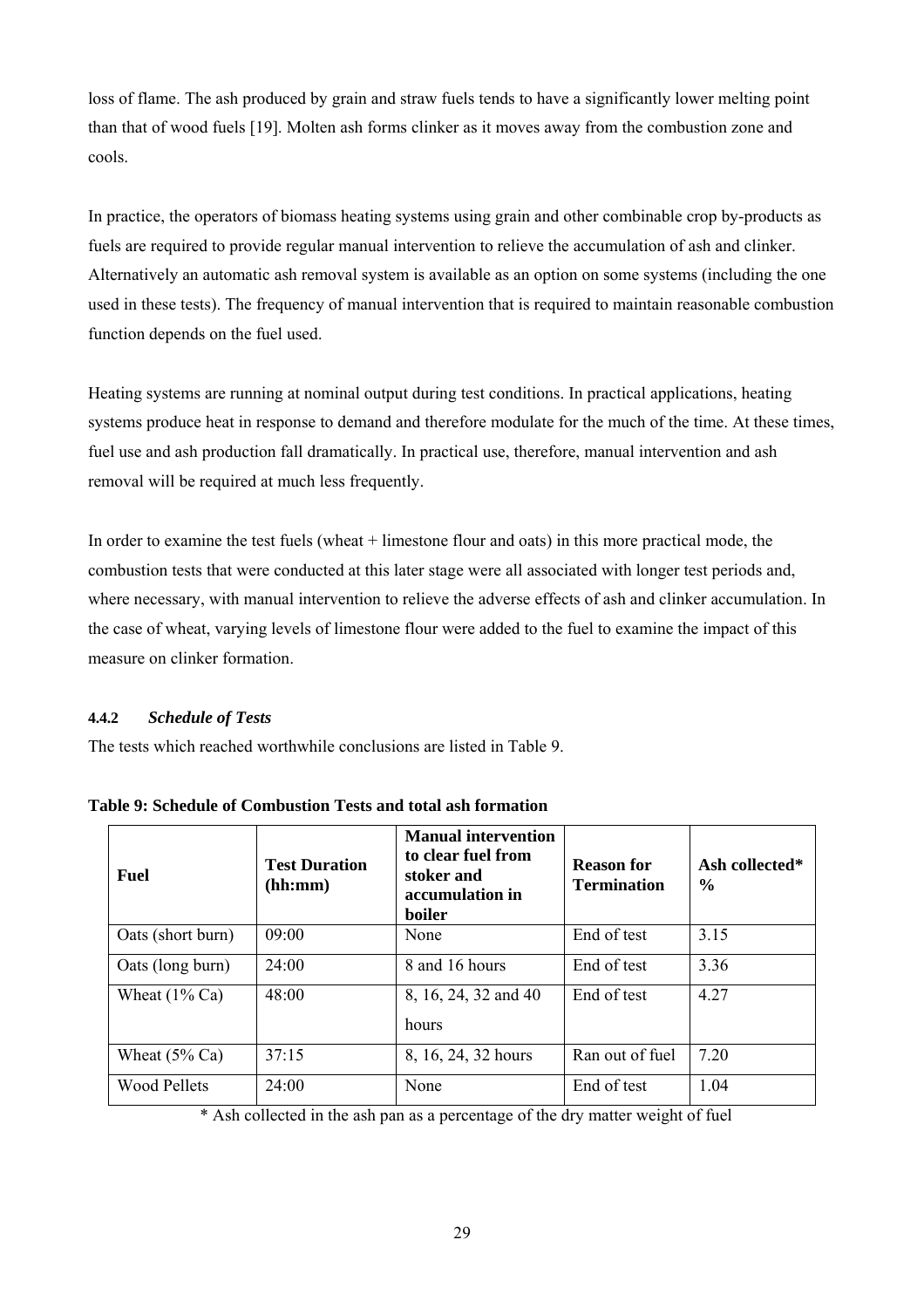loss of flame. The ash produced by grain and straw fuels tends to have a significantly lower melting point than that of wood fuels [19]. Molten ash forms clinker as it moves away from the combustion zone and cools.

In practice, the operators of biomass heating systems using grain and other combinable crop by-products as fuels are required to provide regular manual intervention to relieve the accumulation of ash and clinker. Alternatively an automatic ash removal system is available as an option on some systems (including the one used in these tests). The frequency of manual intervention that is required to maintain reasonable combustion function depends on the fuel used.

Heating systems are running at nominal output during test conditions. In practical applications, heating systems produce heat in response to demand and therefore modulate for the much of the time. At these times, fuel use and ash production fall dramatically. In practical use, therefore, manual intervention and ash removal will be required at much less frequently.

In order to examine the test fuels (wheat + limestone flour and oats) in this more practical mode, the combustion tests that were conducted at this later stage were all associated with longer test periods and, where necessary, with manual intervention to relieve the adverse effects of ash and clinker accumulation. In the case of wheat, varying levels of limestone flour were added to the fuel to examine the impact of this measure on clinker formation.

#### 4.4.2 *Schedule of Tests*

The tests which reached worthwhile conclusions are listed in Table 9.

**Table 9: Schedule of Combustion Tests and total ash formation**

| Fuel | Test Duration (hh:mm) | Manual intervention to clear fuel from stoker and accumulation in boiler | Reason for Termination | Ash collected* % |
|---|---|---|---|---|
| Oats (short burn) | 09:00 | None | End of test | 3.15 |
| Oats (long burn) | 24:00 | 8 and 16 hours | End of test | 3.36 |
| Wheat (1% Ca) | 48:00 | 8, 16, 24, 32 and 40 hours | End of test | 4.27 |
| Wheat (5% Ca) | 37:15 | 8, 16, 24, 32 hours | Ran out of fuel | 7.20 |
| Wood Pellets | 24:00 | None | End of test | 1.04 |

\* Ash collected in the ash pan as a percentage of the dry matter weight of fuel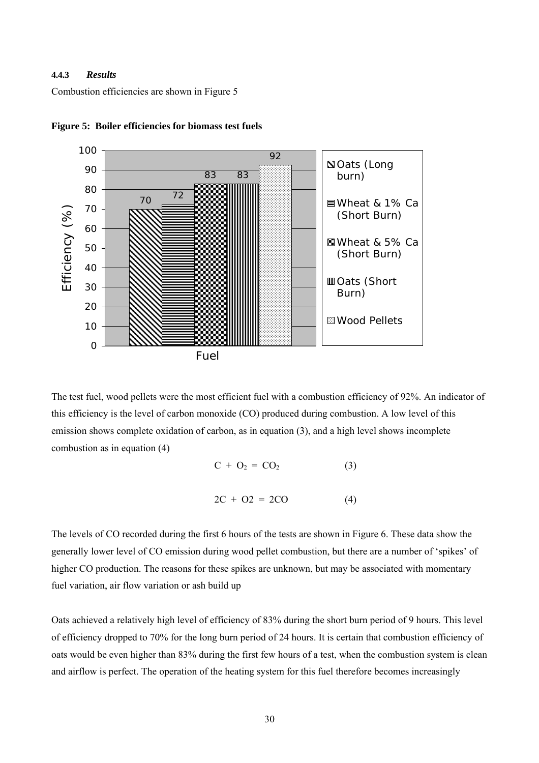#### 4.4.3 *Results*

Combustion efficiencies are shown in Figure 5

**Figure 5: Boiler efficiencies for biomass test fuels**

The test fuel, wood pellets were the most efficient fuel with a combustion efficiency of 92%. An indicator of this efficiency is the level of carbon monoxide (CO) produced during combustion. A low level of this emission shows complete oxidation of carbon, as in equation (3), and a high level shows incomplete combustion as in equation (4)

$$C + O_2 = CO_2 \qquad (3)$$

$$2C + O2 = 2CO \qquad (4)$$

The levels of CO recorded during the first 6 hours of the tests are shown in Figure 6. These data show the generally lower level of CO emission during wood pellet combustion, but there are a number of 'spikes' of higher CO production. The reasons for these spikes are unknown, but may be associated with momentary fuel variation, air flow variation or ash build up

Oats achieved a relatively high level of efficiency of 83% during the short burn period of 9 hours. This level of efficiency dropped to 70% for the long burn period of 24 hours. It is certain that combustion efficiency of oats would be even higher than 83% during the first few hours of a test, when the combustion system is clean and airflow is perfect. The operation of the heating system for this fuel therefore becomes increasingly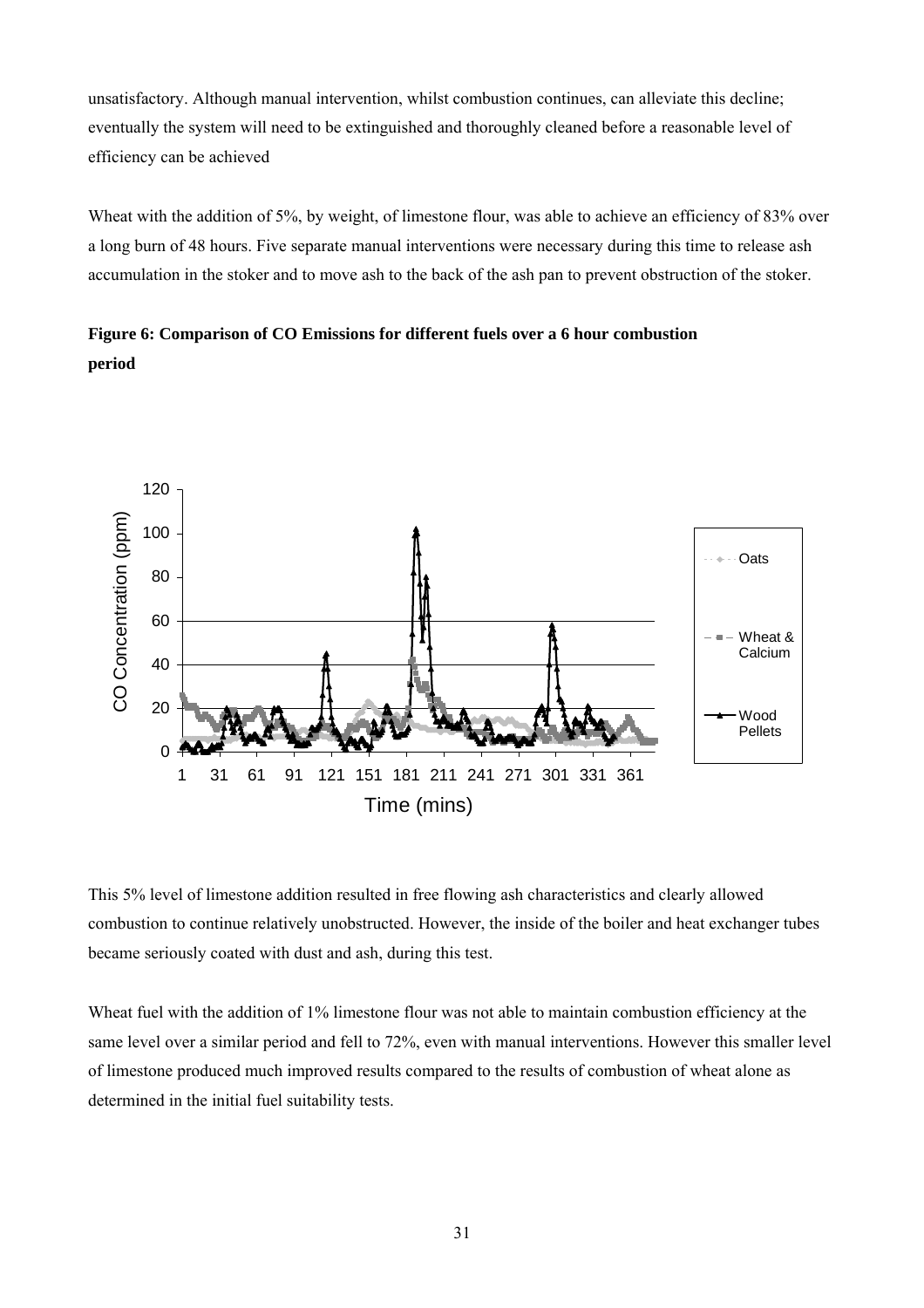unsatisfactory. Although manual intervention, whilst combustion continues, can alleviate this decline; eventually the system will need to be extinguished and thoroughly cleaned before a reasonable level of efficiency can be achieved

Wheat with the addition of 5%, by weight, of limestone flour, was able to achieve an efficiency of 83% over a long burn of 48 hours. Five separate manual interventions were necessary during this time to release ash accumulation in the stoker and to move ash to the back of the ash pan to prevent obstruction of the stoker.

**Figure 6: Comparison of CO Emissions for different fuels over a 6 hour combustion period**

This 5% level of limestone addition resulted in free flowing ash characteristics and clearly allowed combustion to continue relatively unobstructed. However, the inside of the boiler and heat exchanger tubes became seriously coated with dust and ash, during this test.

Wheat fuel with the addition of 1% limestone flour was not able to maintain combustion efficiency at the same level over a similar period and fell to 72%, even with manual interventions. However this smaller level of limestone produced much improved results compared to the results of combustion of wheat alone as determined in the initial fuel suitability tests.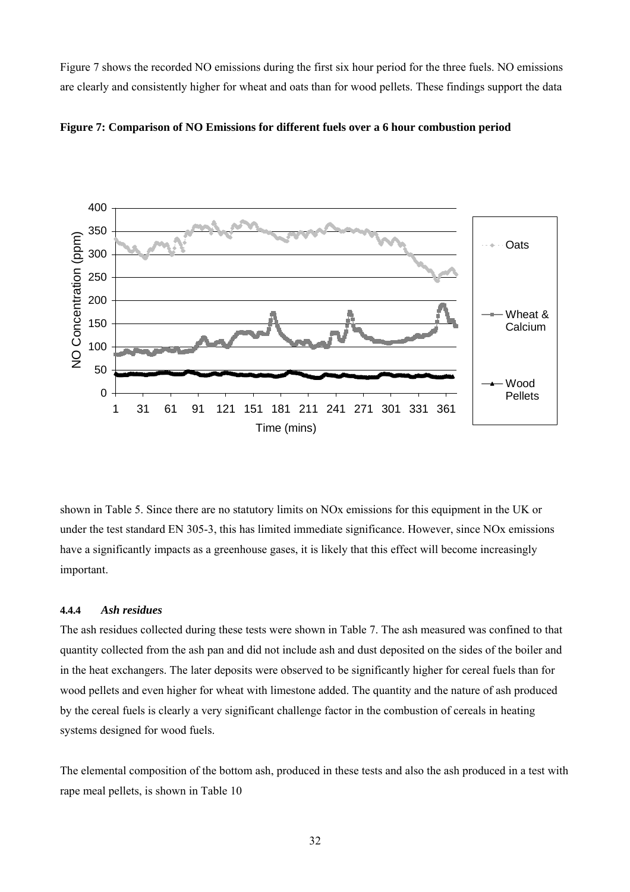Figure 7 shows the recorded NO emissions during the first six hour period for the three fuels. NO emissions are clearly and consistently higher for wheat and oats than for wood pellets. These findings support the data

**Figure 7: Comparison of NO Emissions for different fuels over a 6 hour combustion period**

shown in Table 5. Since there are no statutory limits on NOx emissions for this equipment in the UK or under the test standard EN 305-3, this has limited immediate significance. However, since NOx emissions have a significantly impacts as a greenhouse gases, it is likely that this effect will become increasingly important.

#### 4.4.4 *Ash residues*

The ash residues collected during these tests were shown in Table 7. The ash measured was confined to that quantity collected from the ash pan and did not include ash and dust deposited on the sides of the boiler and in the heat exchangers. The later deposits were observed to be significantly higher for cereal fuels than for wood pellets and even higher for wheat with limestone added. The quantity and the nature of ash produced by the cereal fuels is clearly a very significant challenge factor in the combustion of cereals in heating systems designed for wood fuels.

The elemental composition of the bottom ash, produced in these tests and also the ash produced in a test with rape meal pellets, is shown in Table 10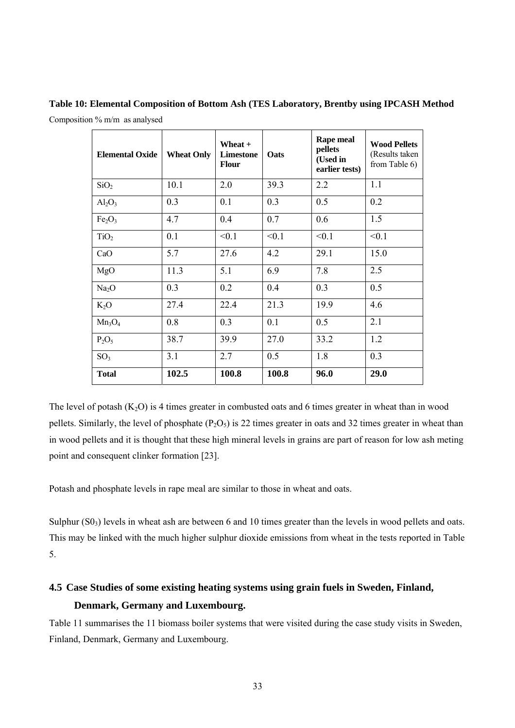**Table 10: Elemental Composition of Bottom Ash (TES Laboratory, Brentby using IPCASH Method**

Composition % m/m as analysed

| Elemental Oxide | Wheat Only | Wheat + Limestone Flour | Oats | Rape meal pellets (Used in earlier tests) | Wood Pellets (Results taken from Table 6) |
|---|---|---|---|---|---|
| $SiO_2$ | 10.1 | 2.0 | 39.3 | 2.2 | 1.1 |
| $Al_2O_3$ | 0.3 | 0.1 | 0.3 | 0.5 | 0.2 |
| $Fe_2O_3$ | 4.7 | 0.4 | 0.7 | 0.6 | 1.5 |
| $TiO_2$ | 0.1 | <0.1 | <0.1 | <0.1 | <0.1 |
| CaO | 5.7 | 27.6 | 4.2 | 29.1 | 15.0 |
| MgO | 11.3 | 5.1 | 6.9 | 7.8 | 2.5 |
| $Na_2O$ | 0.3 | 0.2 | 0.4 | 0.3 | 0.5 |
| $K_2O$ | 27.4 | 22.4 | 21.3 | 19.9 | 4.6 |
| $Mn_3O_4$ | 0.8 | 0.3 | 0.1 | 0.5 | 2.1 |
| $P_2O_5$ | 38.7 | 39.9 | 27.0 | 33.2 | 1.2 |
| $SO_3$ | 3.1 | 2.7 | 0.5 | 1.8 | 0.3 |
| **Total** | **102.5** | **100.8** | **100.8** | **96.0** | **29.0** |

The level of potash ($K_2O$) is 4 times greater in combusted oats and 6 times greater in wheat than in wood pellets. Similarly, the level of phosphate ($P_2O_5$) is 22 times greater in oats and 32 times greater in wheat than in wood pellets and it is thought that these high mineral levels in grains are part of reason for low ash meting point and consequent clinker formation [23].

Potash and phosphate levels in rape meal are similar to those in wheat and oats.

Sulphur ($S0_3$) levels in wheat ash are between 6 and 10 times greater than the levels in wood pellets and oats. This may be linked with the much higher sulphur dioxide emissions from wheat in the tests reported in Table 5.

## 4.5 Case Studies of some existing heating systems using grain fuels in Sweden, Finland, Denmark, Germany and Luxembourg.

Table 11 summarises the 11 biomass boiler systems that were visited during the case study visits in Sweden, Finland, Denmark, Germany and Luxembourg.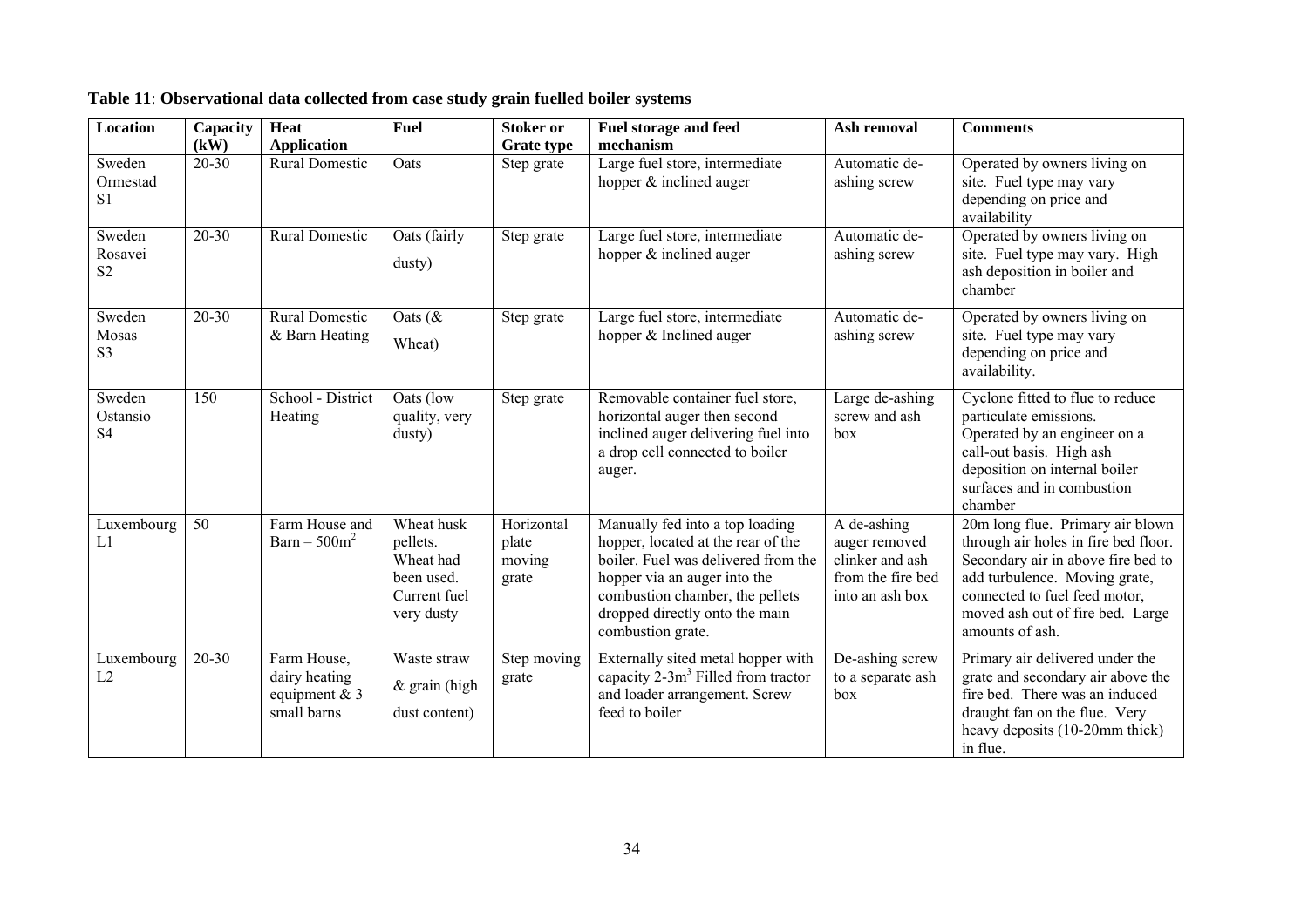**Table 11**: **Observational data collected from case study grain fuelled boiler systems**

| Location | Capacity (kW) | Heat Application | Fuel | Stoker or Grate type | Fuel storage and feed mechanism | Ash removal | Comments |
|---|---|---|---|---|---|---|---|
| Sweden Ormestad S1 | 20-30 | Rural Domestic | Oats | Step grate | Large fuel store, intermediate hopper & inclined auger | Automatic de-ashing screw | Operated by owners living on site. Fuel type may vary depending on price and availability |
| Sweden Rosavei S2 | 20-30 | Rural Domestic | Oats (fairly dusty) | Step grate | Large fuel store, intermediate hopper & inclined auger | Automatic de-ashing screw | Operated by owners living on site. Fuel type may vary. High ash deposition in boiler and chamber |
| Sweden Mosas S3 | 20-30 | Rural Domestic & Barn Heating | Oats (& Wheat) | Step grate | Large fuel store, intermediate hopper & Inclined auger | Automatic de-ashing screw | Operated by owners living on site. Fuel type may vary depending on price and availability. |
| Sweden Ostansio S4 | 150 | School - District Heating | Oats (low quality, very dusty) | Step grate | Removable container fuel store, horizontal auger then second inclined auger delivering fuel into a drop cell connected to boiler auger. | Large de-ashing screw and ash box | Cyclone fitted to flue to reduce particulate emissions. Operated by an engineer on a call-out basis. High ash deposition on internal boiler surfaces and in combustion chamber |
| Luxembourg L1 | 50 | Farm House and Barn – 500m$^2$ | Wheat husk pellets. Wheat had been used. Current fuel very dusty | Horizontal plate moving grate | Manually fed into a top loading hopper, located at the rear of the boiler. Fuel was delivered from the hopper via an auger into the combustion chamber, the pellets dropped directly onto the main combustion grate. | A de-ashing auger removed clinker and ash from the fire bed into an ash box | 20m long flue. Primary air blown through air holes in fire bed floor. Secondary air in above fire bed to add turbulence. Moving grate, connected to fuel feed motor, moved ash out of fire bed. Large amounts of ash. |
| Luxembourg L2 | 20-30 | Farm House, dairy heating equipment & 3 small barns | Waste straw & grain (high dust content) | Step moving grate | Externally sited metal hopper with capacity 2-3m$^3$ Filled from tractor and loader arrangement. Screw feed to boiler | De-ashing screw to a separate ash box | Primary air delivered under the grate and secondary air above the fire bed. There was an induced draught fan on the flue. Very heavy deposits (10-20mm thick) in flue. |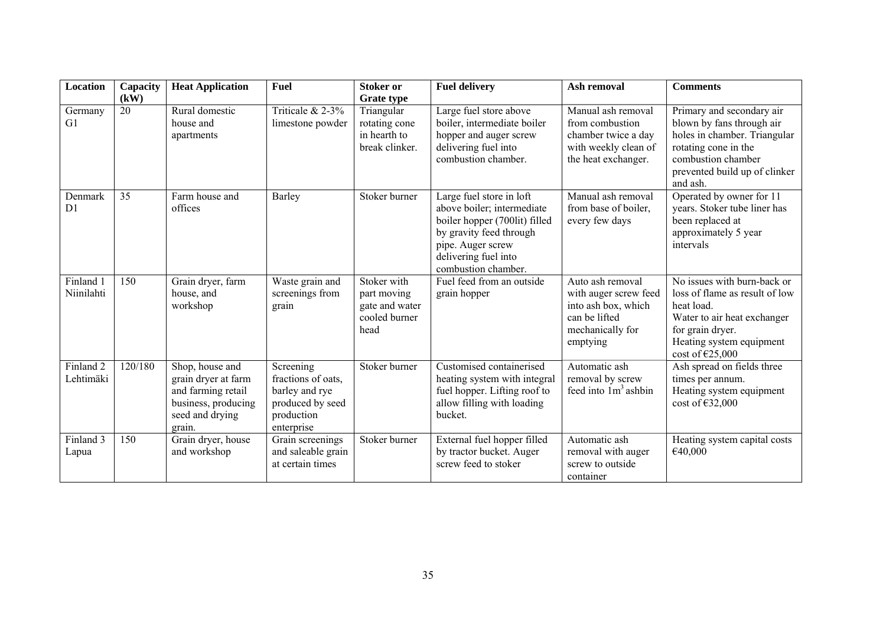| Location | Capacity (kW) | Heat Application | Fuel | Stoker or Grate type | Fuel delivery | Ash removal | Comments |
|---|---|---|---|---|---|---|---|
| Germany G1 | 20 | Rural domestic house and apartments | Triticale & 2-3% limestone powder | Triangular rotating cone in hearth to break clinker. | Large fuel store above boiler, intermediate boiler hopper and auger screw delivering fuel into combustion chamber. | Manual ash removal from combustion chamber twice a day with weekly clean of the heat exchanger. | Primary and secondary air blown by fans through air holes in chamber. Triangular rotating cone in the combustion chamber prevented build up of clinker and ash. |
| Denmark D1 | 35 | Farm house and offices | Barley | Stoker burner | Large fuel store in loft above boiler; intermediate boiler hopper (700lit) filled by gravity feed through pipe. Auger screw delivering fuel into combustion chamber. | Manual ash removal from base of boiler, every few days | Operated by owner for 11 years. Stoker tube liner has been replaced at approximately 5 year intervals |
| Finland 1 Niinilahti | 150 | Grain dryer, farm house, and workshop | Waste grain and screenings from grain | Stoker with part moving gate and water cooled burner head | Fuel feed from an outside grain hopper | Auto ash removal with auger screw feed into ash box, which can be lifted mechanically for emptying | No issues with burn-back or loss of flame as result of low heat load. Water to air heat exchanger for grain dryer. Heating system equipment cost of €25,000 |
| Finland 2 Lehtimäki | 120/180 | Shop, house and grain dryer at farm and farming retail business, producing seed and drying grain. | Screening fractions of oats, barley and rye produced by seed production enterprise | Stoker burner | Customised containerised heating system with integral fuel hopper. Lifting roof to allow filling with loading bucket. | Automatic ash removal by screw feed into $1m^3$ ashbin | Ash spread on fields three times per annum. Heating system equipment cost of €32,000 |
| Finland 3 Lapua | 150 | Grain dryer, house and workshop | Grain screenings and saleable grain at certain times | Stoker burner | External fuel hopper filled by tractor bucket. Auger screw feed to stoker | Automatic ash removal with auger screw to outside container | Heating system capital costs €40,000 |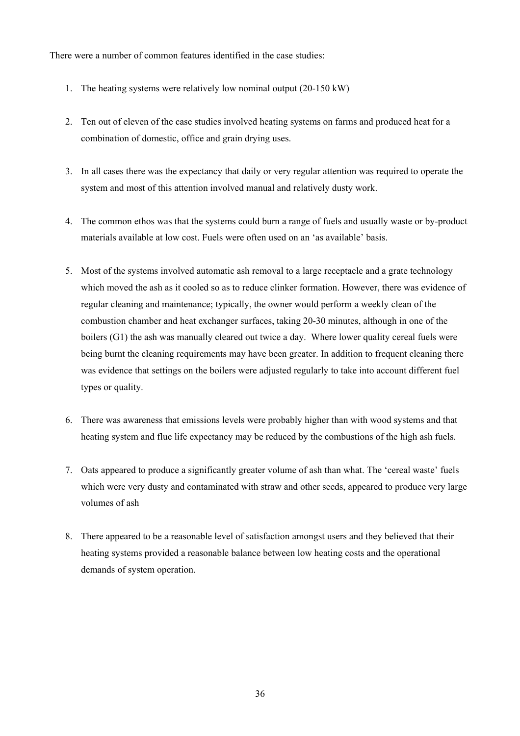There were a number of common features identified in the case studies:

1. The heating systems were relatively low nominal output (20-150 kW)

2. Ten out of eleven of the case studies involved heating systems on farms and produced heat for a combination of domestic, office and grain drying uses.

3. In all cases there was the expectancy that daily or very regular attention was required to operate the system and most of this attention involved manual and relatively dusty work.

4. The common ethos was that the systems could burn a range of fuels and usually waste or by-product materials available at low cost. Fuels were often used on an 'as available' basis.

5. Most of the systems involved automatic ash removal to a large receptacle and a grate technology which moved the ash as it cooled so as to reduce clinker formation. However, there was evidence of regular cleaning and maintenance; typically, the owner would perform a weekly clean of the combustion chamber and heat exchanger surfaces, taking 20-30 minutes, although in one of the boilers (G1) the ash was manually cleared out twice a day. Where lower quality cereal fuels were being burnt the cleaning requirements may have been greater. In addition to frequent cleaning there was evidence that settings on the boilers were adjusted regularly to take into account different fuel types or quality.

6. There was awareness that emissions levels were probably higher than with wood systems and that heating system and flue life expectancy may be reduced by the combustions of the high ash fuels.

7. Oats appeared to produce a significantly greater volume of ash than what. The 'cereal waste' fuels which were very dusty and contaminated with straw and other seeds, appeared to produce very large volumes of ash

8. There appeared to be a reasonable level of satisfaction amongst users and they believed that their heating systems provided a reasonable balance between low heating costs and the operational demands of system operation.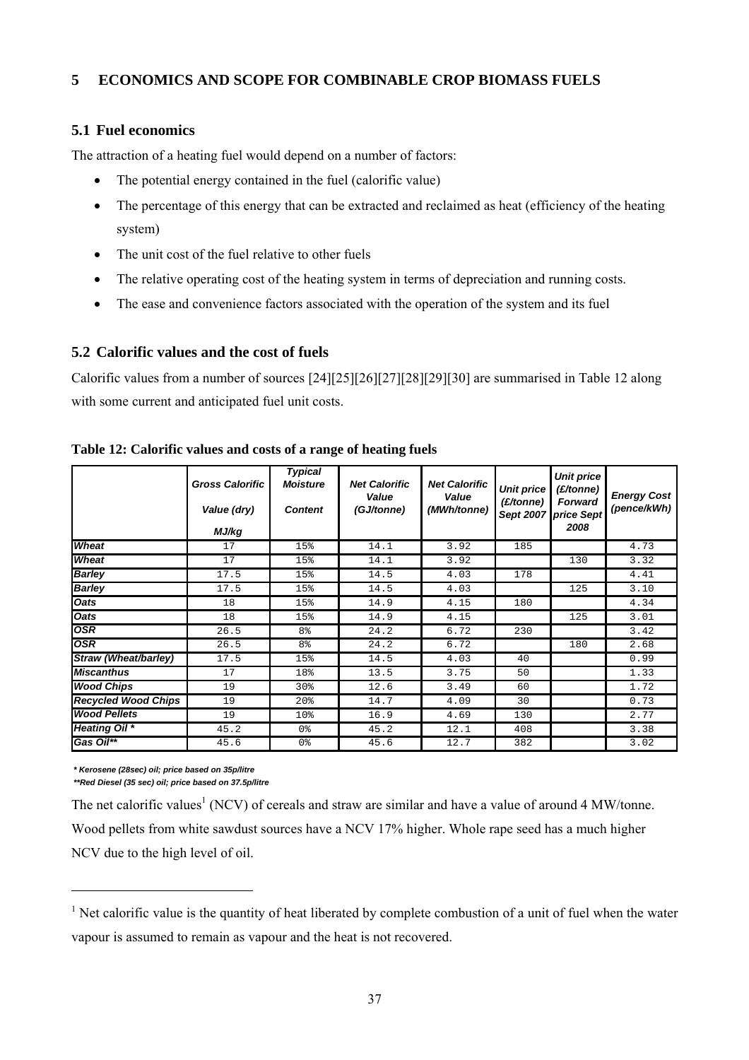# 5 ECONOMICS AND SCOPE FOR COMBINABLE CROP BIOMASS FUELS

## 5.1 Fuel economics

The attraction of a heating fuel would depend on a number of factors:

- The potential energy contained in the fuel (calorific value)
- The percentage of this energy that can be extracted and reclaimed as heat (efficiency of the heating system)
- The unit cost of the fuel relative to other fuels
- The relative operating cost of the heating system in terms of depreciation and running costs.
- The ease and convenience factors associated with the operation of the system and its fuel

## 5.2 Calorific values and the cost of fuels

Calorific values from a number of sources [24][25][26][27][28][29][30] are summarised in Table 12 along with some current and anticipated fuel unit costs.

**Table 12: Calorific values and costs of a range of heating fuels**

| | *Gross Calorific Value (dry) MJ/kg* | *Typical Moisture Content* | *Net Calorific Value (GJ/tonne)* | *Net Calorific Value (MWh/tonne)* | *Unit price (£/tonne) Sept 2007* | *Unit price (£/tonne) Forward price Sept 2008* | *Energy Cost (pence/kWh)* |
|---|---|---|---|---|---|---|---|
| ***Wheat*** | 17 | 15% | 14.1 | 3.92 | 185 | | 4.73 |
| ***Wheat*** | 17 | 15% | 14.1 | 3.92 | | 130 | 3.32 |
| ***Barley*** | 17.5 | 15% | 14.5 | 4.03 | 178 | | 4.41 |
| ***Barley*** | 17.5 | 15% | 14.5 | 4.03 | | 125 | 3.10 |
| ***Oats*** | 18 | 15% | 14.9 | 4.15 | 180 | | 4.34 |
| ***Oats*** | 18 | 15% | 14.9 | 4.15 | | 125 | 3.01 |
| ***OSR*** | 26.5 | 8% | 24.2 | 6.72 | 230 | | 3.42 |
| ***OSR*** | 26.5 | 8% | 24.2 | 6.72 | | 180 | 2.68 |
| ***Straw (Wheat/barley)*** | 17.5 | 15% | 14.5 | 4.03 | 40 | | 0.99 |
| ***Miscanthus*** | 17 | 18% | 13.5 | 3.75 | 50 | | 1.33 |
| ***Wood Chips*** | 19 | 30% | 12.6 | 3.49 | 60 | | 1.72 |
| ***Recycled Wood Chips*** | 19 | 20% | 14.7 | 4.09 | 30 | | 0.73 |
| ***Wood Pellets*** | 19 | 10% | 16.9 | 4.69 | 130 | | 2.77 |
| ***Heating Oil **** | 45.2 | 0% | 45.2 | 12.1 | 408 | | 3.38 |
| ***Gas Oil***** | 45.6 | 0% | 45.6 | 12.7 | 382 | | 3.02 |

***\* Kerosene (28sec) oil; price based on 35p/litre***

***\*\*Red Diesel (35 sec) oil; price based on 37.5p/litre***

The net calorific values[1] (NCV) of cereals and straw are similar and have a value of around 4 MW/tonne. Wood pellets from white sawdust sources have a NCV 17% higher. Whole rape seed has a much higher NCV due to the high level of oil.

[1] Net calorific value is the quantity of heat liberated by complete combustion of a unit of fuel when the water vapour is assumed to remain as vapour and the heat is not recovered.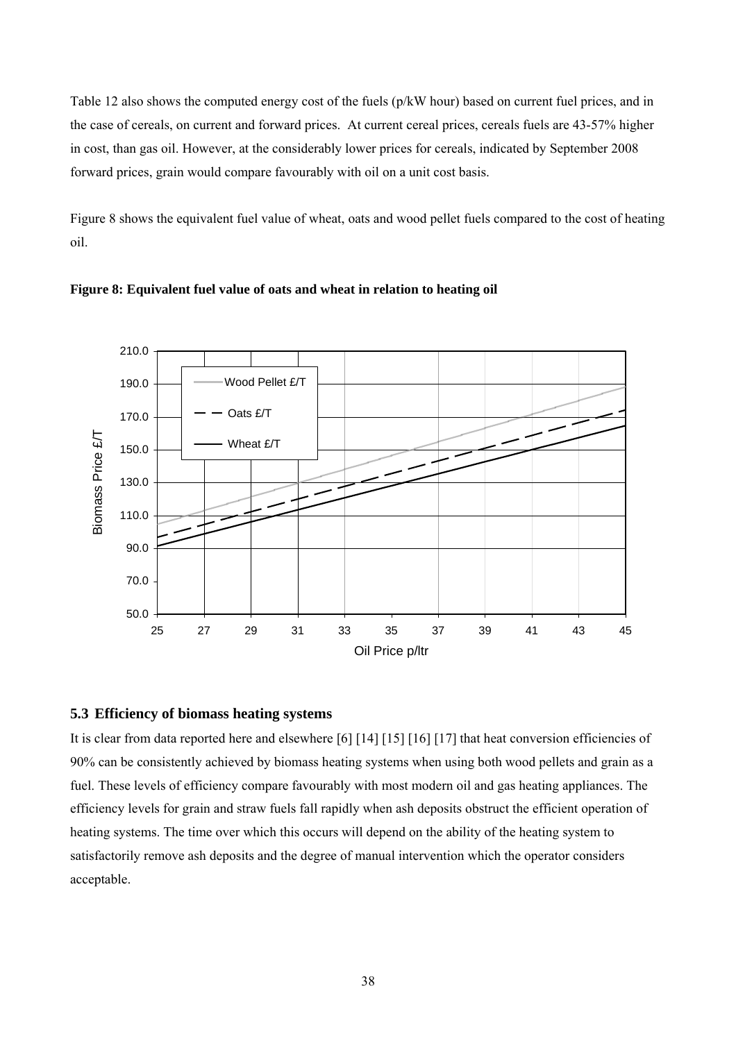Table 12 also shows the computed energy cost of the fuels (p/kW hour) based on current fuel prices, and in the case of cereals, on current and forward prices. At current cereal prices, cereals fuels are 43-57% higher in cost, than gas oil. However, at the considerably lower prices for cereals, indicated by September 2008 forward prices, grain would compare favourably with oil on a unit cost basis.

Figure 8 shows the equivalent fuel value of wheat, oats and wood pellet fuels compared to the cost of heating oil.

**Figure 8: Equivalent fuel value of oats and wheat in relation to heating oil**

## 5.3 Efficiency of biomass heating systems

It is clear from data reported here and elsewhere [6] [14] [15] [16] [17] that heat conversion efficiencies of 90% can be consistently achieved by biomass heating systems when using both wood pellets and grain as a fuel. These levels of efficiency compare favourably with most modern oil and gas heating appliances. The efficiency levels for grain and straw fuels fall rapidly when ash deposits obstruct the efficient operation of heating systems. The time over which this occurs will depend on the ability of the heating system to satisfactorily remove ash deposits and the degree of manual intervention which the operator considers acceptable.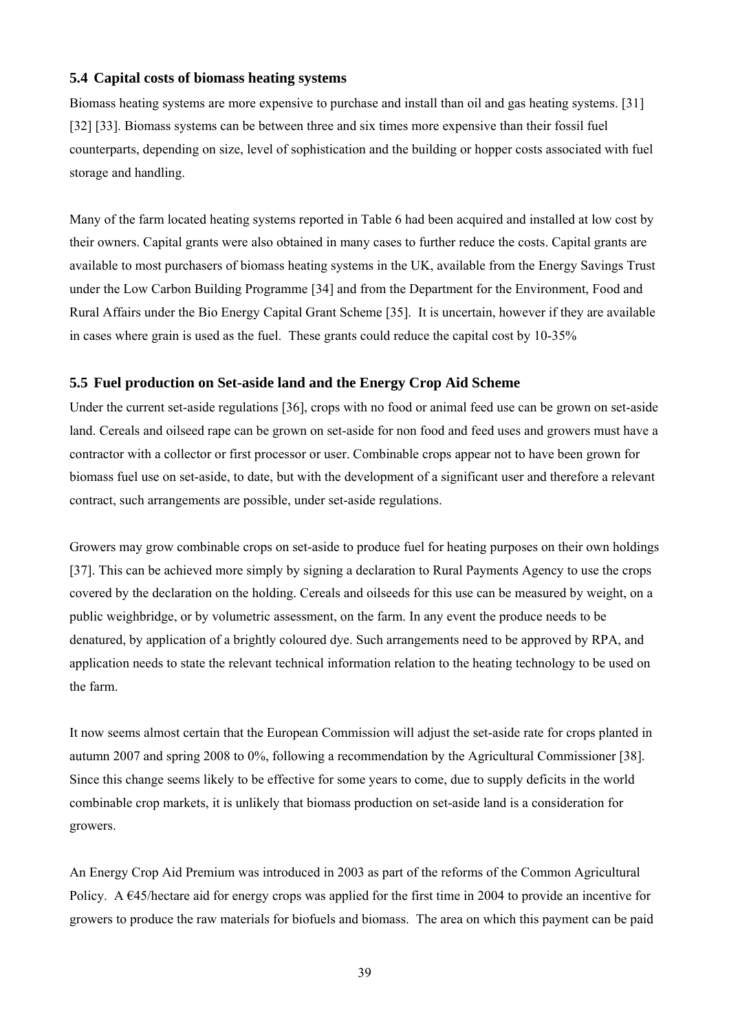### 5.4 Capital costs of biomass heating systems

Biomass heating systems are more expensive to purchase and install than oil and gas heating systems. [31] [32] [33]. Biomass systems can be between three and six times more expensive than their fossil fuel counterparts, depending on size, level of sophistication and the building or hopper costs associated with fuel storage and handling.

Many of the farm located heating systems reported in Table 6 had been acquired and installed at low cost by their owners. Capital grants were also obtained in many cases to further reduce the costs. Capital grants are available to most purchasers of biomass heating systems in the UK, available from the Energy Savings Trust under the Low Carbon Building Programme [34] and from the Department for the Environment, Food and Rural Affairs under the Bio Energy Capital Grant Scheme [35]. It is uncertain, however if they are available in cases where grain is used as the fuel. These grants could reduce the capital cost by 10-35%

### 5.5 Fuel production on Set-aside land and the Energy Crop Aid Scheme

Under the current set-aside regulations [36], crops with no food or animal feed use can be grown on set-aside land. Cereals and oilseed rape can be grown on set-aside for non food and feed uses and growers must have a contractor with a collector or first processor or user. Combinable crops appear not to have been grown for biomass fuel use on set-aside, to date, but with the development of a significant user and therefore a relevant contract, such arrangements are possible, under set-aside regulations.

Growers may grow combinable crops on set-aside to produce fuel for heating purposes on their own holdings [37]. This can be achieved more simply by signing a declaration to Rural Payments Agency to use the crops covered by the declaration on the holding. Cereals and oilseeds for this use can be measured by weight, on a public weighbridge, or by volumetric assessment, on the farm. In any event the produce needs to be denatured, by application of a brightly coloured dye. Such arrangements need to be approved by RPA, and application needs to state the relevant technical information relation to the heating technology to be used on the farm.

It now seems almost certain that the European Commission will adjust the set-aside rate for crops planted in autumn 2007 and spring 2008 to 0%, following a recommendation by the Agricultural Commissioner [38]. Since this change seems likely to be effective for some years to come, due to supply deficits in the world combinable crop markets, it is unlikely that biomass production on set-aside land is a consideration for growers.

An Energy Crop Aid Premium was introduced in 2003 as part of the reforms of the Common Agricultural Policy. A €45/hectare aid for energy crops was applied for the first time in 2004 to provide an incentive for growers to produce the raw materials for biofuels and biomass. The area on which this payment can be paid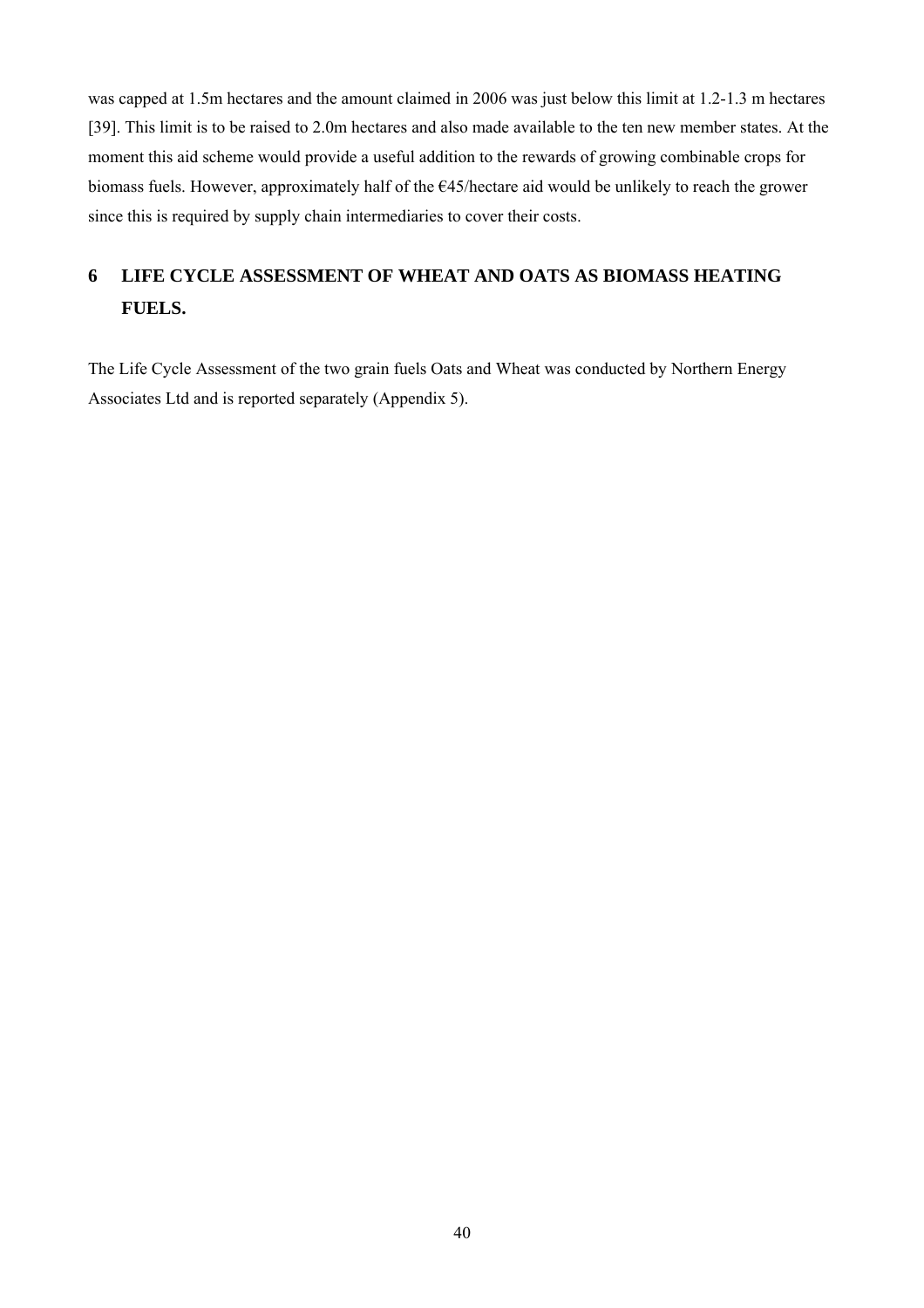was capped at 1.5m hectares and the amount claimed in 2006 was just below this limit at 1.2-1.3 m hectares [39]. This limit is to be raised to 2.0m hectares and also made available to the ten new member states. At the moment this aid scheme would provide a useful addition to the rewards of growing combinable crops for biomass fuels. However, approximately half of the €45/hectare aid would be unlikely to reach the grower since this is required by supply chain intermediaries to cover their costs.

# 6 LIFE CYCLE ASSESSMENT OF WHEAT AND OATS AS BIOMASS HEATING FUELS.

The Life Cycle Assessment of the two grain fuels Oats and Wheat was conducted by Northern Energy Associates Ltd and is reported separately (Appendix 5).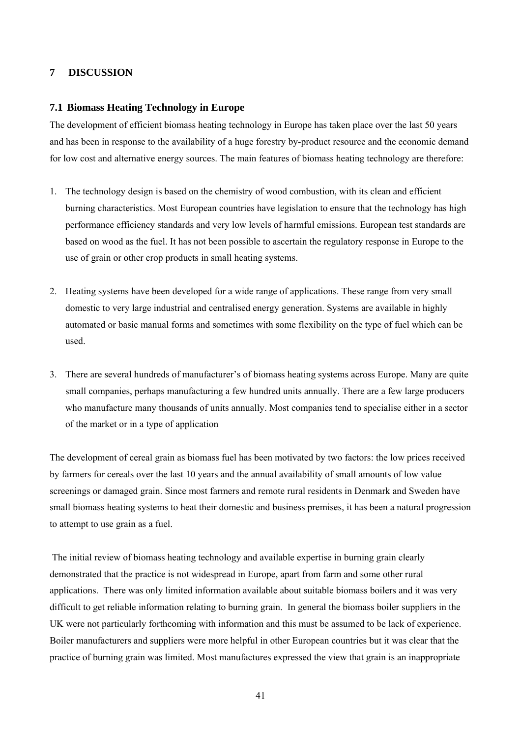## 7 DISCUSSION

### 7.1 Biomass Heating Technology in Europe

The development of efficient biomass heating technology in Europe has taken place over the last 50 years and has been in response to the availability of a huge forestry by-product resource and the economic demand for low cost and alternative energy sources. The main features of biomass heating technology are therefore:

1. The technology design is based on the chemistry of wood combustion, with its clean and efficient burning characteristics. Most European countries have legislation to ensure that the technology has high performance efficiency standards and very low levels of harmful emissions. European test standards are based on wood as the fuel. It has not been possible to ascertain the regulatory response in Europe to the use of grain or other crop products in small heating systems.

2. Heating systems have been developed for a wide range of applications. These range from very small domestic to very large industrial and centralised energy generation. Systems are available in highly automated or basic manual forms and sometimes with some flexibility on the type of fuel which can be used.

3. There are several hundreds of manufacturer's of biomass heating systems across Europe. Many are quite small companies, perhaps manufacturing a few hundred units annually. There are a few large producers who manufacture many thousands of units annually. Most companies tend to specialise either in a sector of the market or in a type of application

The development of cereal grain as biomass fuel has been motivated by two factors: the low prices received by farmers for cereals over the last 10 years and the annual availability of small amounts of low value screenings or damaged grain. Since most farmers and remote rural residents in Denmark and Sweden have small biomass heating systems to heat their domestic and business premises, it has been a natural progression to attempt to use grain as a fuel.

The initial review of biomass heating technology and available expertise in burning grain clearly demonstrated that the practice is not widespread in Europe, apart from farm and some other rural applications. There was only limited information available about suitable biomass boilers and it was very difficult to get reliable information relating to burning grain. In general the biomass boiler suppliers in the UK were not particularly forthcoming with information and this must be assumed to be lack of experience. Boiler manufacturers and suppliers were more helpful in other European countries but it was clear that the practice of burning grain was limited. Most manufactures expressed the view that grain is an inappropriate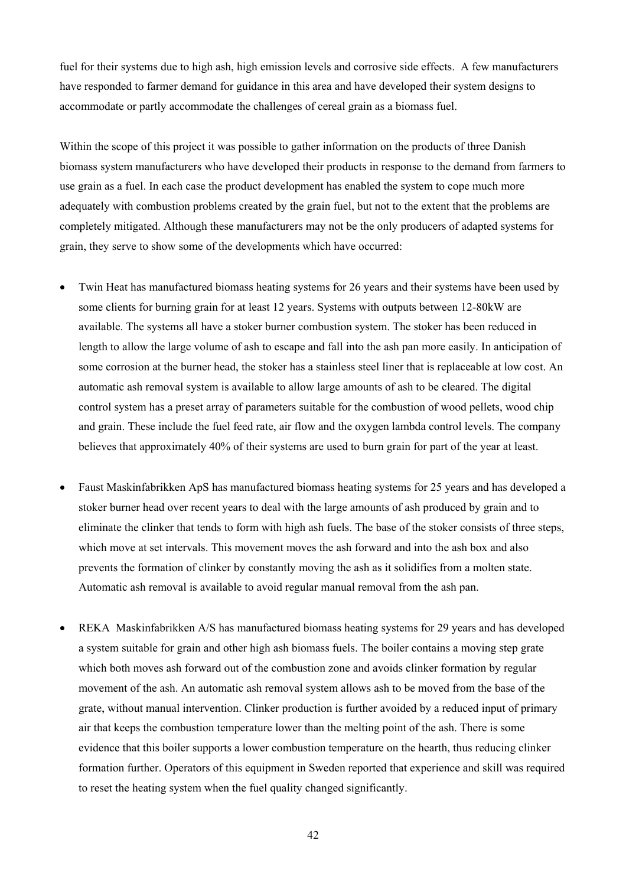fuel for their systems due to high ash, high emission levels and corrosive side effects. A few manufacturers have responded to farmer demand for guidance in this area and have developed their system designs to accommodate or partly accommodate the challenges of cereal grain as a biomass fuel.

Within the scope of this project it was possible to gather information on the products of three Danish biomass system manufacturers who have developed their products in response to the demand from farmers to use grain as a fuel. In each case the product development has enabled the system to cope much more adequately with combustion problems created by the grain fuel, but not to the extent that the problems are completely mitigated. Although these manufacturers may not be the only producers of adapted systems for grain, they serve to show some of the developments which have occurred:

- Twin Heat has manufactured biomass heating systems for 26 years and their systems have been used by some clients for burning grain for at least 12 years. Systems with outputs between 12-80kW are available. The systems all have a stoker burner combustion system. The stoker has been reduced in length to allow the large volume of ash to escape and fall into the ash pan more easily. In anticipation of some corrosion at the burner head, the stoker has a stainless steel liner that is replaceable at low cost. An automatic ash removal system is available to allow large amounts of ash to be cleared. The digital control system has a preset array of parameters suitable for the combustion of wood pellets, wood chip and grain. These include the fuel feed rate, air flow and the oxygen lambda control levels. The company believes that approximately 40% of their systems are used to burn grain for part of the year at least.

- Faust Maskinfabrikken ApS has manufactured biomass heating systems for 25 years and has developed a stoker burner head over recent years to deal with the large amounts of ash produced by grain and to eliminate the clinker that tends to form with high ash fuels. The base of the stoker consists of three steps, which move at set intervals. This movement moves the ash forward and into the ash box and also prevents the formation of clinker by constantly moving the ash as it solidifies from a molten state. Automatic ash removal is available to avoid regular manual removal from the ash pan.

- REKA Maskinfabrikken A/S has manufactured biomass heating systems for 29 years and has developed a system suitable for grain and other high ash biomass fuels. The boiler contains a moving step grate which both moves ash forward out of the combustion zone and avoids clinker formation by regular movement of the ash. An automatic ash removal system allows ash to be moved from the base of the grate, without manual intervention. Clinker production is further avoided by a reduced input of primary air that keeps the combustion temperature lower than the melting point of the ash. There is some evidence that this boiler supports a lower combustion temperature on the hearth, thus reducing clinker formation further. Operators of this equipment in Sweden reported that experience and skill was required to reset the heating system when the fuel quality changed significantly.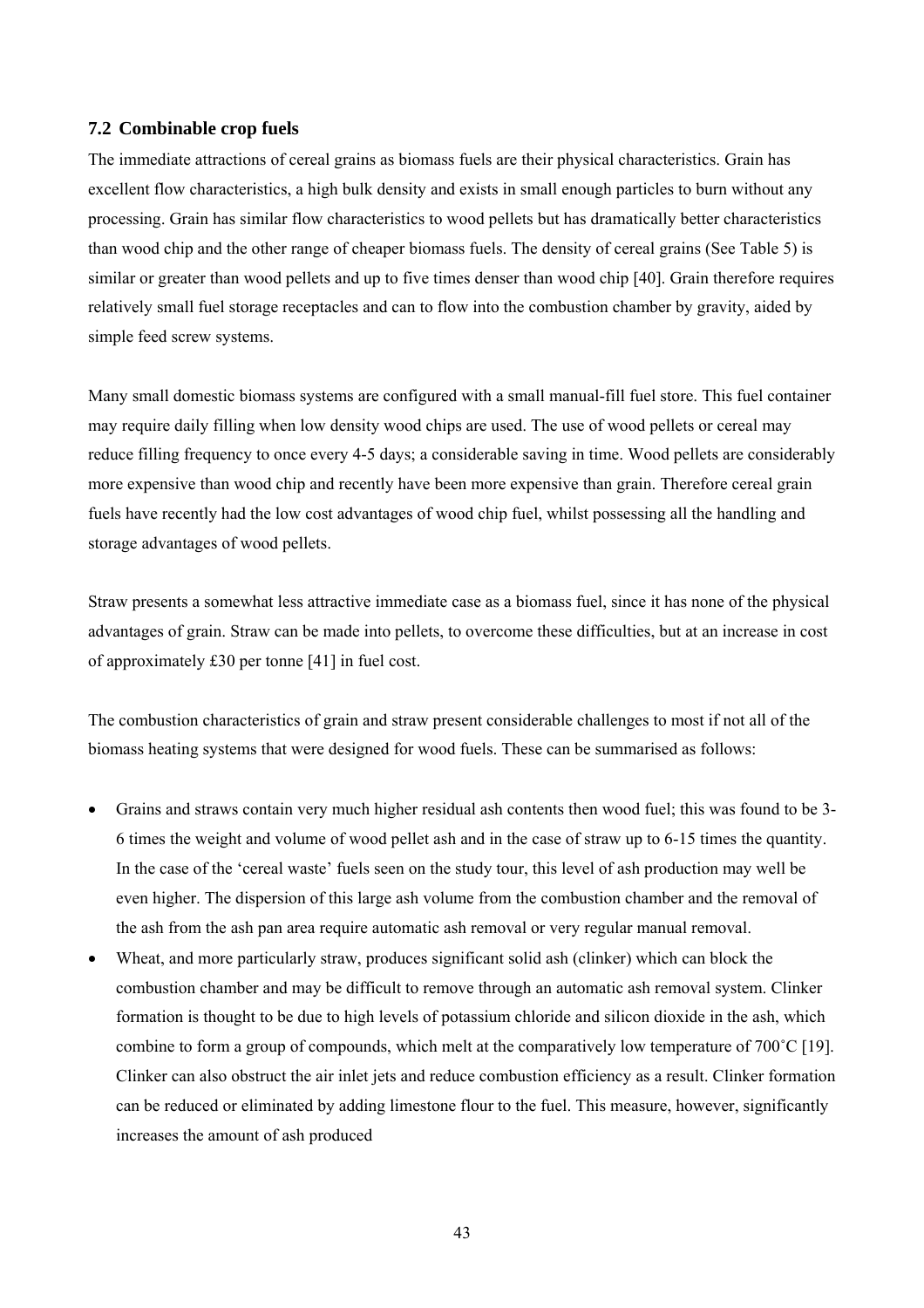### 7.2 Combinable crop fuels

The immediate attractions of cereal grains as biomass fuels are their physical characteristics. Grain has excellent flow characteristics, a high bulk density and exists in small enough particles to burn without any processing. Grain has similar flow characteristics to wood pellets but has dramatically better characteristics than wood chip and the other range of cheaper biomass fuels. The density of cereal grains (See Table 5) is similar or greater than wood pellets and up to five times denser than wood chip [40]. Grain therefore requires relatively small fuel storage receptacles and can to flow into the combustion chamber by gravity, aided by simple feed screw systems.

Many small domestic biomass systems are configured with a small manual-fill fuel store. This fuel container may require daily filling when low density wood chips are used. The use of wood pellets or cereal may reduce filling frequency to once every 4-5 days; a considerable saving in time. Wood pellets are considerably more expensive than wood chip and recently have been more expensive than grain. Therefore cereal grain fuels have recently had the low cost advantages of wood chip fuel, whilst possessing all the handling and storage advantages of wood pellets.

Straw presents a somewhat less attractive immediate case as a biomass fuel, since it has none of the physical advantages of grain. Straw can be made into pellets, to overcome these difficulties, but at an increase in cost of approximately £30 per tonne [41] in fuel cost.

The combustion characteristics of grain and straw present considerable challenges to most if not all of the biomass heating systems that were designed for wood fuels. These can be summarised as follows:

- Grains and straws contain very much higher residual ash contents then wood fuel; this was found to be 3-6 times the weight and volume of wood pellet ash and in the case of straw up to 6-15 times the quantity. In the case of the 'cereal waste' fuels seen on the study tour, this level of ash production may well be even higher. The dispersion of this large ash volume from the combustion chamber and the removal of the ash from the ash pan area require automatic ash removal or very regular manual removal.
- Wheat, and more particularly straw, produces significant solid ash (clinker) which can block the combustion chamber and may be difficult to remove through an automatic ash removal system. Clinker formation is thought to be due to high levels of potassium chloride and silicon dioxide in the ash, which combine to form a group of compounds, which melt at the comparatively low temperature of 700˚C [19]. Clinker can also obstruct the air inlet jets and reduce combustion efficiency as a result. Clinker formation can be reduced or eliminated by adding limestone flour to the fuel. This measure, however, significantly increases the amount of ash produced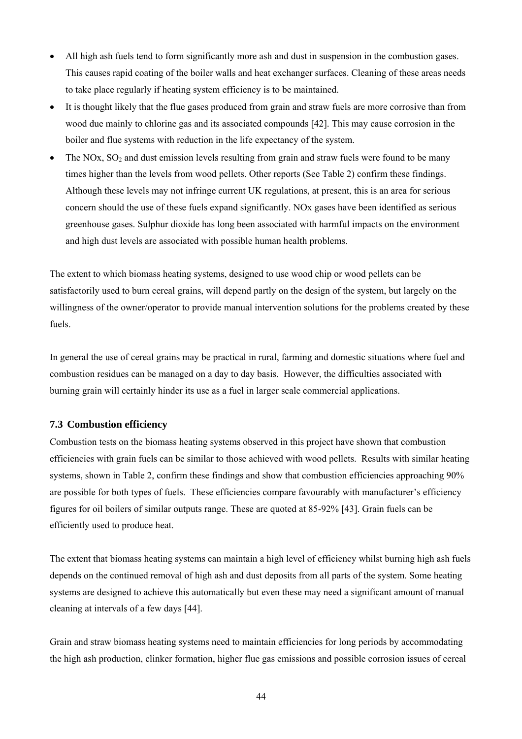- All high ash fuels tend to form significantly more ash and dust in suspension in the combustion gases. This causes rapid coating of the boiler walls and heat exchanger surfaces. Cleaning of these areas needs to take place regularly if heating system efficiency is to be maintained.
- It is thought likely that the flue gases produced from grain and straw fuels are more corrosive than from wood due mainly to chlorine gas and its associated compounds [42]. This may cause corrosion in the boiler and flue systems with reduction in the life expectancy of the system.
- The NOx, $SO_2$ and dust emission levels resulting from grain and straw fuels were found to be many times higher than the levels from wood pellets. Other reports (See Table 2) confirm these findings. Although these levels may not infringe current UK regulations, at present, this is an area for serious concern should the use of these fuels expand significantly. NOx gases have been identified as serious greenhouse gases. Sulphur dioxide has long been associated with harmful impacts on the environment and high dust levels are associated with possible human health problems.

The extent to which biomass heating systems, designed to use wood chip or wood pellets can be satisfactorily used to burn cereal grains, will depend partly on the design of the system, but largely on the willingness of the owner/operator to provide manual intervention solutions for the problems created by these fuels.

In general the use of cereal grains may be practical in rural, farming and domestic situations where fuel and combustion residues can be managed on a day to day basis. However, the difficulties associated with burning grain will certainly hinder its use as a fuel in larger scale commercial applications.

### 7.3 Combustion efficiency

Combustion tests on the biomass heating systems observed in this project have shown that combustion efficiencies with grain fuels can be similar to those achieved with wood pellets. Results with similar heating systems, shown in Table 2, confirm these findings and show that combustion efficiencies approaching 90% are possible for both types of fuels. These efficiencies compare favourably with manufacturer's efficiency figures for oil boilers of similar outputs range. These are quoted at 85-92% [43]. Grain fuels can be efficiently used to produce heat.

The extent that biomass heating systems can maintain a high level of efficiency whilst burning high ash fuels depends on the continued removal of high ash and dust deposits from all parts of the system. Some heating systems are designed to achieve this automatically but even these may need a significant amount of manual cleaning at intervals of a few days [44].

Grain and straw biomass heating systems need to maintain efficiencies for long periods by accommodating the high ash production, clinker formation, higher flue gas emissions and possible corrosion issues of cereal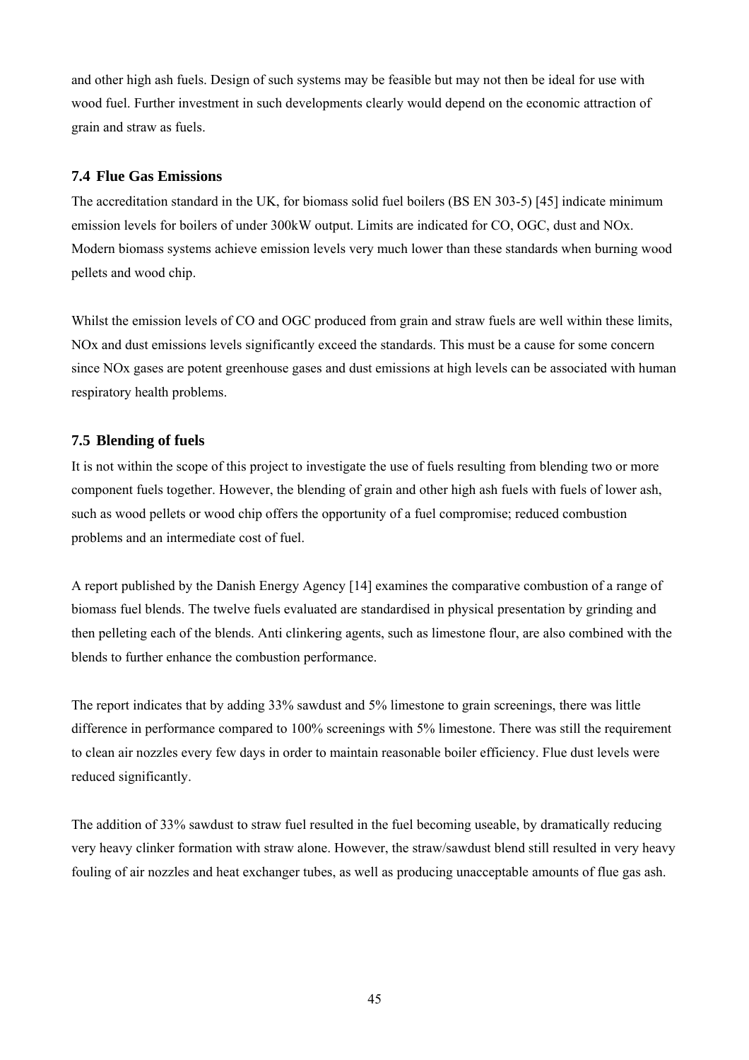and other high ash fuels. Design of such systems may be feasible but may not then be ideal for use with wood fuel. Further investment in such developments clearly would depend on the economic attraction of grain and straw as fuels.

### 7.4 Flue Gas Emissions

The accreditation standard in the UK, for biomass solid fuel boilers (BS EN 303-5) [45] indicate minimum emission levels for boilers of under 300kW output. Limits are indicated for CO, OGC, dust and NOx. Modern biomass systems achieve emission levels very much lower than these standards when burning wood pellets and wood chip.

Whilst the emission levels of CO and OGC produced from grain and straw fuels are well within these limits, NOx and dust emissions levels significantly exceed the standards. This must be a cause for some concern since NOx gases are potent greenhouse gases and dust emissions at high levels can be associated with human respiratory health problems.

### 7.5 Blending of fuels

It is not within the scope of this project to investigate the use of fuels resulting from blending two or more component fuels together. However, the blending of grain and other high ash fuels with fuels of lower ash, such as wood pellets or wood chip offers the opportunity of a fuel compromise; reduced combustion problems and an intermediate cost of fuel.

A report published by the Danish Energy Agency [14] examines the comparative combustion of a range of biomass fuel blends. The twelve fuels evaluated are standardised in physical presentation by grinding and then pelleting each of the blends. Anti clinkering agents, such as limestone flour, are also combined with the blends to further enhance the combustion performance.

The report indicates that by adding 33% sawdust and 5% limestone to grain screenings, there was little difference in performance compared to 100% screenings with 5% limestone. There was still the requirement to clean air nozzles every few days in order to maintain reasonable boiler efficiency. Flue dust levels were reduced significantly.

The addition of 33% sawdust to straw fuel resulted in the fuel becoming useable, by dramatically reducing very heavy clinker formation with straw alone. However, the straw/sawdust blend still resulted in very heavy fouling of air nozzles and heat exchanger tubes, as well as producing unacceptable amounts of flue gas ash.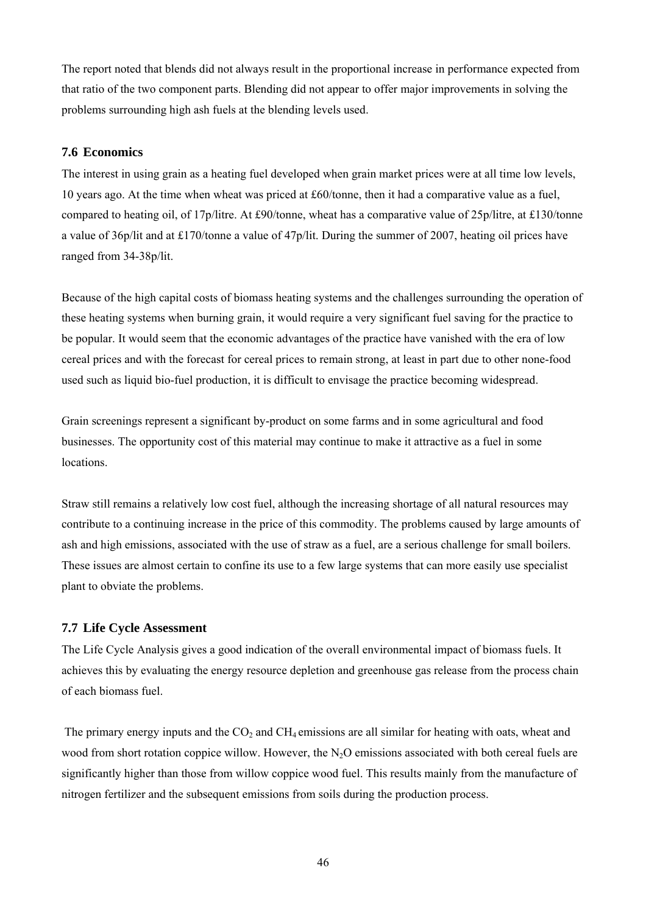The report noted that blends did not always result in the proportional increase in performance expected from that ratio of the two component parts. Blending did not appear to offer major improvements in solving the problems surrounding high ash fuels at the blending levels used.

### 7.6 Economics

The interest in using grain as a heating fuel developed when grain market prices were at all time low levels, 10 years ago. At the time when wheat was priced at £60/tonne, then it had a comparative value as a fuel, compared to heating oil, of 17p/litre. At £90/tonne, wheat has a comparative value of 25p/litre, at £130/tonne a value of 36p/lit and at £170/tonne a value of 47p/lit. During the summer of 2007, heating oil prices have ranged from 34-38p/lit.

Because of the high capital costs of biomass heating systems and the challenges surrounding the operation of these heating systems when burning grain, it would require a very significant fuel saving for the practice to be popular. It would seem that the economic advantages of the practice have vanished with the era of low cereal prices and with the forecast for cereal prices to remain strong, at least in part due to other none-food used such as liquid bio-fuel production, it is difficult to envisage the practice becoming widespread.

Grain screenings represent a significant by-product on some farms and in some agricultural and food businesses. The opportunity cost of this material may continue to make it attractive as a fuel in some locations.

Straw still remains a relatively low cost fuel, although the increasing shortage of all natural resources may contribute to a continuing increase in the price of this commodity. The problems caused by large amounts of ash and high emissions, associated with the use of straw as a fuel, are a serious challenge for small boilers. These issues are almost certain to confine its use to a few large systems that can more easily use specialist plant to obviate the problems.

### 7.7 Life Cycle Assessment

The Life Cycle Analysis gives a good indication of the overall environmental impact of biomass fuels. It achieves this by evaluating the energy resource depletion and greenhouse gas release from the process chain of each biomass fuel.

The primary energy inputs and the $CO_2$ and $CH_4$ emissions are all similar for heating with oats, wheat and wood from short rotation coppice willow. However, the $N_2O$ emissions associated with both cereal fuels are significantly higher than those from willow coppice wood fuel. This results mainly from the manufacture of nitrogen fertilizer and the subsequent emissions from soils during the production process.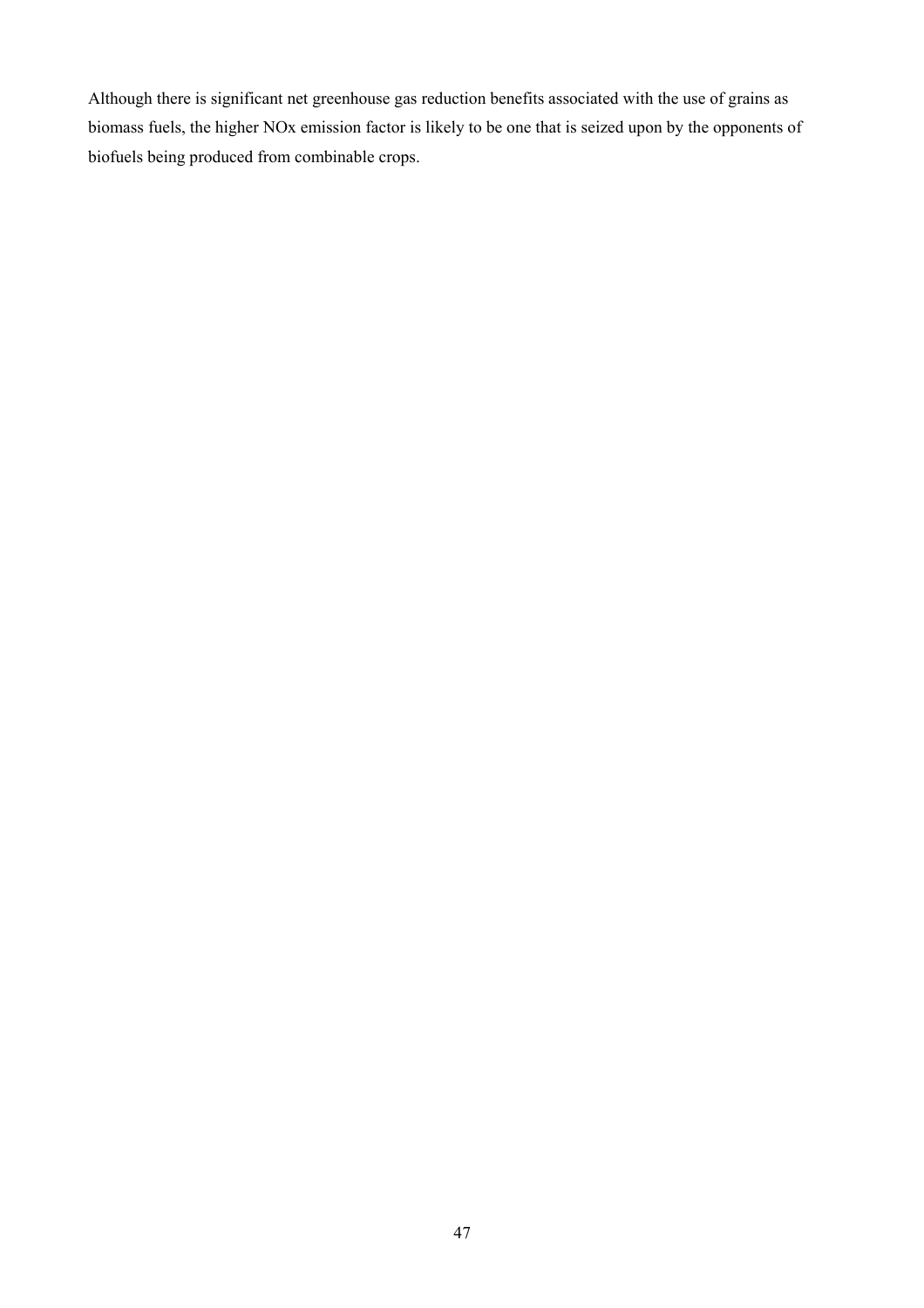Although there is significant net greenhouse gas reduction benefits associated with the use of grains as biomass fuels, the higher NOx emission factor is likely to be one that is seized upon by the opponents of biofuels being produced from combinable crops.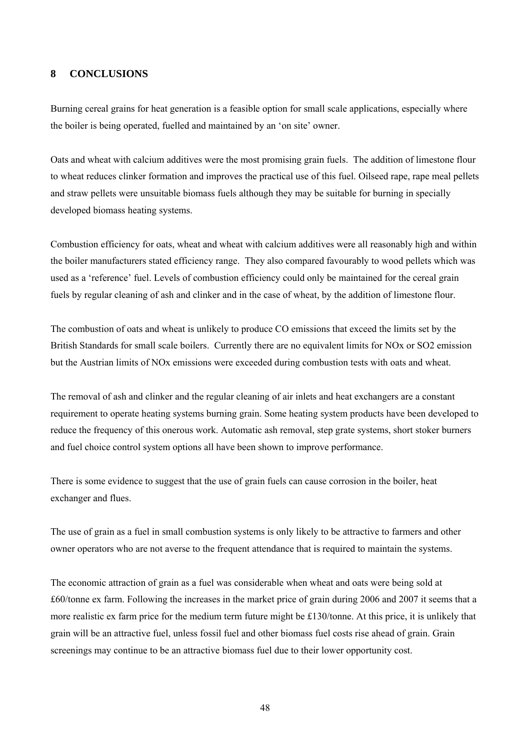## 8 CONCLUSIONS

Burning cereal grains for heat generation is a feasible option for small scale applications, especially where the boiler is being operated, fuelled and maintained by an 'on site' owner.

Oats and wheat with calcium additives were the most promising grain fuels. The addition of limestone flour to wheat reduces clinker formation and improves the practical use of this fuel. Oilseed rape, rape meal pellets and straw pellets were unsuitable biomass fuels although they may be suitable for burning in specially developed biomass heating systems.

Combustion efficiency for oats, wheat and wheat with calcium additives were all reasonably high and within the boiler manufacturers stated efficiency range. They also compared favourably to wood pellets which was used as a 'reference' fuel. Levels of combustion efficiency could only be maintained for the cereal grain fuels by regular cleaning of ash and clinker and in the case of wheat, by the addition of limestone flour.

The combustion of oats and wheat is unlikely to produce CO emissions that exceed the limits set by the British Standards for small scale boilers. Currently there are no equivalent limits for NOx or $SO_2$ emission but the Austrian limits of NOx emissions were exceeded during combustion tests with oats and wheat.

The removal of ash and clinker and the regular cleaning of air inlets and heat exchangers are a constant requirement to operate heating systems burning grain. Some heating system products have been developed to reduce the frequency of this onerous work. Automatic ash removal, step grate systems, short stoker burners and fuel choice control system options all have been shown to improve performance.

There is some evidence to suggest that the use of grain fuels can cause corrosion in the boiler, heat exchanger and flues.

The use of grain as a fuel in small combustion systems is only likely to be attractive to farmers and other owner operators who are not averse to the frequent attendance that is required to maintain the systems.

The economic attraction of grain as a fuel was considerable when wheat and oats were being sold at £60/tonne ex farm. Following the increases in the market price of grain during 2006 and 2007 it seems that a more realistic ex farm price for the medium term future might be £130/tonne. At this price, it is unlikely that grain will be an attractive fuel, unless fossil fuel and other biomass fuel costs rise ahead of grain. Grain screenings may continue to be an attractive biomass fuel due to their lower opportunity cost.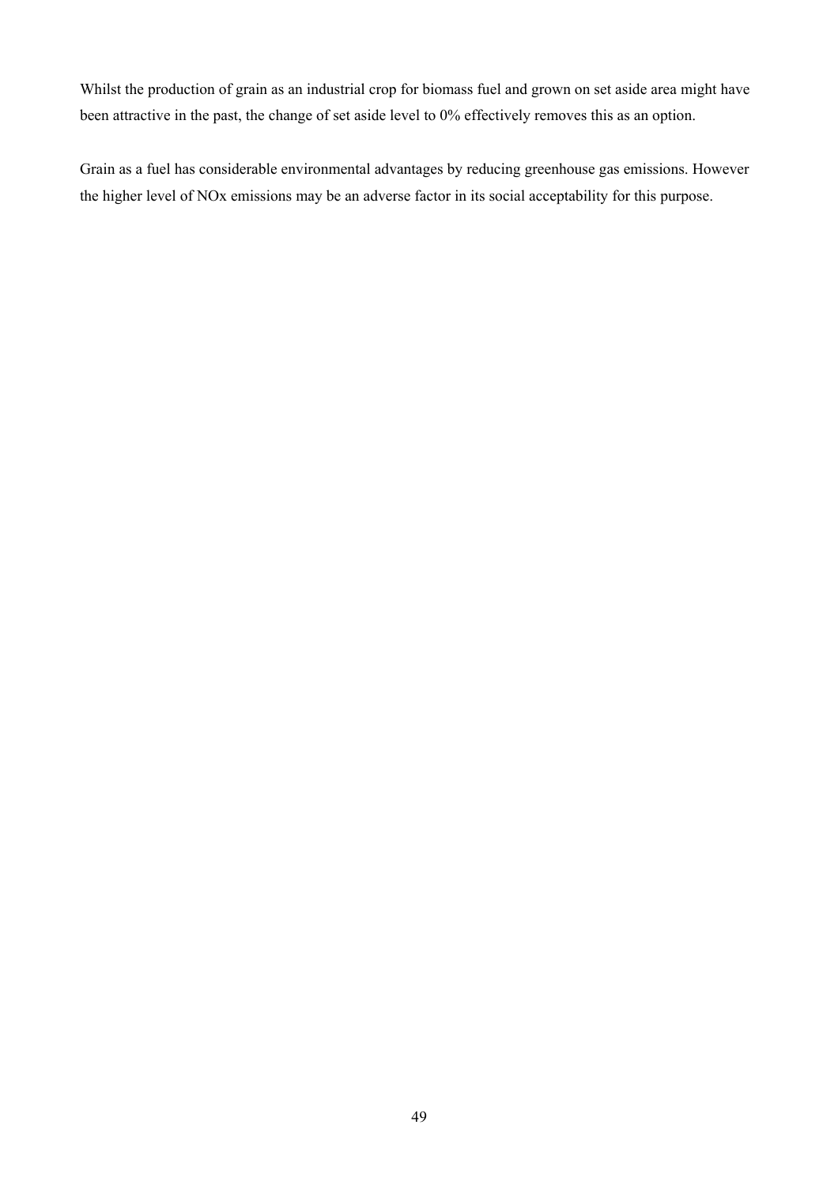Whilst the production of grain as an industrial crop for biomass fuel and grown on set aside area might have been attractive in the past, the change of set aside level to 0% effectively removes this as an option.

Grain as a fuel has considerable environmental advantages by reducing greenhouse gas emissions. However the higher level of NOx emissions may be an adverse factor in its social acceptability for this purpose.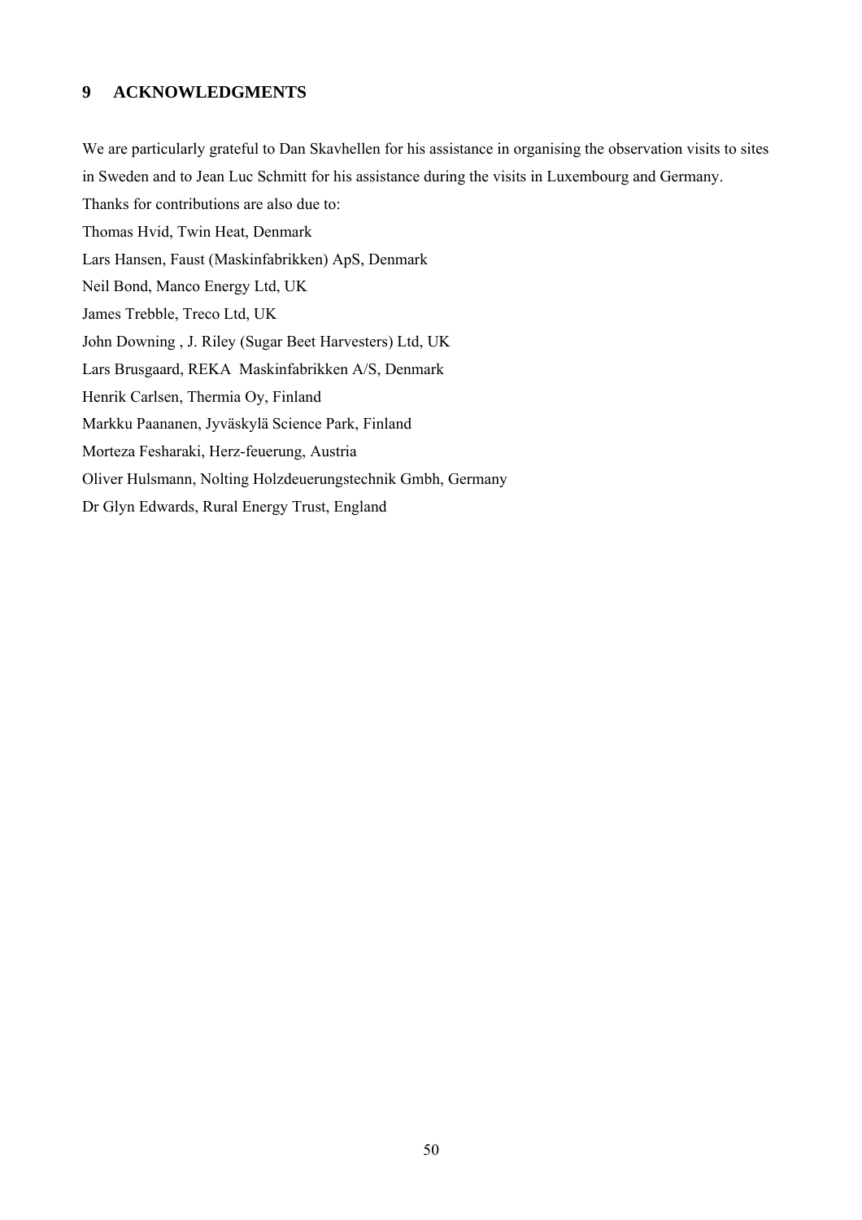# 9 ACKNOWLEDGMENTS

We are particularly grateful to Dan Skavhellen for his assistance in organising the observation visits to sites in Sweden and to Jean Luc Schmitt for his assistance during the visits in Luxembourg and Germany.

Thanks for contributions are also due to:

Thomas Hvid, Twin Heat, Denmark

Lars Hansen, Faust (Maskinfabrikken) ApS, Denmark

Neil Bond, Manco Energy Ltd, UK

James Trebble, Treco Ltd, UK

John Downing , J. Riley (Sugar Beet Harvesters) Ltd, UK

Lars Brusgaard, REKA Maskinfabrikken A/S, Denmark

Henrik Carlsen, Thermia Oy, Finland

Markku Paananen, Jyväskylä Science Park, Finland

Morteza Fesharaki, Herz-feuerung, Austria

Oliver Hulsmann, Nolting Holzdeuerungstechnik Gmbh, Germany

Dr Glyn Edwards, Rural Energy Trust, England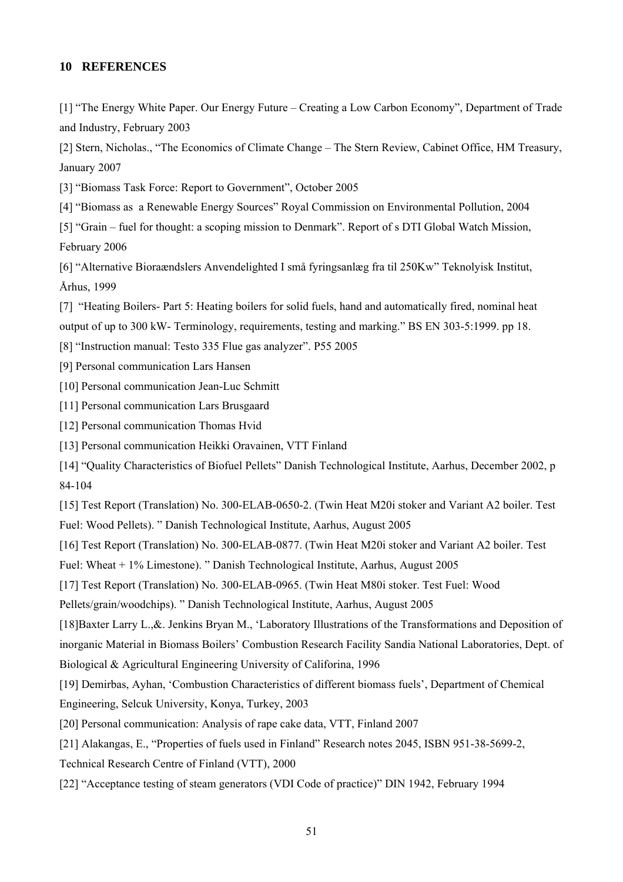## 10 REFERENCES

[1] "The Energy White Paper. Our Energy Future – Creating a Low Carbon Economy", Department of Trade and Industry, February 2003

[2] Stern, Nicholas., "The Economics of Climate Change – The Stern Review, Cabinet Office, HM Treasury, January 2007

[3] "Biomass Task Force: Report to Government", October 2005

[4] "Biomass as a Renewable Energy Sources" Royal Commission on Environmental Pollution, 2004

[5] "Grain – fuel for thought: a scoping mission to Denmark". Report of s DTI Global Watch Mission, February 2006

[6] "Alternative Bioraændslers Anvendelighted I små fyringsanlæg fra til 250Kw" Teknolyisk Institut, Århus, 1999

[7] "Heating Boilers- Part 5: Heating boilers for solid fuels, hand and automatically fired, nominal heat output of up to 300 kW- Terminology, requirements, testing and marking." BS EN 303-5:1999. pp 18.

[8] "Instruction manual: Testo 335 Flue gas analyzer". P55 2005

[9] Personal communication Lars Hansen

[10] Personal communication Jean-Luc Schmitt

[11] Personal communication Lars Brusgaard

[12] Personal communication Thomas Hvid

[13] Personal communication Heikki Oravainen, VTT Finland

[14] "Quality Characteristics of Biofuel Pellets" Danish Technological Institute, Aarhus, December 2002, p 84-104

[15] Test Report (Translation) No. 300-ELAB-0650-2. (Twin Heat M20i stoker and Variant A2 boiler. Test Fuel: Wood Pellets). " Danish Technological Institute, Aarhus, August 2005

[16] Test Report (Translation) No. 300-ELAB-0877. (Twin Heat M20i stoker and Variant A2 boiler. Test Fuel: Wheat + 1% Limestone). " Danish Technological Institute, Aarhus, August 2005

[17] Test Report (Translation) No. 300-ELAB-0965. (Twin Heat M80i stoker. Test Fuel: Wood Pellets/grain/woodchips). " Danish Technological Institute, Aarhus, August 2005

[18]Baxter Larry L.,&. Jenkins Bryan M., 'Laboratory Illustrations of the Transformations and Deposition of inorganic Material in Biomass Boilers' Combustion Research Facility Sandia National Laboratories, Dept. of Biological & Agricultural Engineering University of Califorina, 1996

[19] Demirbas, Ayhan, 'Combustion Characteristics of different biomass fuels', Department of Chemical Engineering, Selcuk University, Konya, Turkey, 2003

[20] Personal communication: Analysis of rape cake data, VTT, Finland 2007

[21] Alakangas, E., "Properties of fuels used in Finland" Research notes 2045, ISBN 951-38-5699-2, Technical Research Centre of Finland (VTT), 2000

[22] "Acceptance testing of steam generators (VDI Code of practice)" DIN 1942, February 1994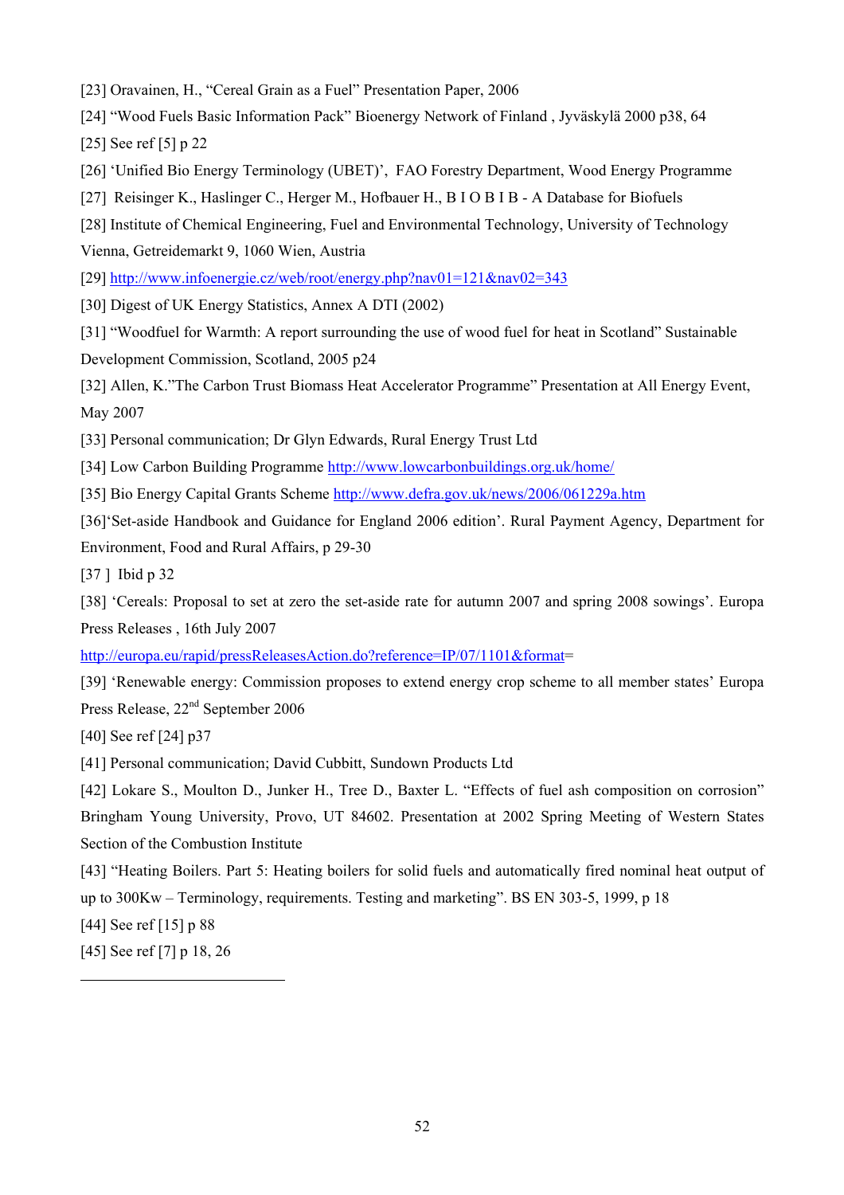[23] Oravainen, H., "Cereal Grain as a Fuel" Presentation Paper, 2006

[24] "Wood Fuels Basic Information Pack" Bioenergy Network of Finland , Jyväskylä 2000 p38, 64

[25] See ref [5] p 22

[26] 'Unified Bio Energy Terminology (UBET)', FAO Forestry Department, Wood Energy Programme

[27] Reisinger K., Haslinger C., Herger M., Hofbauer H., B I O B I B - A Database for Biofuels

[28] Institute of Chemical Engineering, Fuel and Environmental Technology, University of Technology Vienna, Getreidemarkt 9, 1060 Wien, Austria

[29] http://www.infoenergie.cz/web/root/energy.php?nav01=121&nav02=343

[30] Digest of UK Energy Statistics, Annex A DTI (2002)

[31] "Woodfuel for Warmth: A report surrounding the use of wood fuel for heat in Scotland" Sustainable Development Commission, Scotland, 2005 p24

[32] Allen, K."The Carbon Trust Biomass Heat Accelerator Programme" Presentation at All Energy Event, May 2007

[33] Personal communication; Dr Glyn Edwards, Rural Energy Trust Ltd

[34] Low Carbon Building Programme http://www.lowcarbonbuildings.org.uk/home/

[35] Bio Energy Capital Grants Scheme http://www.defra.gov.uk/news/2006/061229a.htm

[36]'Set-aside Handbook and Guidance for England 2006 edition'. Rural Payment Agency, Department for Environment, Food and Rural Affairs, p 29-30

[37 ] Ibid p 32

[38] 'Cereals: Proposal to set at zero the set-aside rate for autumn 2007 and spring 2008 sowings'. Europa Press Releases , 16th July 2007 http://europa.eu/rapid/pressReleasesAction.do?reference=IP/07/1101&format=

[39] 'Renewable energy: Commission proposes to extend energy crop scheme to all member states' Europa Press Release, 22nd September 2006

[40] See ref [24] p37

[41] Personal communication; David Cubbitt, Sundown Products Ltd

[42] Lokare S., Moulton D., Junker H., Tree D., Baxter L. "Effects of fuel ash composition on corrosion" Bringham Young University, Provo, UT 84602. Presentation at 2002 Spring Meeting of Western States Section of the Combustion Institute

[43] "Heating Boilers. Part 5: Heating boilers for solid fuels and automatically fired nominal heat output of up to 300Kw – Terminology, requirements. Testing and marketing". BS EN 303-5, 1999, p 18

[44] See ref [15] p 88

[45] See ref [7] p 18, 26